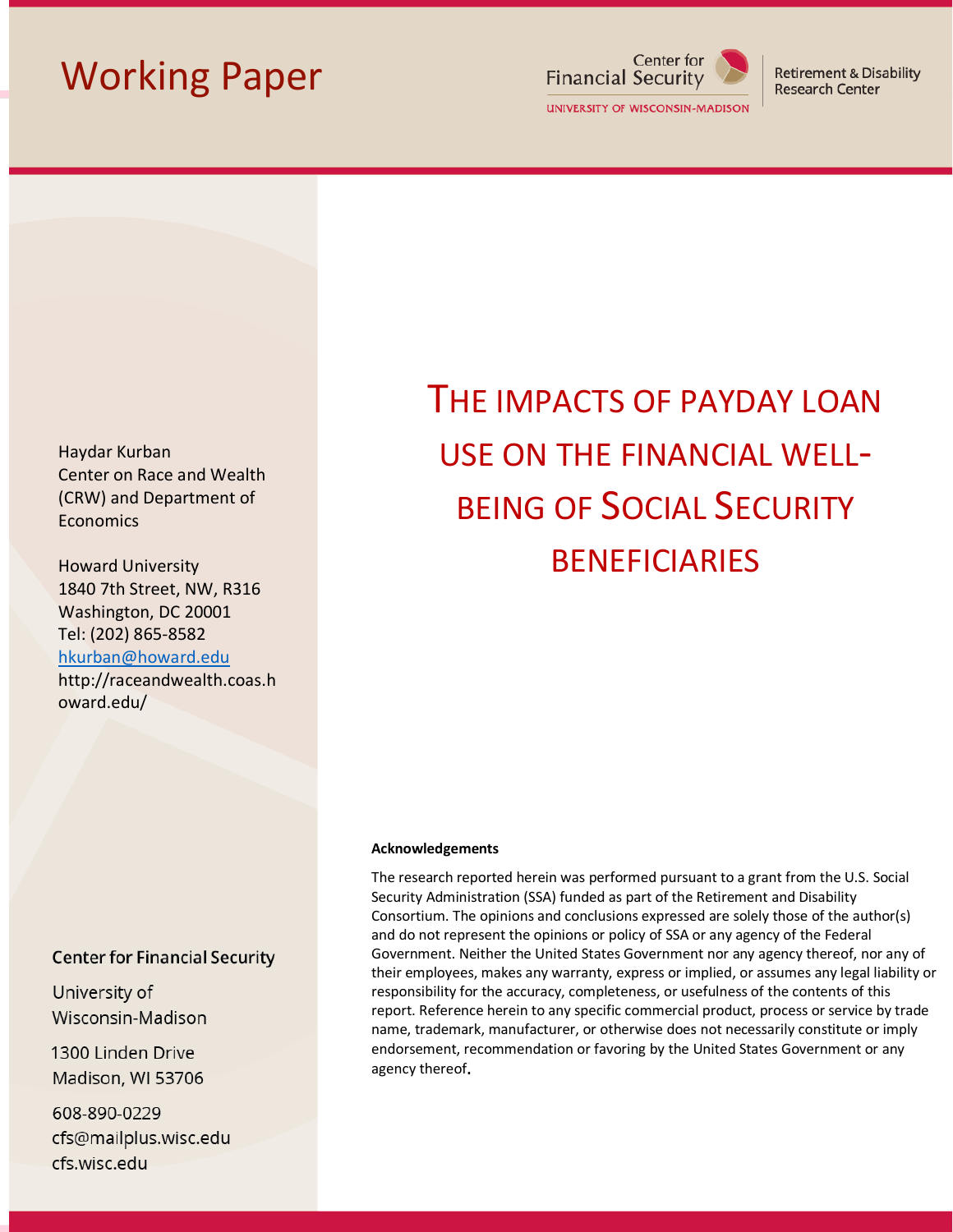# Working Paper

Center for Financial Security
UNIVERSITY OF WISCONSIN-MADISON

Retirement & Disability Research Center

# THE IMPACTS OF PAYDAY LOAN USE ON THE FINANCIAL WELL-BEING OF SOCIAL SECURITY BENEFICIARIES

Haydar Kurban
Center on Race and Wealth (CRW) and Department of Economics

Howard University
1840 7th Street, NW, R316
Washington, DC 20001
Tel: (202) 865-8582
hkurban@howard.edu
http://raceandwealth.coas.howard.edu/

**Acknowledgements**

The research reported herein was performed pursuant to a grant from the U.S. Social Security Administration (SSA) funded as part of the Retirement and Disability Consortium. The opinions and conclusions expressed are solely those of the author(s) and do not represent the opinions or policy of SSA or any agency of the Federal Government. Neither the United States Government nor any agency thereof, nor any of their employees, makes any warranty, express or implied, or assumes any legal liability or responsibility for the accuracy, completeness, or usefulness of the contents of this report. Reference herein to any specific commercial product, process or service by trade name, trademark, manufacturer, or otherwise does not necessarily constitute or imply endorsement, recommendation or favoring by the United States Government or any agency thereof.

Center for Financial Security

University of Wisconsin-Madison

1300 Linden Drive
Madison, WI 53706

608-890-0229
cfs@mailplus.wisc.edu
cfs.wisc.edu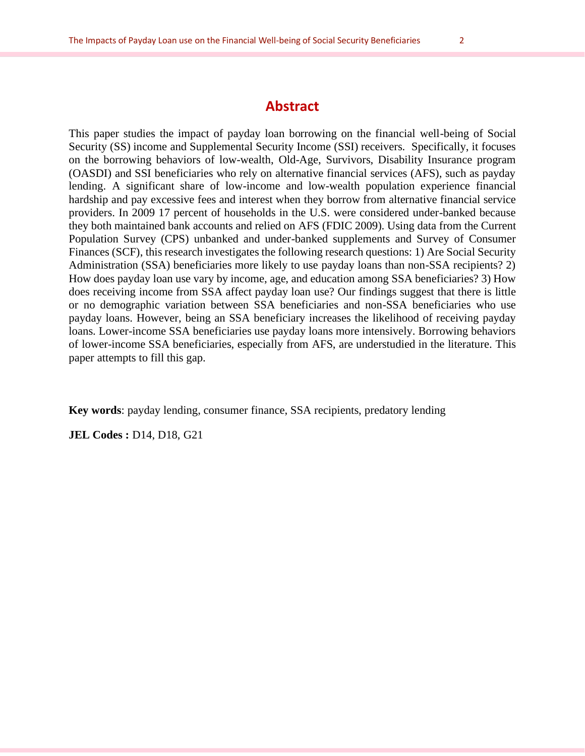## Abstract

This paper studies the impact of payday loan borrowing on the financial well-being of Social Security (SS) income and Supplemental Security Income (SSI) receivers. Specifically, it focuses on the borrowing behaviors of low-wealth, Old-Age, Survivors, Disability Insurance program (OASDI) and SSI beneficiaries who rely on alternative financial services (AFS), such as payday lending. A significant share of low-income and low-wealth population experience financial hardship and pay excessive fees and interest when they borrow from alternative financial service providers. In 2009 17 percent of households in the U.S. were considered under-banked because they both maintained bank accounts and relied on AFS (FDIC 2009). Using data from the Current Population Survey (CPS) unbanked and under-banked supplements and Survey of Consumer Finances (SCF), this research investigates the following research questions: 1) Are Social Security Administration (SSA) beneficiaries more likely to use payday loans than non-SSA recipients? 2) How does payday loan use vary by income, age, and education among SSA beneficiaries? 3) How does receiving income from SSA affect payday loan use? Our findings suggest that there is little or no demographic variation between SSA beneficiaries and non-SSA beneficiaries who use payday loans. However, being an SSA beneficiary increases the likelihood of receiving payday loans. Lower-income SSA beneficiaries use payday loans more intensively. Borrowing behaviors of lower-income SSA beneficiaries, especially from AFS, are understudied in the literature. This paper attempts to fill this gap.

**Key words**: payday lending, consumer finance, SSA recipients, predatory lending

**JEL Codes :** D14, D18, G21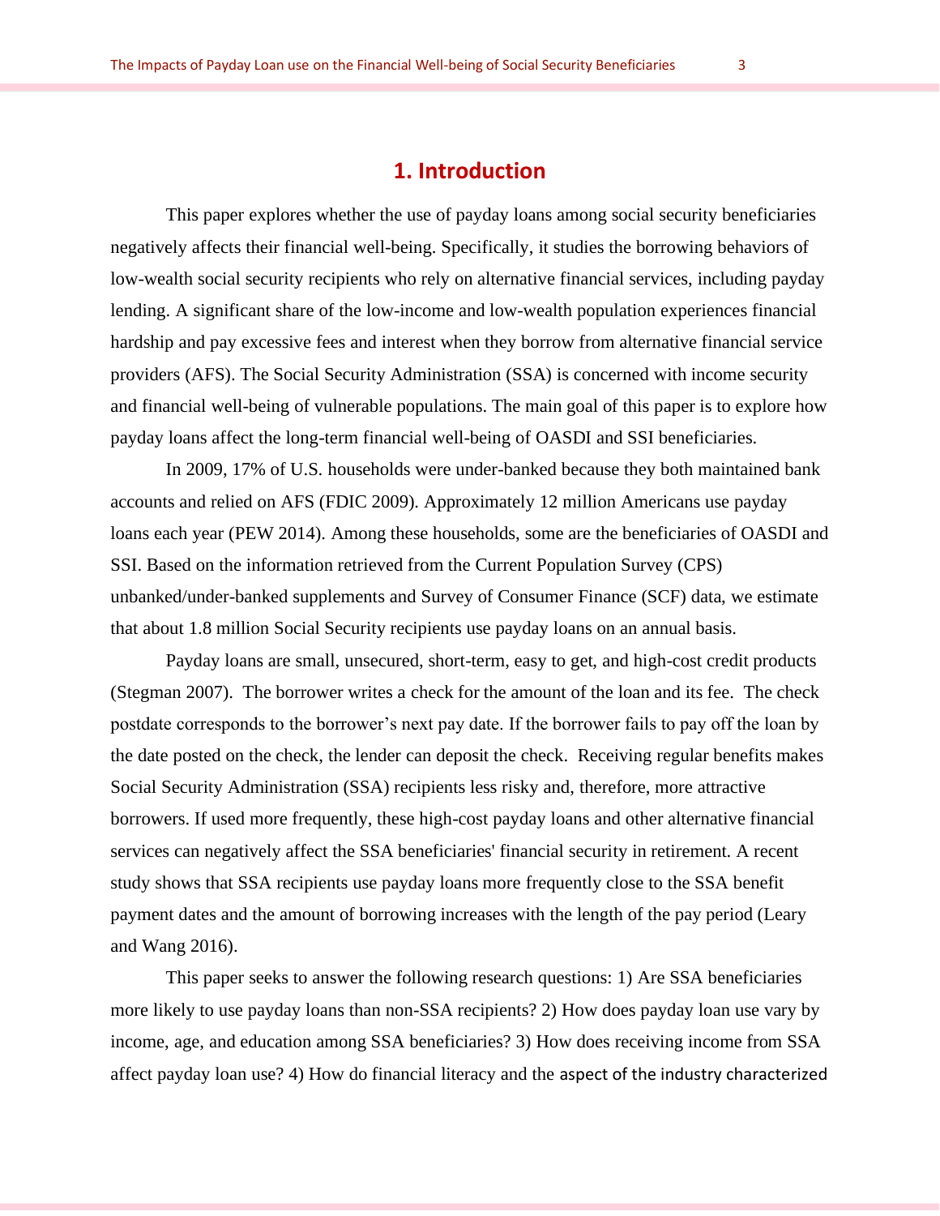# 1. Introduction

This paper explores whether the use of payday loans among social security beneficiaries negatively affects their financial well-being. Specifically, it studies the borrowing behaviors of low-wealth social security recipients who rely on alternative financial services, including payday lending. A significant share of the low-income and low-wealth population experiences financial hardship and pay excessive fees and interest when they borrow from alternative financial service providers (AFS). The Social Security Administration (SSA) is concerned with income security and financial well-being of vulnerable populations. The main goal of this paper is to explore how payday loans affect the long-term financial well-being of OASDI and SSI beneficiaries.

In 2009, 17% of U.S. households were under-banked because they both maintained bank accounts and relied on AFS (FDIC 2009). Approximately 12 million Americans use payday loans each year (PEW 2014). Among these households, some are the beneficiaries of OASDI and SSI. Based on the information retrieved from the Current Population Survey (CPS) unbanked/under-banked supplements and Survey of Consumer Finance (SCF) data, we estimate that about 1.8 million Social Security recipients use payday loans on an annual basis.

Payday loans are small, unsecured, short-term, easy to get, and high-cost credit products (Stegman 2007). The borrower writes a check for the amount of the loan and its fee. The check postdate corresponds to the borrower's next pay date. If the borrower fails to pay off the loan by the date posted on the check, the lender can deposit the check. Receiving regular benefits makes Social Security Administration (SSA) recipients less risky and, therefore, more attractive borrowers. If used more frequently, these high-cost payday loans and other alternative financial services can negatively affect the SSA beneficiaries' financial security in retirement. A recent study shows that SSA recipients use payday loans more frequently close to the SSA benefit payment dates and the amount of borrowing increases with the length of the pay period (Leary and Wang 2016).

This paper seeks to answer the following research questions: 1) Are SSA beneficiaries more likely to use payday loans than non-SSA recipients? 2) How does payday loan use vary by income, age, and education among SSA beneficiaries? 3) How does receiving income from SSA affect payday loan use? 4) How do financial literacy and the aspect of the industry characterized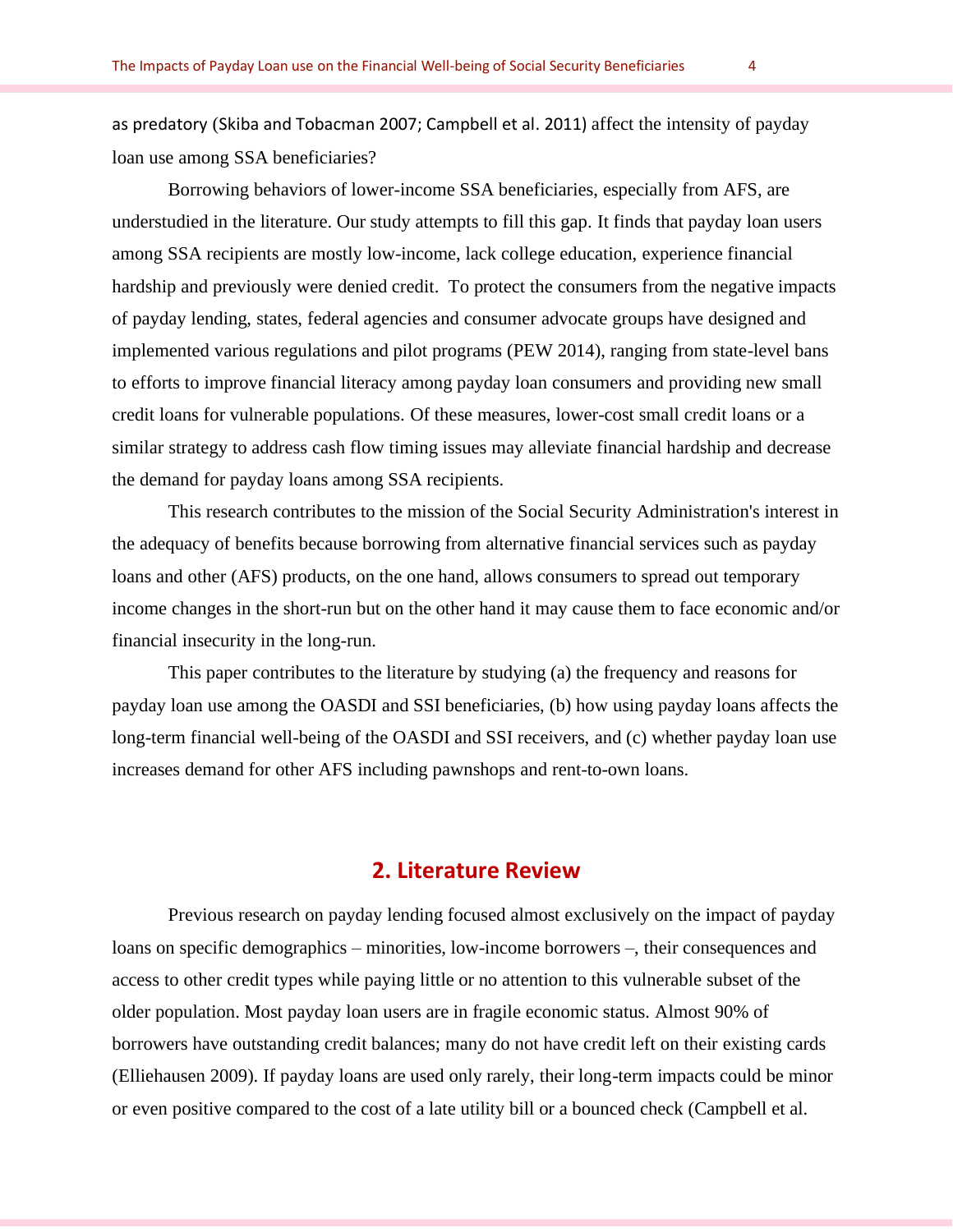as predatory (Skiba and Tobacman 2007; Campbell et al. 2011) affect the intensity of payday loan use among SSA beneficiaries?

Borrowing behaviors of lower-income SSA beneficiaries, especially from AFS, are understudied in the literature. Our study attempts to fill this gap. It finds that payday loan users among SSA recipients are mostly low-income, lack college education, experience financial hardship and previously were denied credit. To protect the consumers from the negative impacts of payday lending, states, federal agencies and consumer advocate groups have designed and implemented various regulations and pilot programs (PEW 2014), ranging from state-level bans to efforts to improve financial literacy among payday loan consumers and providing new small credit loans for vulnerable populations. Of these measures, lower-cost small credit loans or a similar strategy to address cash flow timing issues may alleviate financial hardship and decrease the demand for payday loans among SSA recipients.

This research contributes to the mission of the Social Security Administration's interest in the adequacy of benefits because borrowing from alternative financial services such as payday loans and other (AFS) products, on the one hand, allows consumers to spread out temporary income changes in the short-run but on the other hand it may cause them to face economic and/or financial insecurity in the long-run.

This paper contributes to the literature by studying (a) the frequency and reasons for payday loan use among the OASDI and SSI beneficiaries, (b) how using payday loans affects the long-term financial well-being of the OASDI and SSI receivers, and (c) whether payday loan use increases demand for other AFS including pawnshops and rent-to-own loans.

## 2. Literature Review

Previous research on payday lending focused almost exclusively on the impact of payday loans on specific demographics – minorities, low-income borrowers –, their consequences and access to other credit types while paying little or no attention to this vulnerable subset of the older population. Most payday loan users are in fragile economic status. Almost 90% of borrowers have outstanding credit balances; many do not have credit left on their existing cards (Elliehausen 2009). If payday loans are used only rarely, their long-term impacts could be minor or even positive compared to the cost of a late utility bill or a bounced check (Campbell et al.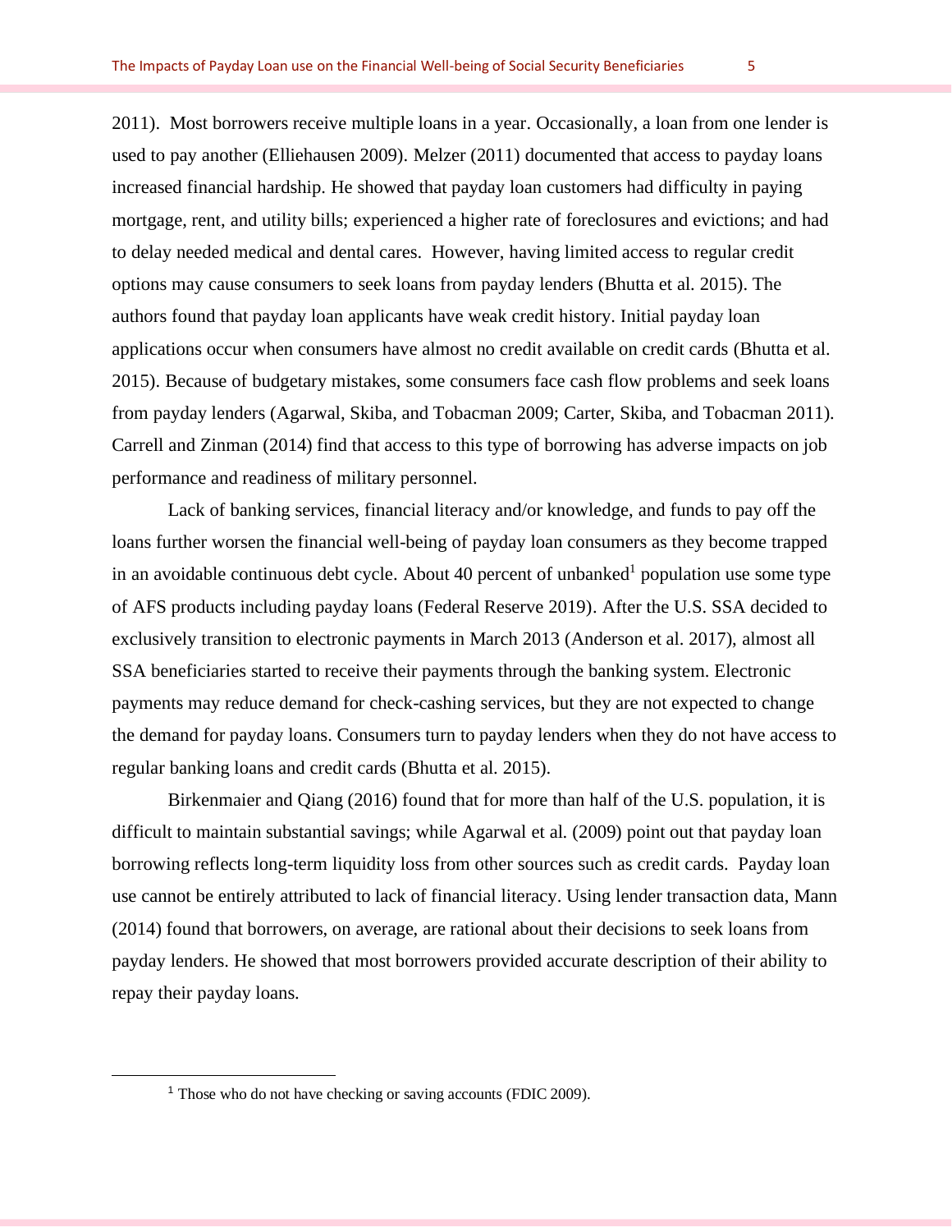2011). Most borrowers receive multiple loans in a year. Occasionally, a loan from one lender is used to pay another (Elliehausen 2009). Melzer (2011) documented that access to payday loans increased financial hardship. He showed that payday loan customers had difficulty in paying mortgage, rent, and utility bills; experienced a higher rate of foreclosures and evictions; and had to delay needed medical and dental cares. However, having limited access to regular credit options may cause consumers to seek loans from payday lenders (Bhutta et al. 2015). The authors found that payday loan applicants have weak credit history. Initial payday loan applications occur when consumers have almost no credit available on credit cards (Bhutta et al. 2015). Because of budgetary mistakes, some consumers face cash flow problems and seek loans from payday lenders (Agarwal, Skiba, and Tobacman 2009; Carter, Skiba, and Tobacman 2011). Carrell and Zinman (2014) find that access to this type of borrowing has adverse impacts on job performance and readiness of military personnel.

Lack of banking services, financial literacy and/or knowledge, and funds to pay off the loans further worsen the financial well-being of payday loan consumers as they become trapped in an avoidable continuous debt cycle. About 40 percent of unbanked[1] population use some type of AFS products including payday loans (Federal Reserve 2019). After the U.S. SSA decided to exclusively transition to electronic payments in March 2013 (Anderson et al. 2017), almost all SSA beneficiaries started to receive their payments through the banking system. Electronic payments may reduce demand for check-cashing services, but they are not expected to change the demand for payday loans. Consumers turn to payday lenders when they do not have access to regular banking loans and credit cards (Bhutta et al. 2015).

Birkenmaier and Qiang (2016) found that for more than half of the U.S. population, it is difficult to maintain substantial savings; while Agarwal et al. (2009) point out that payday loan borrowing reflects long-term liquidity loss from other sources such as credit cards. Payday loan use cannot be entirely attributed to lack of financial literacy. Using lender transaction data, Mann (2014) found that borrowers, on average, are rational about their decisions to seek loans from payday lenders. He showed that most borrowers provided accurate description of their ability to repay their payday loans.

[1] Those who do not have checking or saving accounts (FDIC 2009).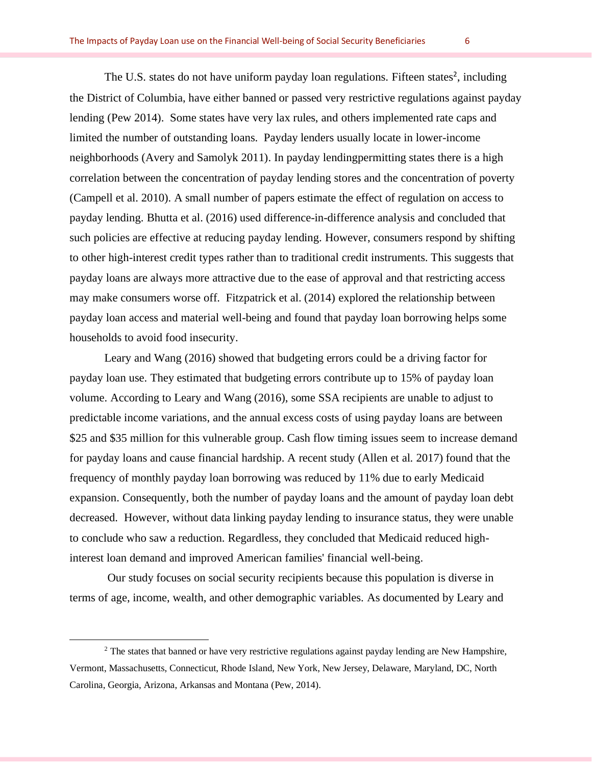The U.S. states do not have uniform payday loan regulations. Fifteen states[2], including the District of Columbia, have either banned or passed very restrictive regulations against payday lending (Pew 2014). Some states have very lax rules, and others implemented rate caps and limited the number of outstanding loans. Payday lenders usually locate in lower-income neighborhoods (Avery and Samolyk 2011). In payday lendingpermitting states there is a high correlation between the concentration of payday lending stores and the concentration of poverty (Campell et al. 2010). A small number of papers estimate the effect of regulation on access to payday lending. Bhutta et al. (2016) used difference-in-difference analysis and concluded that such policies are effective at reducing payday lending. However, consumers respond by shifting to other high-interest credit types rather than to traditional credit instruments. This suggests that payday loans are always more attractive due to the ease of approval and that restricting access may make consumers worse off. Fitzpatrick et al. (2014) explored the relationship between payday loan access and material well-being and found that payday loan borrowing helps some households to avoid food insecurity.

Leary and Wang (2016) showed that budgeting errors could be a driving factor for payday loan use. They estimated that budgeting errors contribute up to 15% of payday loan volume. According to Leary and Wang (2016), some SSA recipients are unable to adjust to predictable income variations, and the annual excess costs of using payday loans are between $25 and $35 million for this vulnerable group. Cash flow timing issues seem to increase demand for payday loans and cause financial hardship. A recent study (Allen et al. 2017) found that the frequency of monthly payday loan borrowing was reduced by 11% due to early Medicaid expansion. Consequently, both the number of payday loans and the amount of payday loan debt decreased. However, without data linking payday lending to insurance status, they were unable to conclude who saw a reduction. Regardless, they concluded that Medicaid reduced high-interest loan demand and improved American families' financial well-being.

Our study focuses on social security recipients because this population is diverse in terms of age, income, wealth, and other demographic variables. As documented by Leary and

---

[2] The states that banned or have very restrictive regulations against payday lending are New Hampshire, Vermont, Massachusetts, Connecticut, Rhode Island, New York, New Jersey, Delaware, Maryland, DC, North Carolina, Georgia, Arizona, Arkansas and Montana (Pew, 2014).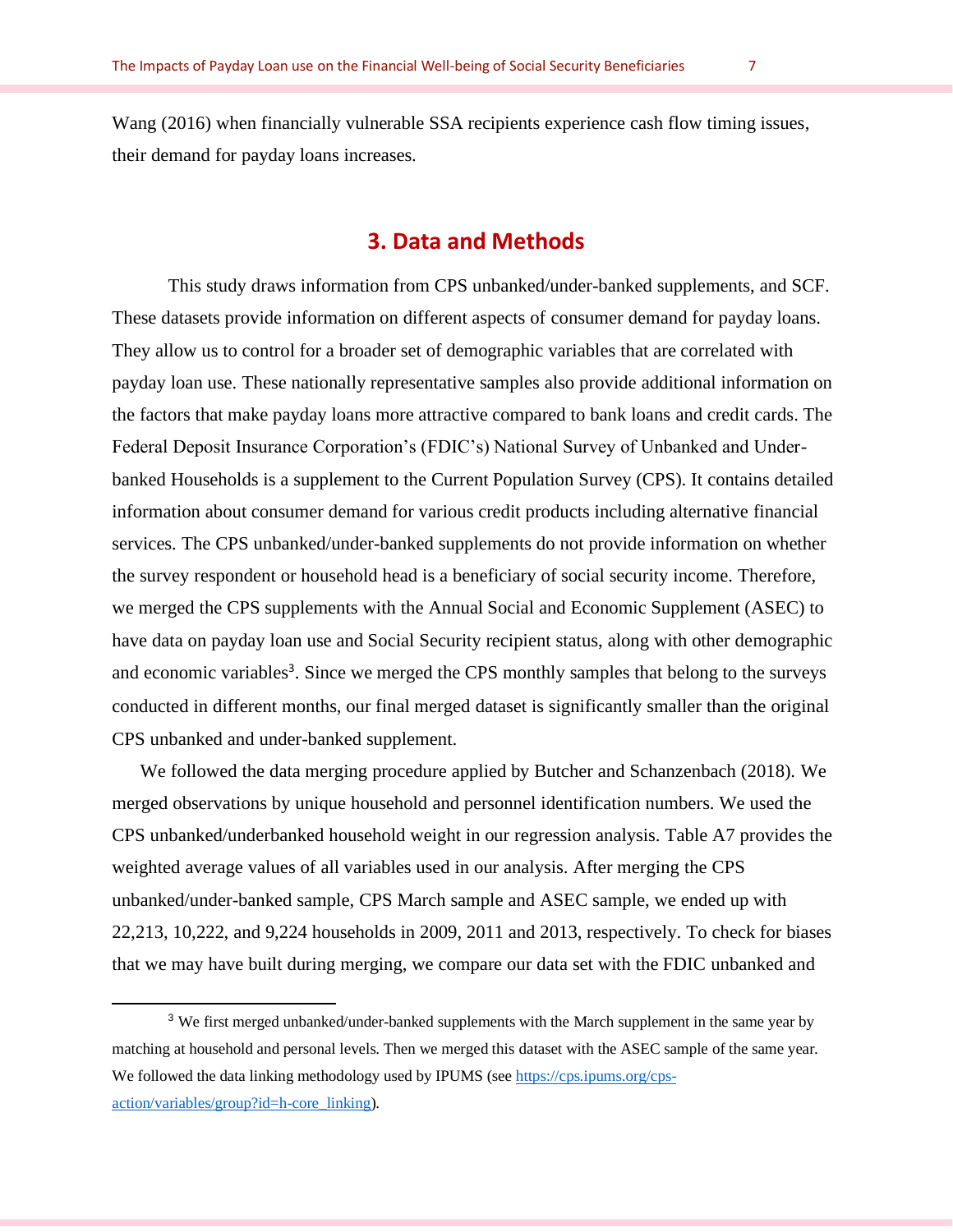Wang (2016) when financially vulnerable SSA recipients experience cash flow timing issues, their demand for payday loans increases.

## 3. Data and Methods

This study draws information from CPS unbanked/under-banked supplements, and SCF. These datasets provide information on different aspects of consumer demand for payday loans. They allow us to control for a broader set of demographic variables that are correlated with payday loan use. These nationally representative samples also provide additional information on the factors that make payday loans more attractive compared to bank loans and credit cards. The Federal Deposit Insurance Corporation's (FDIC's) National Survey of Unbanked and Under-banked Households is a supplement to the Current Population Survey (CPS). It contains detailed information about consumer demand for various credit products including alternative financial services. The CPS unbanked/under-banked supplements do not provide information on whether the survey respondent or household head is a beneficiary of social security income. Therefore, we merged the CPS supplements with the Annual Social and Economic Supplement (ASEC) to have data on payday loan use and Social Security recipient status, along with other demographic and economic variables[3]. Since we merged the CPS monthly samples that belong to the surveys conducted in different months, our final merged dataset is significantly smaller than the original CPS unbanked and under-banked supplement.

We followed the data merging procedure applied by Butcher and Schanzenbach (2018). We merged observations by unique household and personnel identification numbers. We used the CPS unbanked/underbanked household weight in our regression analysis. Table A7 provides the weighted average values of all variables used in our analysis. After merging the CPS unbanked/under-banked sample, CPS March sample and ASEC sample, we ended up with 22,213, 10,222, and 9,224 households in 2009, 2011 and 2013, respectively. To check for biases that we may have built during merging, we compare our data set with the FDIC unbanked and

[3] We first merged unbanked/under-banked supplements with the March supplement in the same year by matching at household and personal levels. Then we merged this dataset with the ASEC sample of the same year. We followed the data linking methodology used by IPUMS (see https://cps.ipums.org/cps-action/variables/group?id=h-core_linking).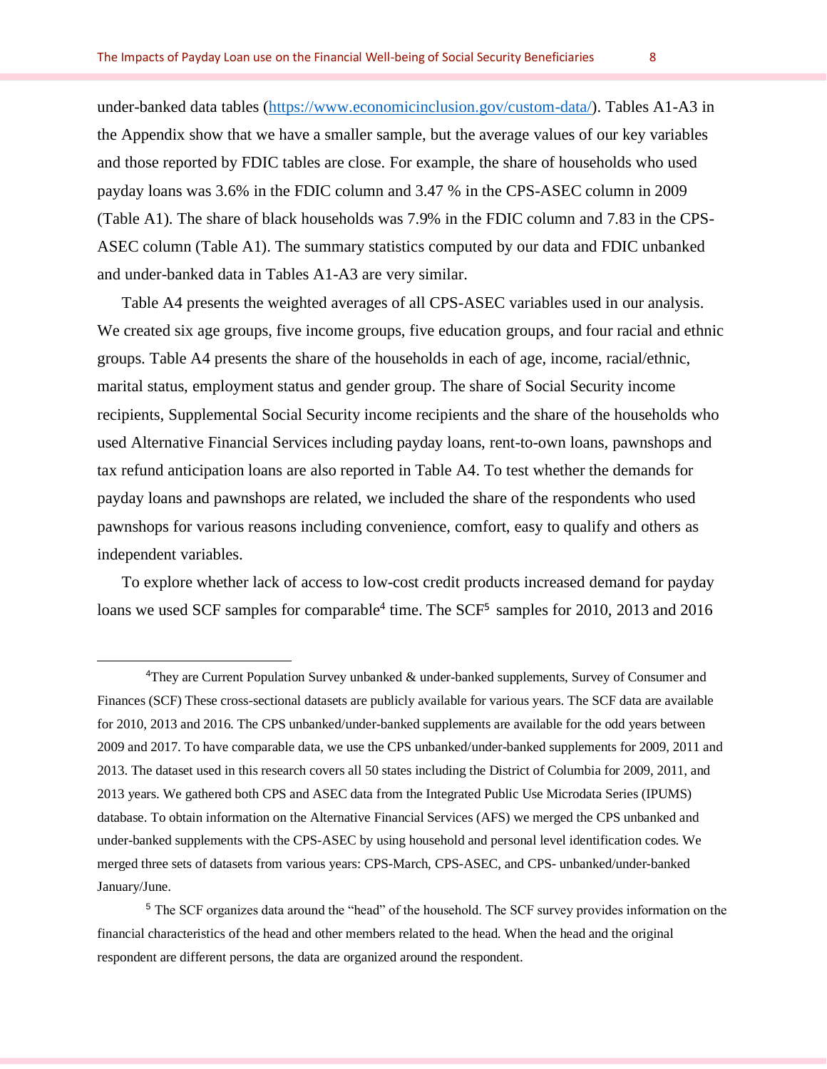under-banked data tables (https://www.economicinclusion.gov/custom-data/). Tables A1-A3 in the Appendix show that we have a smaller sample, but the average values of our key variables and those reported by FDIC tables are close. For example, the share of households who used payday loans was 3.6% in the FDIC column and 3.47 % in the CPS-ASEC column in 2009 (Table A1). The share of black households was 7.9% in the FDIC column and 7.83 in the CPS-ASEC column (Table A1). The summary statistics computed by our data and FDIC unbanked and under-banked data in Tables A1-A3 are very similar.

Table A4 presents the weighted averages of all CPS-ASEC variables used in our analysis. We created six age groups, five income groups, five education groups, and four racial and ethnic groups. Table A4 presents the share of the households in each of age, income, racial/ethnic, marital status, employment status and gender group. The share of Social Security income recipients, Supplemental Social Security income recipients and the share of the households who used Alternative Financial Services including payday loans, rent-to-own loans, pawnshops and tax refund anticipation loans are also reported in Table A4. To test whether the demands for payday loans and pawnshops are related, we included the share of the respondents who used pawnshops for various reasons including convenience, comfort, easy to qualify and others as independent variables.

To explore whether lack of access to low-cost credit products increased demand for payday loans we used SCF samples for comparable[4] time. The SCF[5] samples for 2010, 2013 and 2016

---

[4] They are Current Population Survey unbanked & under-banked supplements, Survey of Consumer and Finances (SCF) These cross-sectional datasets are publicly available for various years. The SCF data are available for 2010, 2013 and 2016. The CPS unbanked/under-banked supplements are available for the odd years between 2009 and 2017. To have comparable data, we use the CPS unbanked/under-banked supplements for 2009, 2011 and 2013. The dataset used in this research covers all 50 states including the District of Columbia for 2009, 2011, and 2013 years. We gathered both CPS and ASEC data from the Integrated Public Use Microdata Series (IPUMS) database. To obtain information on the Alternative Financial Services (AFS) we merged the CPS unbanked and under-banked supplements with the CPS-ASEC by using household and personal level identification codes. We merged three sets of datasets from various years: CPS-March, CPS-ASEC, and CPS- unbanked/under-banked January/June.

[5] The SCF organizes data around the "head" of the household. The SCF survey provides information on the financial characteristics of the head and other members related to the head. When the head and the original respondent are different persons, the data are organized around the respondent.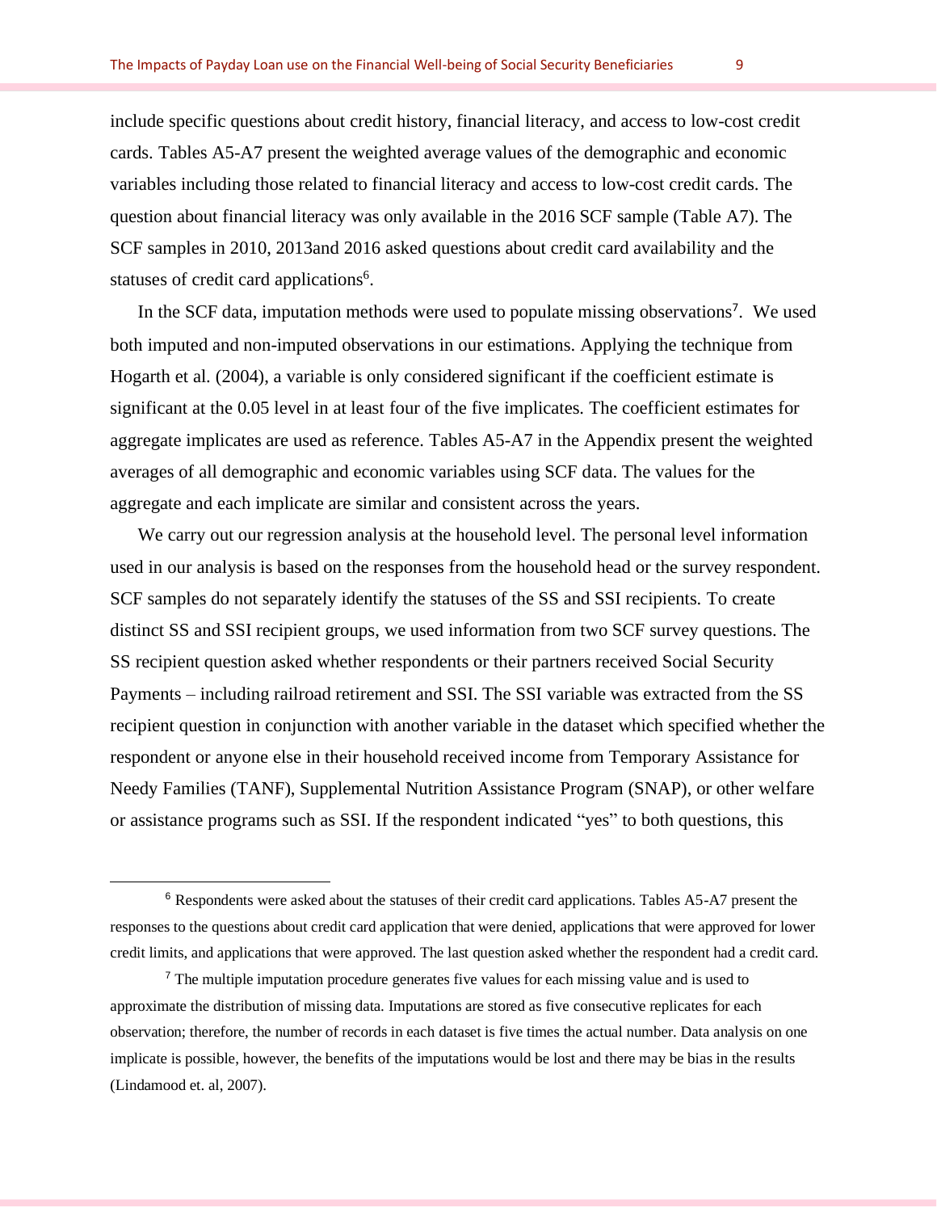include specific questions about credit history, financial literacy, and access to low-cost credit cards. Tables A5-A7 present the weighted average values of the demographic and economic variables including those related to financial literacy and access to low-cost credit cards. The question about financial literacy was only available in the 2016 SCF sample (Table A7). The SCF samples in 2010, 2013and 2016 asked questions about credit card availability and the statuses of credit card applications[6].

In the SCF data, imputation methods were used to populate missing observations[7]. We used both imputed and non-imputed observations in our estimations. Applying the technique from Hogarth et al. (2004), a variable is only considered significant if the coefficient estimate is significant at the 0.05 level in at least four of the five implicates. The coefficient estimates for aggregate implicates are used as reference. Tables A5-A7 in the Appendix present the weighted averages of all demographic and economic variables using SCF data. The values for the aggregate and each implicate are similar and consistent across the years.

We carry out our regression analysis at the household level. The personal level information used in our analysis is based on the responses from the household head or the survey respondent. SCF samples do not separately identify the statuses of the SS and SSI recipients. To create distinct SS and SSI recipient groups, we used information from two SCF survey questions. The SS recipient question asked whether respondents or their partners received Social Security Payments – including railroad retirement and SSI. The SSI variable was extracted from the SS recipient question in conjunction with another variable in the dataset which specified whether the respondent or anyone else in their household received income from Temporary Assistance for Needy Families (TANF), Supplemental Nutrition Assistance Program (SNAP), or other welfare or assistance programs such as SSI. If the respondent indicated "yes" to both questions, this

---

[6] Respondents were asked about the statuses of their credit card applications. Tables A5-A7 present the responses to the questions about credit card application that were denied, applications that were approved for lower credit limits, and applications that were approved. The last question asked whether the respondent had a credit card.

[7] The multiple imputation procedure generates five values for each missing value and is used to approximate the distribution of missing data. Imputations are stored as five consecutive replicates for each observation; therefore, the number of records in each dataset is five times the actual number. Data analysis on one implicate is possible, however, the benefits of the imputations would be lost and there may be bias in the results (Lindamood et. al, 2007).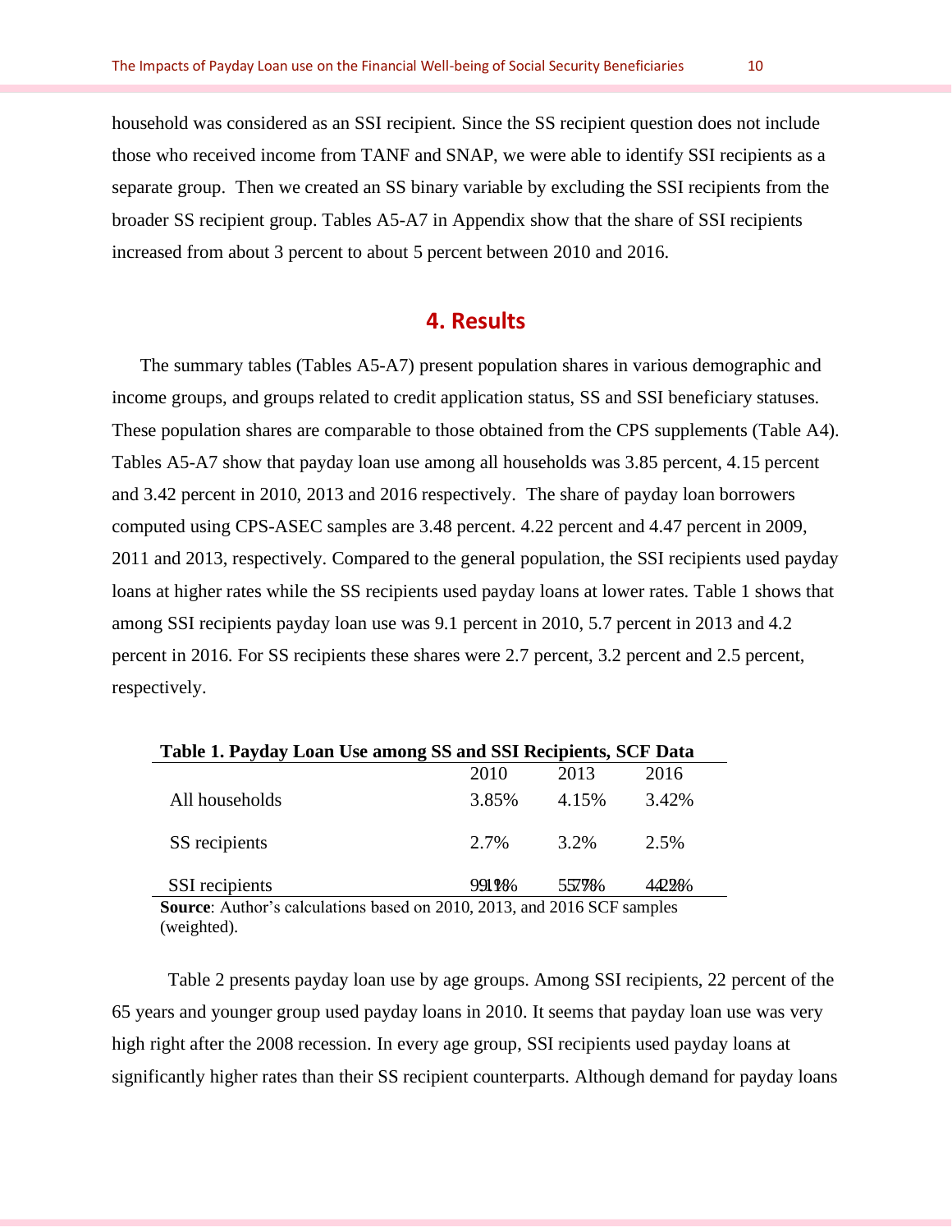household was considered as an SSI recipient. Since the SS recipient question does not include those who received income from TANF and SNAP, we were able to identify SSI recipients as a separate group. Then we created an SS binary variable by excluding the SSI recipients from the broader SS recipient group. Tables A5-A7 in Appendix show that the share of SSI recipients increased from about 3 percent to about 5 percent between 2010 and 2016.

## 4. Results

The summary tables (Tables A5-A7) present population shares in various demographic and income groups, and groups related to credit application status, SS and SSI beneficiary statuses. These population shares are comparable to those obtained from the CPS supplements (Table A4). Tables A5-A7 show that payday loan use among all households was 3.85 percent, 4.15 percent and 3.42 percent in 2010, 2013 and 2016 respectively. The share of payday loan borrowers computed using CPS-ASEC samples are 3.48 percent. 4.22 percent and 4.47 percent in 2009, 2011 and 2013, respectively. Compared to the general population, the SSI recipients used payday loans at higher rates while the SS recipients used payday loans at lower rates. Table 1 shows that among SSI recipients payday loan use was 9.1 percent in 2010, 5.7 percent in 2013 and 4.2 percent in 2016. For SS recipients these shares were 2.7 percent, 3.2 percent and 2.5 percent, respectively.

**Table 1. Payday Loan Use among SS and SSI Recipients, SCF Data**

| | 2010 | 2013 | 2016 |
|---|---|---|---|
| All households | 3.85% | 4.15% | 3.42% |
| SS recipients | 2.7% | 3.2% | 2.5% |
| SSI recipients | 9.1% | 5.7% | 4.2% |

**Source**: Author's calculations based on 2010, 2013, and 2016 SCF samples (weighted).

Table 2 presents payday loan use by age groups. Among SSI recipients, 22 percent of the 65 years and younger group used payday loans in 2010. It seems that payday loan use was very high right after the 2008 recession. In every age group, SSI recipients used payday loans at significantly higher rates than their SS recipient counterparts. Although demand for payday loans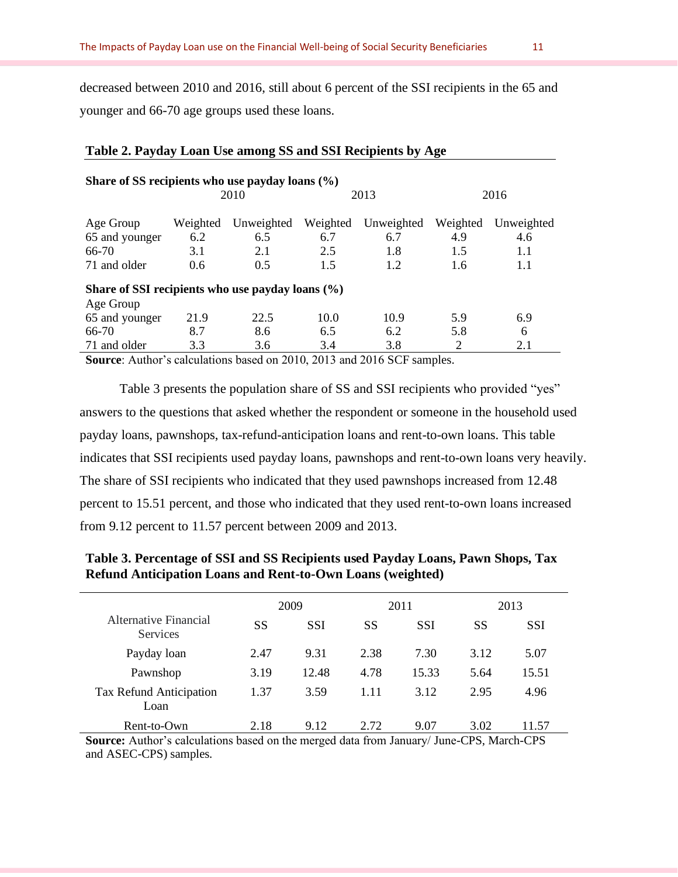decreased between 2010 and 2016, still about 6 percent of the SSI recipients in the 65 and younger and 66-70 age groups used these loans.

**Table 2. Payday Loan Use among SS and SSI Recipients by Age**

| | 2010 | | 2013 | | 2016 | |
|---|---|---|---|---|---|---|
| **Share of SS recipients who use payday loans (%)** | | | | | | |
| Age Group | Weighted | Unweighted | Weighted | Unweighted | Weighted | Unweighted |
| 65 and younger | 6.2 | 6.5 | 6.7 | 6.7 | 4.9 | 4.6 |
| 66-70 | 3.1 | 2.1 | 2.5 | 1.8 | 1.5 | 1.1 |
| 71 and older | 0.6 | 0.5 | 1.5 | 1.2 | 1.6 | 1.1 |
| **Share of SSI recipients who use payday loans (%)** | | | | | | |
| Age Group | | | | | | |
| 65 and younger | 21.9 | 22.5 | 10.0 | 10.9 | 5.9 | 6.9 |
| 66-70 | 8.7 | 8.6 | 6.5 | 6.2 | 5.8 | 6 |
| 71 and older | 3.3 | 3.6 | 3.4 | 3.8 | 2 | 2.1 |

**Source**: Author's calculations based on 2010, 2013 and 2016 SCF samples.

Table 3 presents the population share of SS and SSI recipients who provided "yes" answers to the questions that asked whether the respondent or someone in the household used payday loans, pawnshops, tax-refund-anticipation loans and rent-to-own loans. This table indicates that SSI recipients used payday loans, pawnshops and rent-to-own loans very heavily. The share of SSI recipients who indicated that they used pawnshops increased from 12.48 percent to 15.51 percent, and those who indicated that they used rent-to-own loans increased from 9.12 percent to 11.57 percent between 2009 and 2013.

**Table 3. Percentage of SSI and SS Recipients used Payday Loans, Pawn Shops, Tax Refund Anticipation Loans and Rent-to-Own Loans (weighted)**

| | 2009 | | 2011 | | 2013 | |
|---|---|---|---|---|---|---|
| Alternative Financial Services | SS | SSI | SS | SSI | SS | SSI |
| Payday loan | 2.47 | 9.31 | 2.38 | 7.30 | 3.12 | 5.07 |
| Pawnshop | 3.19 | 12.48 | 4.78 | 15.33 | 5.64 | 15.51 |
| Tax Refund Anticipation Loan | 1.37 | 3.59 | 1.11 | 3.12 | 2.95 | 4.96 |
| Rent-to-Own | 2.18 | 9.12 | 2.72 | 9.07 | 3.02 | 11.57 |

**Source:** Author's calculations based on the merged data from January/ June-CPS, March-CPS and ASEC-CPS) samples.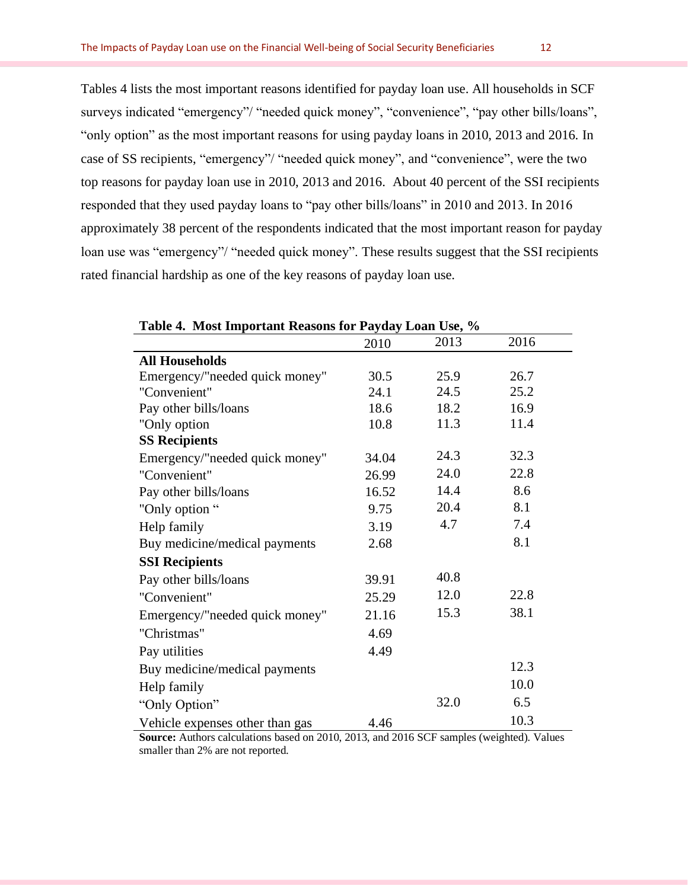Tables 4 lists the most important reasons identified for payday loan use. All households in SCF surveys indicated "emergency"/ "needed quick money", "convenience", "pay other bills/loans", "only option" as the most important reasons for using payday loans in 2010, 2013 and 2016. In case of SS recipients, "emergency"/ "needed quick money", and "convenience", were the two top reasons for payday loan use in 2010, 2013 and 2016. About 40 percent of the SSI recipients responded that they used payday loans to "pay other bills/loans" in 2010 and 2013. In 2016 approximately 38 percent of the respondents indicated that the most important reason for payday loan use was "emergency"/ "needed quick money". These results suggest that the SSI recipients rated financial hardship as one of the key reasons of payday loan use.

**Table 4. Most Important Reasons for Payday Loan Use, %**

| | 2010 | 2013 | 2016 |
|---|---|---|---|
| **All Households** | | | |
| Emergency/"needed quick money" | 30.5 | 25.9 | 26.7 |
| "Convenient" | 24.1 | 24.5 | 25.2 |
| Pay other bills/loans | 18.6 | 18.2 | 16.9 |
| "Only option | 10.8 | 11.3 | 11.4 |
| **SS Recipients** | | | |
| Emergency/"needed quick money" | 34.04 | 24.3 | 32.3 |
| "Convenient" | 26.99 | 24.0 | 22.8 |
| Pay other bills/loans | 16.52 | 14.4 | 8.6 |
| "Only option " | 9.75 | 20.4 | 8.1 |
| Help family | 3.19 | 4.7 | 7.4 |
| Buy medicine/medical payments | 2.68 | | 8.1 |
| **SSI Recipients** | | | |
| Pay other bills/loans | 39.91 | 40.8 | |
| "Convenient" | 25.29 | 12.0 | 22.8 |
| Emergency/"needed quick money" | 21.16 | 15.3 | 38.1 |
| "Christmas" | 4.69 | | |
| Pay utilities | 4.49 | | |
| Buy medicine/medical payments | | | 12.3 |
| Help family | | | 10.0 |
| "Only Option" | | 32.0 | 6.5 |
| Vehicle expenses other than gas | 4.46 | | 10.3 |

**Source:** Authors calculations based on 2010, 2013, and 2016 SCF samples (weighted). Values smaller than 2% are not reported.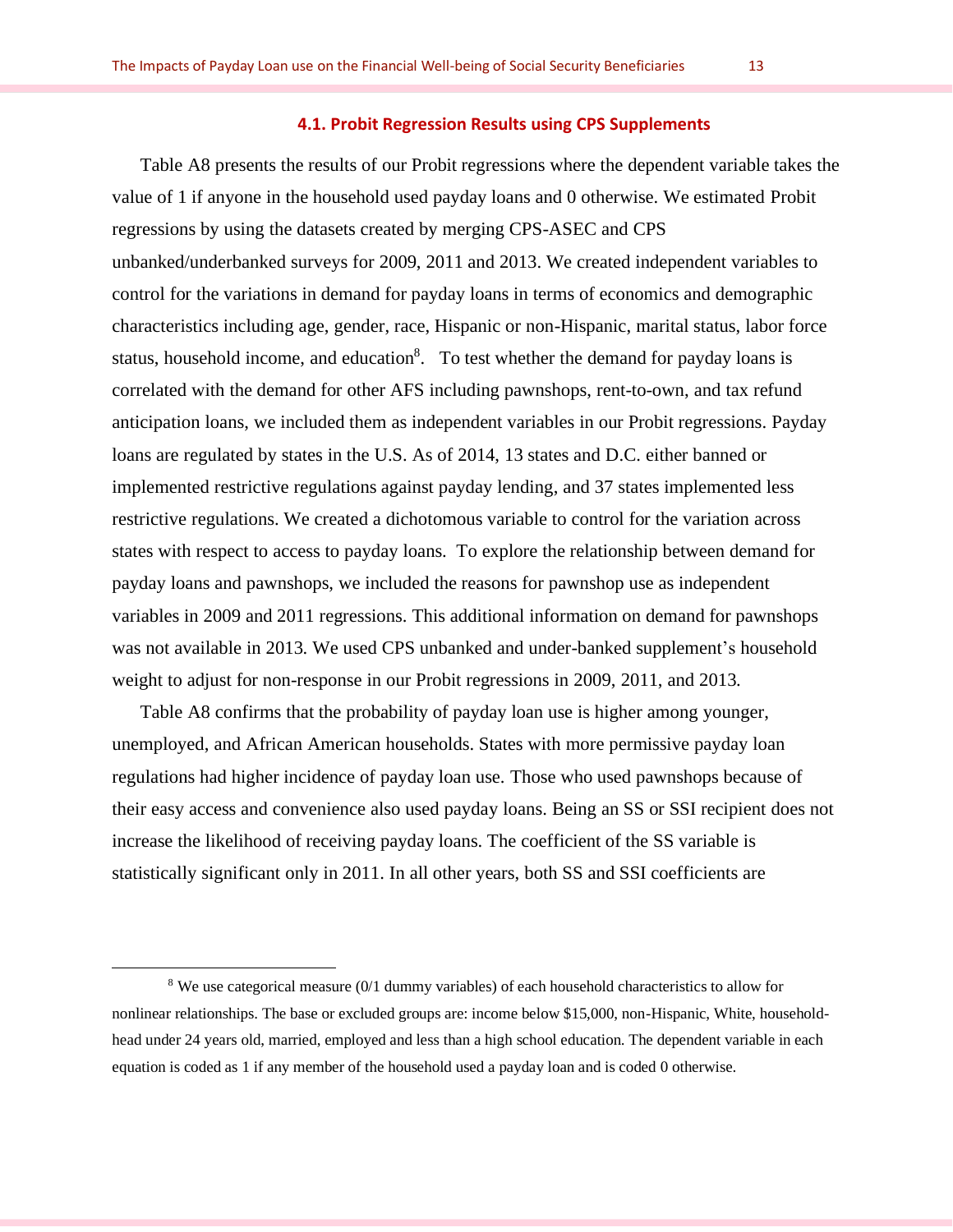### 4.1. Probit Regression Results using CPS Supplements

Table A8 presents the results of our Probit regressions where the dependent variable takes the value of 1 if anyone in the household used payday loans and 0 otherwise. We estimated Probit regressions by using the datasets created by merging CPS-ASEC and CPS unbanked/underbanked surveys for 2009, 2011 and 2013. We created independent variables to control for the variations in demand for payday loans in terms of economics and demographic characteristics including age, gender, race, Hispanic or non-Hispanic, marital status, labor force status, household income, and education[8]. To test whether the demand for payday loans is correlated with the demand for other AFS including pawnshops, rent-to-own, and tax refund anticipation loans, we included them as independent variables in our Probit regressions. Payday loans are regulated by states in the U.S. As of 2014, 13 states and D.C. either banned or implemented restrictive regulations against payday lending, and 37 states implemented less restrictive regulations. We created a dichotomous variable to control for the variation across states with respect to access to payday loans. To explore the relationship between demand for payday loans and pawnshops, we included the reasons for pawnshop use as independent variables in 2009 and 2011 regressions. This additional information on demand for pawnshops was not available in 2013. We used CPS unbanked and under-banked supplement's household weight to adjust for non-response in our Probit regressions in 2009, 2011, and 2013.

Table A8 confirms that the probability of payday loan use is higher among younger, unemployed, and African American households. States with more permissive payday loan regulations had higher incidence of payday loan use. Those who used pawnshops because of their easy access and convenience also used payday loans. Being an SS or SSI recipient does not increase the likelihood of receiving payday loans. The coefficient of the SS variable is statistically significant only in 2011. In all other years, both SS and SSI coefficients are

[8] We use categorical measure (0/1 dummy variables) of each household characteristics to allow for nonlinear relationships. The base or excluded groups are: income below $15,000, non-Hispanic, White, household-head under 24 years old, married, employed and less than a high school education. The dependent variable in each equation is coded as 1 if any member of the household used a payday loan and is coded 0 otherwise.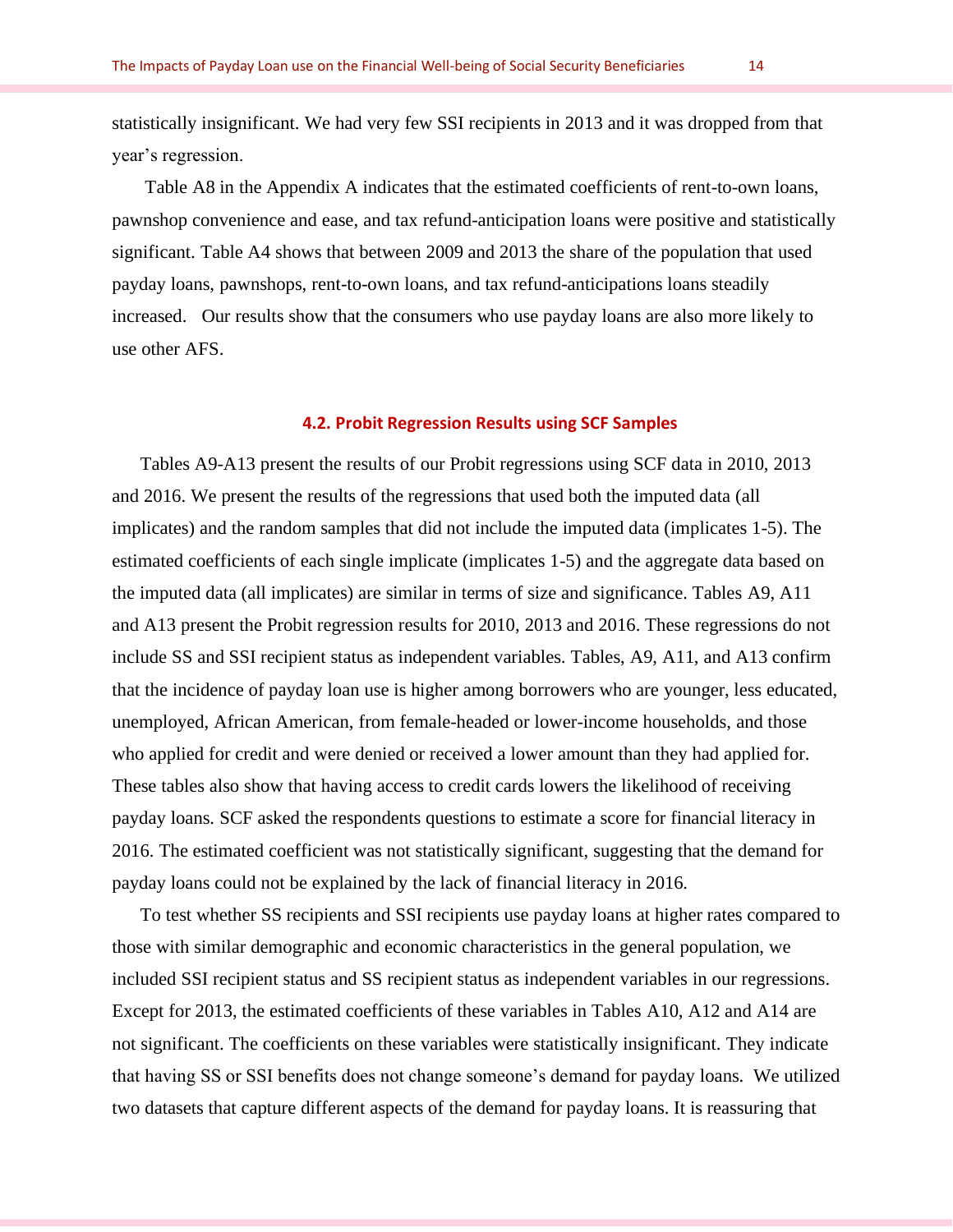statistically insignificant. We had very few SSI recipients in 2013 and it was dropped from that year's regression.

Table A8 in the Appendix A indicates that the estimated coefficients of rent-to-own loans, pawnshop convenience and ease, and tax refund-anticipation loans were positive and statistically significant. Table A4 shows that between 2009 and 2013 the share of the population that used payday loans, pawnshops, rent-to-own loans, and tax refund-anticipations loans steadily increased. Our results show that the consumers who use payday loans are also more likely to use other AFS.

### 4.2. Probit Regression Results using SCF Samples

Tables A9-A13 present the results of our Probit regressions using SCF data in 2010, 2013 and 2016. We present the results of the regressions that used both the imputed data (all implicates) and the random samples that did not include the imputed data (implicates 1-5). The estimated coefficients of each single implicate (implicates 1-5) and the aggregate data based on the imputed data (all implicates) are similar in terms of size and significance. Tables A9, A11 and A13 present the Probit regression results for 2010, 2013 and 2016. These regressions do not include SS and SSI recipient status as independent variables. Tables, A9, A11, and A13 confirm that the incidence of payday loan use is higher among borrowers who are younger, less educated, unemployed, African American, from female-headed or lower-income households, and those who applied for credit and were denied or received a lower amount than they had applied for. These tables also show that having access to credit cards lowers the likelihood of receiving payday loans. SCF asked the respondents questions to estimate a score for financial literacy in 2016. The estimated coefficient was not statistically significant, suggesting that the demand for payday loans could not be explained by the lack of financial literacy in 2016.

To test whether SS recipients and SSI recipients use payday loans at higher rates compared to those with similar demographic and economic characteristics in the general population, we included SSI recipient status and SS recipient status as independent variables in our regressions. Except for 2013, the estimated coefficients of these variables in Tables A10, A12 and A14 are not significant. The coefficients on these variables were statistically insignificant. They indicate that having SS or SSI benefits does not change someone's demand for payday loans. We utilized two datasets that capture different aspects of the demand for payday loans. It is reassuring that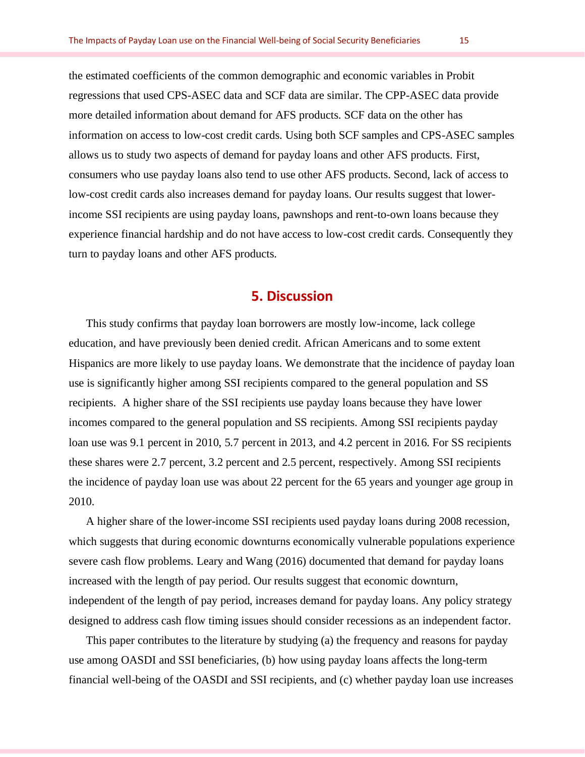the estimated coefficients of the common demographic and economic variables in Probit regressions that used CPS-ASEC data and SCF data are similar. The CPP-ASEC data provide more detailed information about demand for AFS products. SCF data on the other has information on access to low-cost credit cards. Using both SCF samples and CPS-ASEC samples allows us to study two aspects of demand for payday loans and other AFS products. First, consumers who use payday loans also tend to use other AFS products. Second, lack of access to low-cost credit cards also increases demand for payday loans. Our results suggest that lower-income SSI recipients are using payday loans, pawnshops and rent-to-own loans because they experience financial hardship and do not have access to low-cost credit cards. Consequently they turn to payday loans and other AFS products.

## 5. Discussion

This study confirms that payday loan borrowers are mostly low-income, lack college education, and have previously been denied credit. African Americans and to some extent Hispanics are more likely to use payday loans. We demonstrate that the incidence of payday loan use is significantly higher among SSI recipients compared to the general population and SS recipients. A higher share of the SSI recipients use payday loans because they have lower incomes compared to the general population and SS recipients. Among SSI recipients payday loan use was 9.1 percent in 2010, 5.7 percent in 2013, and 4.2 percent in 2016. For SS recipients these shares were 2.7 percent, 3.2 percent and 2.5 percent, respectively. Among SSI recipients the incidence of payday loan use was about 22 percent for the 65 years and younger age group in 2010.

A higher share of the lower-income SSI recipients used payday loans during 2008 recession, which suggests that during economic downturns economically vulnerable populations experience severe cash flow problems. Leary and Wang (2016) documented that demand for payday loans increased with the length of pay period. Our results suggest that economic downturn, independent of the length of pay period, increases demand for payday loans. Any policy strategy designed to address cash flow timing issues should consider recessions as an independent factor.

This paper contributes to the literature by studying (a) the frequency and reasons for payday use among OASDI and SSI beneficiaries, (b) how using payday loans affects the long-term financial well-being of the OASDI and SSI recipients, and (c) whether payday loan use increases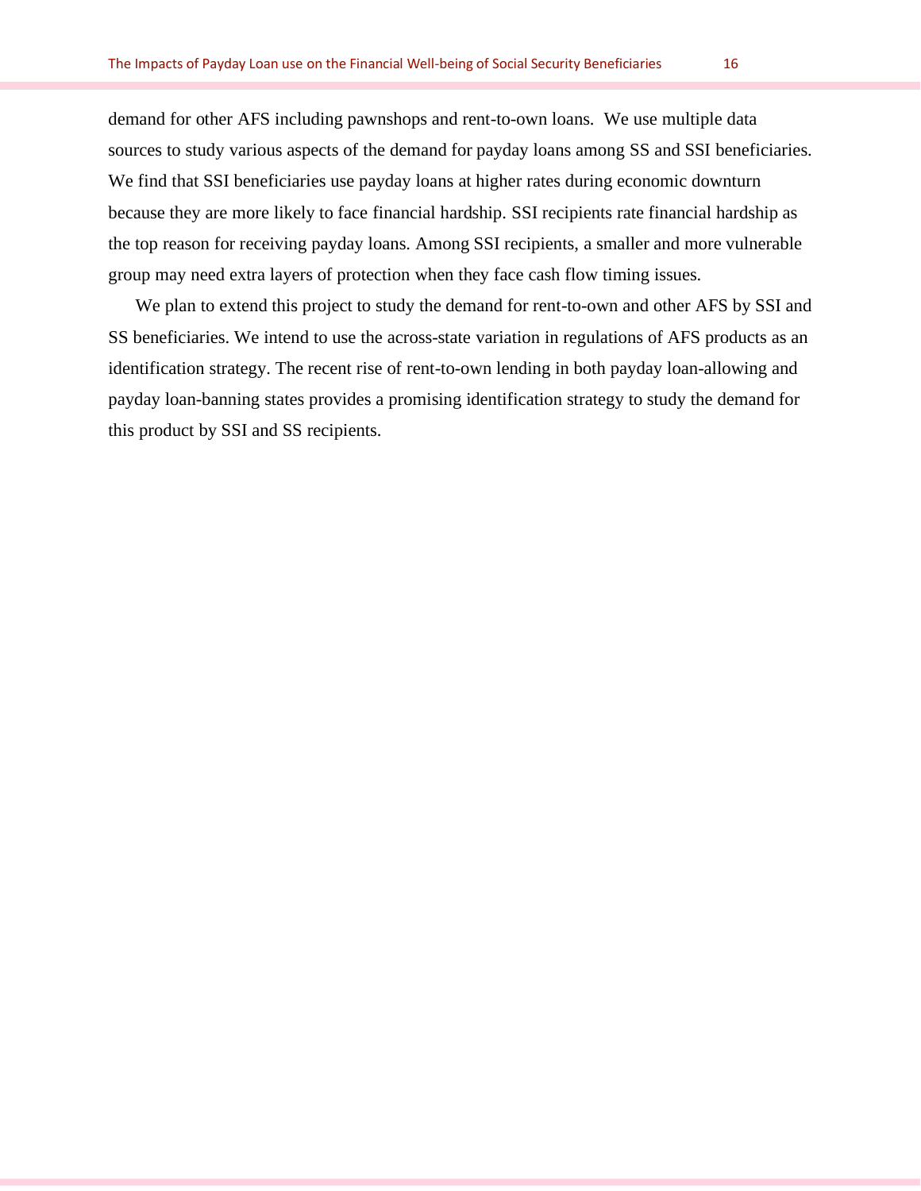demand for other AFS including pawnshops and rent-to-own loans. We use multiple data sources to study various aspects of the demand for payday loans among SS and SSI beneficiaries. We find that SSI beneficiaries use payday loans at higher rates during economic downturn because they are more likely to face financial hardship. SSI recipients rate financial hardship as the top reason for receiving payday loans. Among SSI recipients, a smaller and more vulnerable group may need extra layers of protection when they face cash flow timing issues.

We plan to extend this project to study the demand for rent-to-own and other AFS by SSI and SS beneficiaries. We intend to use the across-state variation in regulations of AFS products as an identification strategy. The recent rise of rent-to-own lending in both payday loan-allowing and payday loan-banning states provides a promising identification strategy to study the demand for this product by SSI and SS recipients.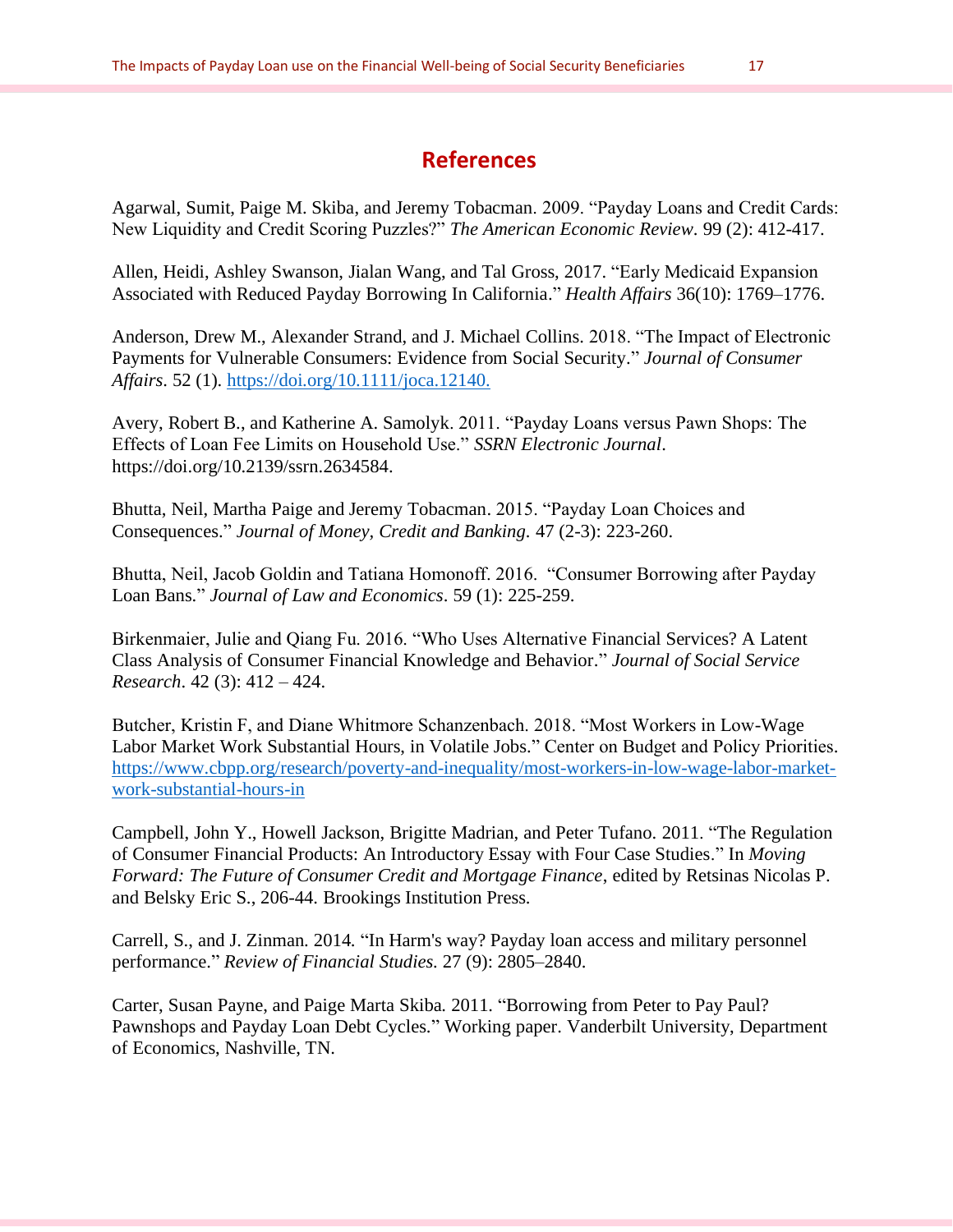# References

Agarwal, Sumit, Paige M. Skiba, and Jeremy Tobacman. 2009. "Payday Loans and Credit Cards: New Liquidity and Credit Scoring Puzzles?" *The American Economic Review*. 99 (2): 412-417.

Allen, Heidi, Ashley Swanson, Jialan Wang, and Tal Gross, 2017. "Early Medicaid Expansion Associated with Reduced Payday Borrowing In California." *Health Affairs* 36(10): 1769–1776.

Anderson, Drew M., Alexander Strand, and J. Michael Collins. 2018. "The Impact of Electronic Payments for Vulnerable Consumers: Evidence from Social Security." *Journal of Consumer Affairs*. 52 (1). https://doi.org/10.1111/joca.12140.

Avery, Robert B., and Katherine A. Samolyk. 2011. "Payday Loans versus Pawn Shops: The Effects of Loan Fee Limits on Household Use." *SSRN Electronic Journal*. https://doi.org/10.2139/ssrn.2634584.

Bhutta, Neil, Martha Paige and Jeremy Tobacman. 2015. "Payday Loan Choices and Consequences." *Journal of Money, Credit and Banking*. 47 (2-3): 223-260.

Bhutta, Neil, Jacob Goldin and Tatiana Homonoff. 2016. "Consumer Borrowing after Payday Loan Bans." *Journal of Law and Economics*. 59 (1): 225-259.

Birkenmaier, Julie and Qiang Fu. 2016. "Who Uses Alternative Financial Services? A Latent Class Analysis of Consumer Financial Knowledge and Behavior." *Journal of Social Service Research*. 42 (3): 412 – 424.

Butcher, Kristin F, and Diane Whitmore Schanzenbach. 2018. "Most Workers in Low-Wage Labor Market Work Substantial Hours, in Volatile Jobs." Center on Budget and Policy Priorities. https://www.cbpp.org/research/poverty-and-inequality/most-workers-in-low-wage-labor-market-work-substantial-hours-in

Campbell, John Y., Howell Jackson, Brigitte Madrian, and Peter Tufano. 2011. "The Regulation of Consumer Financial Products: An Introductory Essay with Four Case Studies." In *Moving Forward: The Future of Consumer Credit and Mortgage Finance*, edited by Retsinas Nicolas P. and Belsky Eric S., 206-44. Brookings Institution Press.

Carrell, S., and J. Zinman. 2014. "In Harm's way? Payday loan access and military personnel performance." *Review of Financial Studies*. 27 (9): 2805–2840.

Carter, Susan Payne, and Paige Marta Skiba. 2011. "Borrowing from Peter to Pay Paul? Pawnshops and Payday Loan Debt Cycles." Working paper. Vanderbilt University, Department of Economics, Nashville, TN.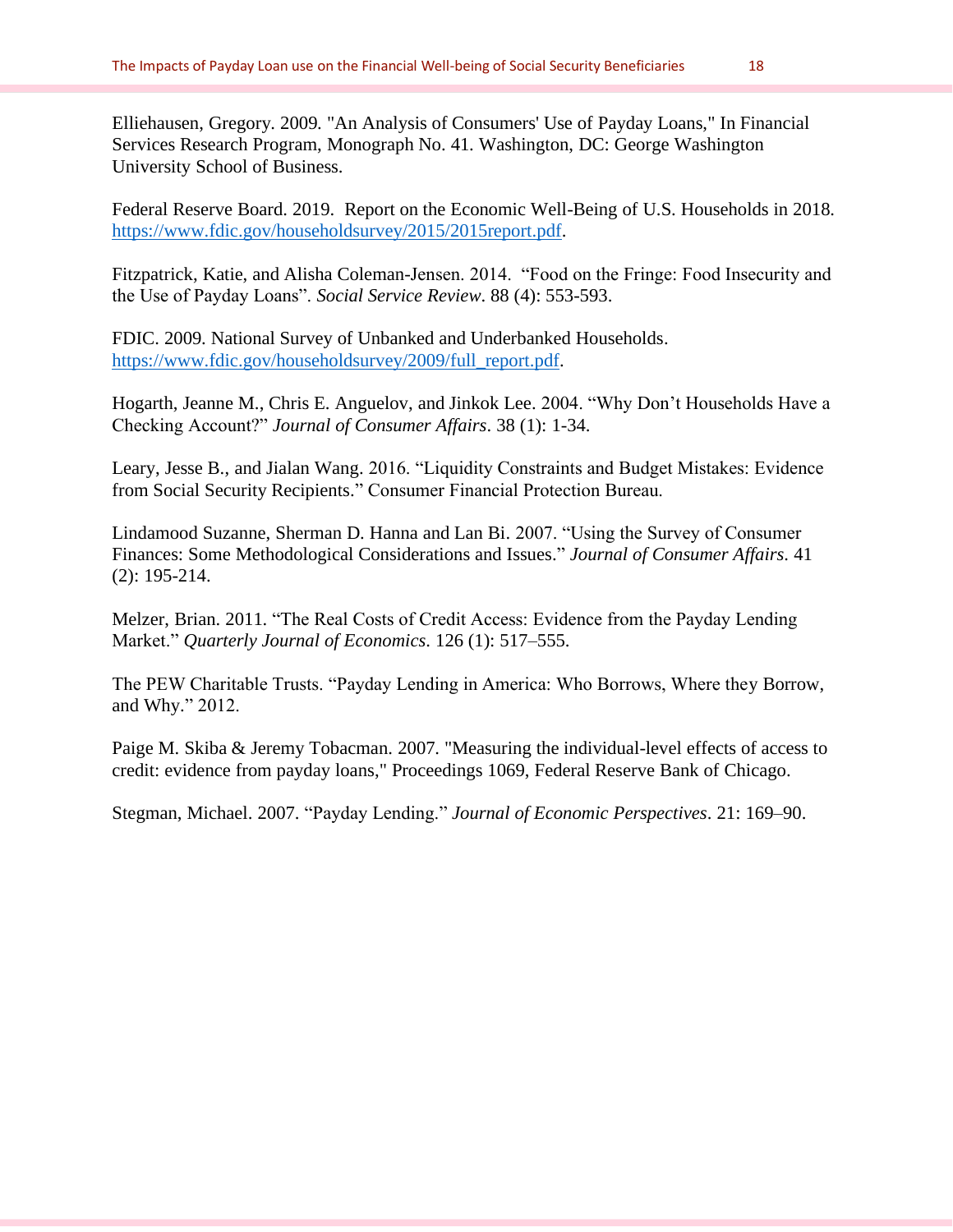Elliehausen, Gregory. 2009. "An Analysis of Consumers' Use of Payday Loans," In Financial Services Research Program, Monograph No. 41. Washington, DC: George Washington University School of Business.

Federal Reserve Board. 2019. Report on the Economic Well-Being of U.S. Households in 2018. https://www.fdic.gov/householdsurvey/2015/2015report.pdf.

Fitzpatrick, Katie, and Alisha Coleman-Jensen. 2014. "Food on the Fringe: Food Insecurity and the Use of Payday Loans". *Social Service Review*. 88 (4): 553-593.

FDIC. 2009. National Survey of Unbanked and Underbanked Households. https://www.fdic.gov/householdsurvey/2009/full_report.pdf.

Hogarth, Jeanne M., Chris E. Anguelov, and Jinkok Lee. 2004. "Why Don't Households Have a Checking Account?" *Journal of Consumer Affairs*. 38 (1): 1-34.

Leary, Jesse B., and Jialan Wang. 2016. "Liquidity Constraints and Budget Mistakes: Evidence from Social Security Recipients." Consumer Financial Protection Bureau.

Lindamood Suzanne, Sherman D. Hanna and Lan Bi. 2007. "Using the Survey of Consumer Finances: Some Methodological Considerations and Issues." *Journal of Consumer Affairs*. 41 (2): 195-214.

Melzer, Brian. 2011. "The Real Costs of Credit Access: Evidence from the Payday Lending Market." *Quarterly Journal of Economics*. 126 (1): 517–555.

The PEW Charitable Trusts. "Payday Lending in America: Who Borrows, Where they Borrow, and Why." 2012.

Paige M. Skiba & Jeremy Tobacman. 2007. "Measuring the individual-level effects of access to credit: evidence from payday loans," Proceedings 1069, Federal Reserve Bank of Chicago.

Stegman, Michael. 2007. "Payday Lending." *Journal of Economic Perspectives*. 21: 169–90.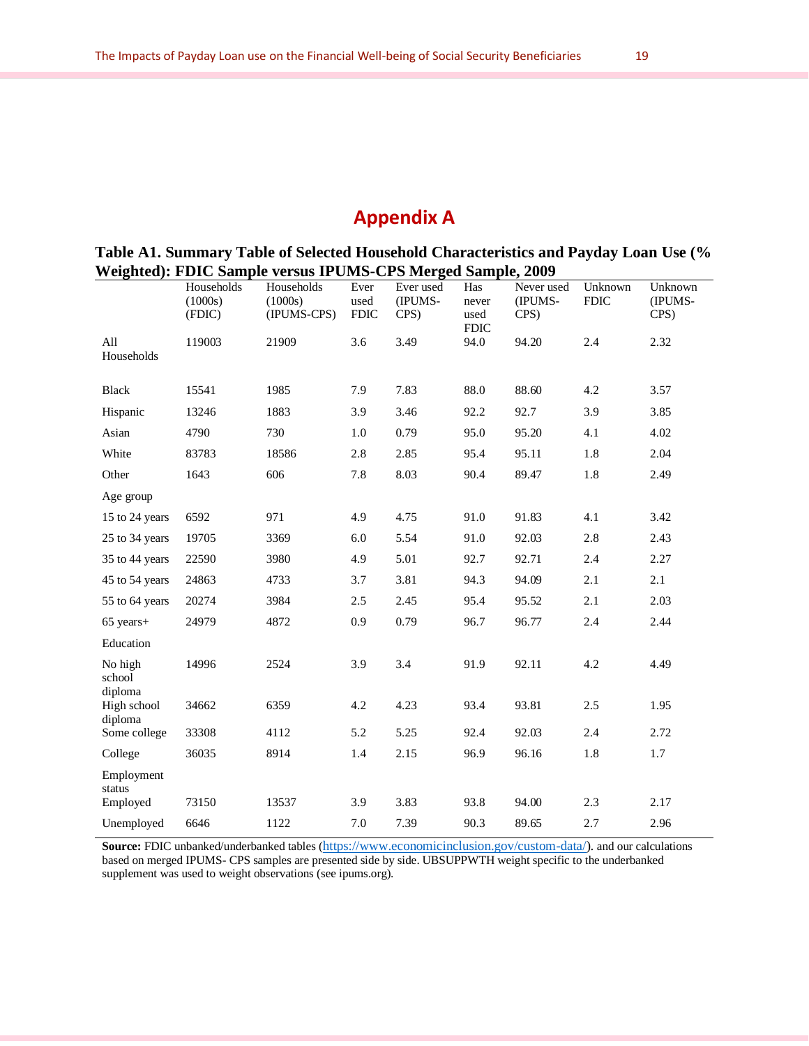# Appendix A

**Table A1. Summary Table of Selected Household Characteristics and Payday Loan Use (% Weighted): FDIC Sample versus IPUMS-CPS Merged Sample, 2009**

| | Households (1000s) (FDIC) | Households (1000s) (IPUMS-CPS) | Ever used FDIC | Ever used (IPUMS-CPS) | Has never used FDIC | Never used (IPUMS-CPS) | Unknown FDIC | Unknown (IPUMS-CPS) |
|---|---|---|---|---|---|---|---|---|
| All Households | 119003 | 21909 | 3.6 | 3.49 | 94.0 | 94.20 | 2.4 | 2.32 |
| Black | 15541 | 1985 | 7.9 | 7.83 | 88.0 | 88.60 | 4.2 | 3.57 |
| Hispanic | 13246 | 1883 | 3.9 | 3.46 | 92.2 | 92.7 | 3.9 | 3.85 |
| Asian | 4790 | 730 | 1.0 | 0.79 | 95.0 | 95.20 | 4.1 | 4.02 |
| White | 83783 | 18586 | 2.8 | 2.85 | 95.4 | 95.11 | 1.8 | 2.04 |
| Other | 1643 | 606 | 7.8 | 8.03 | 90.4 | 89.47 | 1.8 | 2.49 |
| Age group | | | | | | | | |
| 15 to 24 years | 6592 | 971 | 4.9 | 4.75 | 91.0 | 91.83 | 4.1 | 3.42 |
| 25 to 34 years | 19705 | 3369 | 6.0 | 5.54 | 91.0 | 92.03 | 2.8 | 2.43 |
| 35 to 44 years | 22590 | 3980 | 4.9 | 5.01 | 92.7 | 92.71 | 2.4 | 2.27 |
| 45 to 54 years | 24863 | 4733 | 3.7 | 3.81 | 94.3 | 94.09 | 2.1 | 2.1 |
| 55 to 64 years | 20274 | 3984 | 2.5 | 2.45 | 95.4 | 95.52 | 2.1 | 2.03 |
| 65 years+ | 24979 | 4872 | 0.9 | 0.79 | 96.7 | 96.77 | 2.4 | 2.44 |
| Education | | | | | | | | |
| No high school diploma | 14996 | 2524 | 3.9 | 3.4 | 91.9 | 92.11 | 4.2 | 4.49 |
| High school diploma | 34662 | 6359 | 4.2 | 4.23 | 93.4 | 93.81 | 2.5 | 1.95 |
| Some college | 33308 | 4112 | 5.2 | 5.25 | 92.4 | 92.03 | 2.4 | 2.72 |
| College | 36035 | 8914 | 1.4 | 2.15 | 96.9 | 96.16 | 1.8 | 1.7 |
| Employment status | | | | | | | | |
| Employed | 73150 | 13537 | 3.9 | 3.83 | 93.8 | 94.00 | 2.3 | 2.17 |
| Unemployed | 6646 | 1122 | 7.0 | 7.39 | 90.3 | 89.65 | 2.7 | 2.96 |

**Source:** FDIC unbanked/underbanked tables (https://www.economicinclusion.gov/custom-data/). and our calculations based on merged IPUMS- CPS samples are presented side by side. UBSUPPWTH weight specific to the underbanked supplement was used to weight observations (see ipums.org).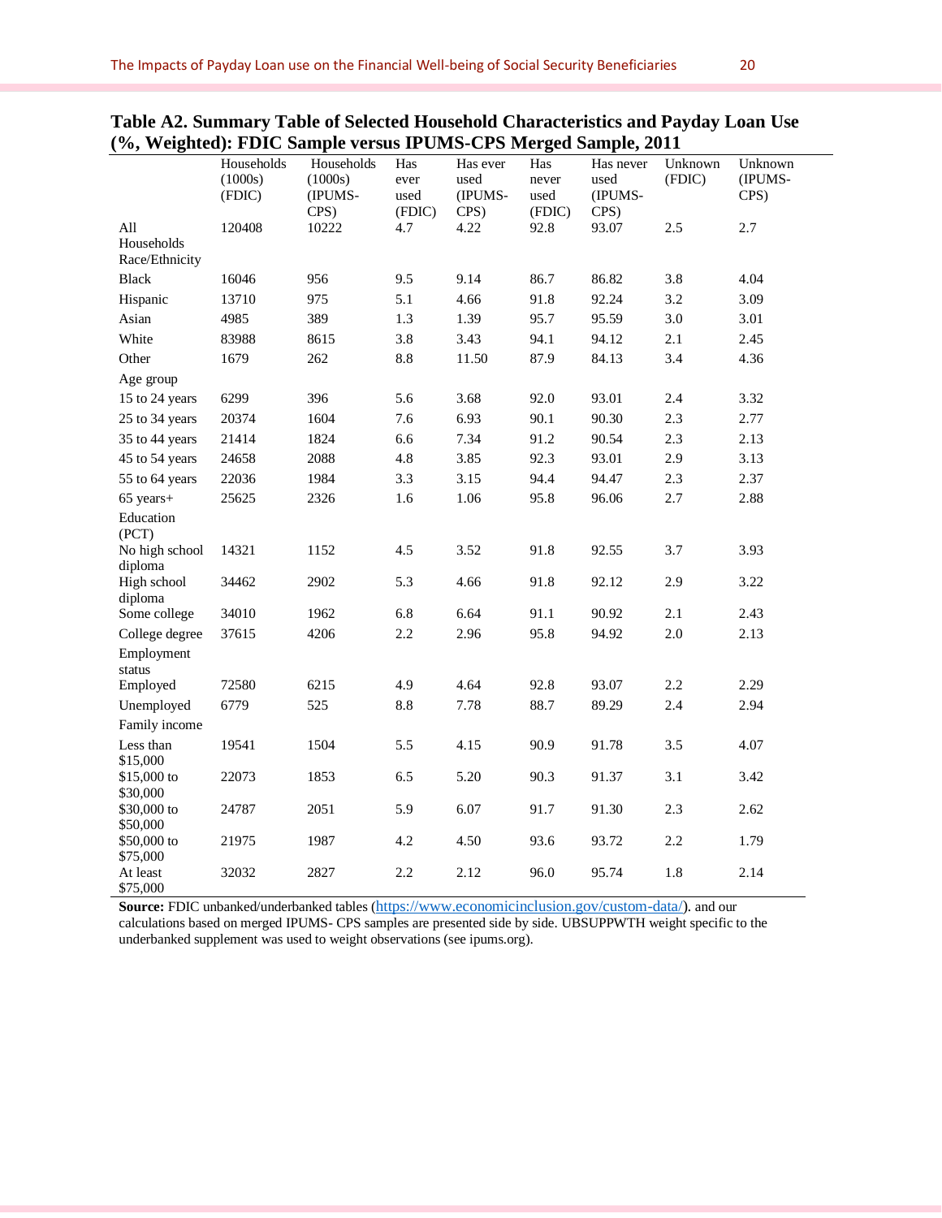**Table A2. Summary Table of Selected Household Characteristics and Payday Loan Use (%, Weighted): FDIC Sample versus IPUMS-CPS Merged Sample, 2011**

| | Households (1000s) (FDIC) | Households (1000s) (IPUMS-CPS) | Has ever used (FDIC) | Has ever used (IPUMS-CPS) | Has never used (FDIC) | Has never used (IPUMS-CPS) | Unknown (FDIC) | Unknown (IPUMS-CPS) |
|---|---|---|---|---|---|---|---|---|
| All Households | 120408 | 10222 | 4.7 | 4.22 | 92.8 | 93.07 | 2.5 | 2.7 |
| Race/Ethnicity | | | | | | | | |
| Black | 16046 | 956 | 9.5 | 9.14 | 86.7 | 86.82 | 3.8 | 4.04 |
| Hispanic | 13710 | 975 | 5.1 | 4.66 | 91.8 | 92.24 | 3.2 | 3.09 |
| Asian | 4985 | 389 | 1.3 | 1.39 | 95.7 | 95.59 | 3.0 | 3.01 |
| White | 83988 | 8615 | 3.8 | 3.43 | 94.1 | 94.12 | 2.1 | 2.45 |
| Other | 1679 | 262 | 8.8 | 11.50 | 87.9 | 84.13 | 3.4 | 4.36 |
| Age group | | | | | | | | |
| 15 to 24 years | 6299 | 396 | 5.6 | 3.68 | 92.0 | 93.01 | 2.4 | 3.32 |
| 25 to 34 years | 20374 | 1604 | 7.6 | 6.93 | 90.1 | 90.30 | 2.3 | 2.77 |
| 35 to 44 years | 21414 | 1824 | 6.6 | 7.34 | 91.2 | 90.54 | 2.3 | 2.13 |
| 45 to 54 years | 24658 | 2088 | 4.8 | 3.85 | 92.3 | 93.01 | 2.9 | 3.13 |
| 55 to 64 years | 22036 | 1984 | 3.3 | 3.15 | 94.4 | 94.47 | 2.3 | 2.37 |
| 65 years+ | 25625 | 2326 | 1.6 | 1.06 | 95.8 | 96.06 | 2.7 | 2.88 |
| Education (PCT) | | | | | | | | |
| No high school diploma | 14321 | 1152 | 4.5 | 3.52 | 91.8 | 92.55 | 3.7 | 3.93 |
| High school diploma | 34462 | 2902 | 5.3 | 4.66 | 91.8 | 92.12 | 2.9 | 3.22 |
| Some college | 34010 | 1962 | 6.8 | 6.64 | 91.1 | 90.92 | 2.1 | 2.43 |
| College degree | 37615 | 4206 | 2.2 | 2.96 | 95.8 | 94.92 | 2.0 | 2.13 |
| Employment status | | | | | | | | |
| Employed | 72580 | 6215 | 4.9 | 4.64 | 92.8 | 93.07 | 2.2 | 2.29 |
| Unemployed | 6779 | 525 | 8.8 | 7.78 | 88.7 | 89.29 | 2.4 | 2.94 |
| Family income | | | | | | | | |
| Less than $15,000 | 19541 | 1504 | 5.5 | 4.15 | 90.9 | 91.78 | 3.5 | 4.07 |
| $15,000 to $30,000 | 22073 | 1853 | 6.5 | 5.20 | 90.3 | 91.37 | 3.1 | 3.42 |
| $30,000 to $50,000 | 24787 | 2051 | 5.9 | 6.07 | 91.7 | 91.30 | 2.3 | 2.62 |
| $50,000 to $75,000 | 21975 | 1987 | 4.2 | 4.50 | 93.6 | 93.72 | 2.2 | 1.79 |
| At least $75,000 | 32032 | 2827 | 2.2 | 2.12 | 96.0 | 95.74 | 1.8 | 2.14 |

**Source:** FDIC unbanked/underbanked tables (https://www.economicinclusion.gov/custom-data/). and our calculations based on merged IPUMS- CPS samples are presented side by side. UBSUPPWTH weight specific to the underbanked supplement was used to weight observations (see ipums.org).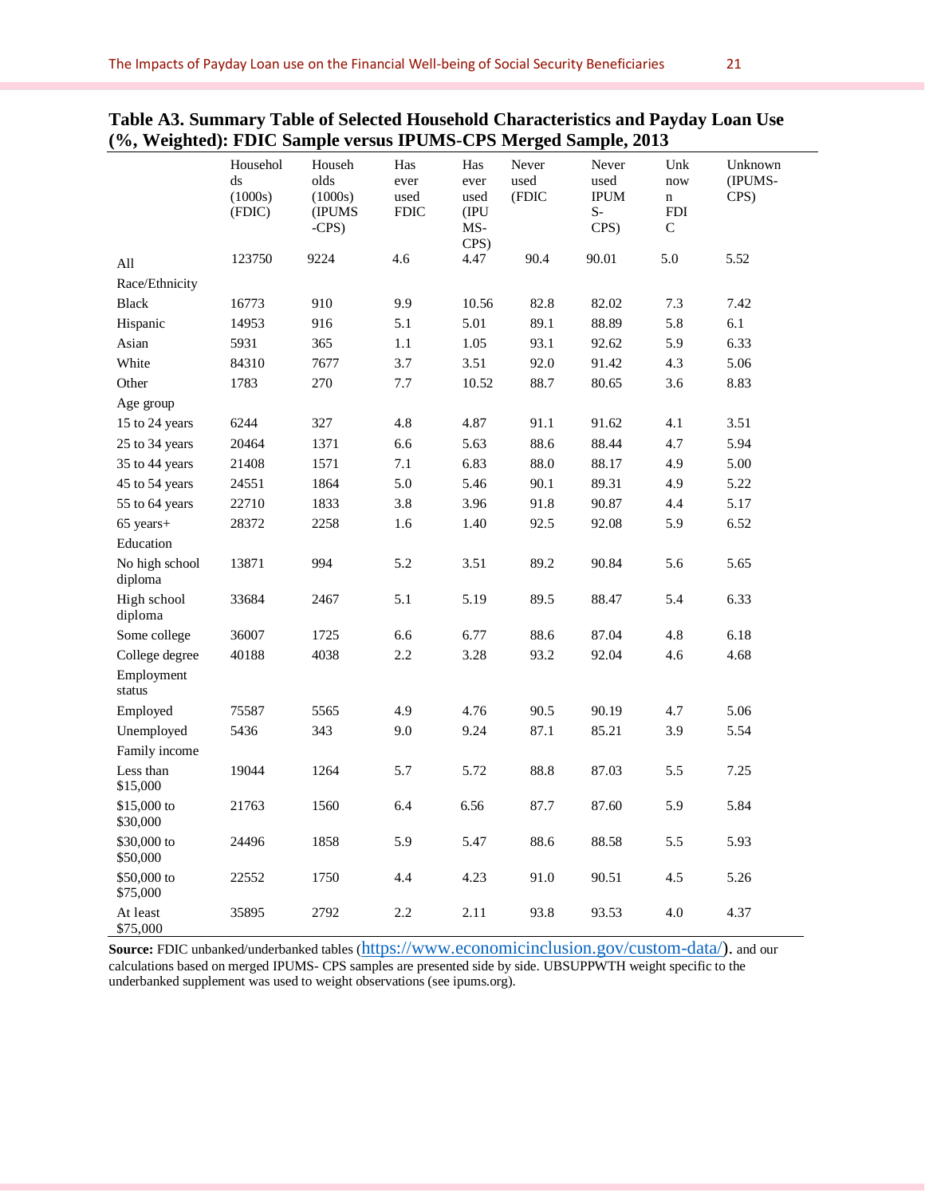**Table A3. Summary Table of Selected Household Characteristics and Payday Loan Use (%, Weighted): FDIC Sample versus IPUMS-CPS Merged Sample, 2013**

| | Households (1000s) (FDIC) | Households (1000s) (IPUMS-CPS) | Has ever used FDIC | Has ever used (IPUMS-CPS) | Never used (FDIC | Never used IPUMS-CPS) | Unknown FDIC | Unknown (IPUMS-CPS) |
|---|---|---|---|---|---|---|---|---|
| All | 123750 | 9224 | 4.6 | 4.47 | 90.4 | 90.01 | 5.0 | 5.52 |
| Race/Ethnicity | | | | | | | | |
| Black | 16773 | 910 | 9.9 | 10.56 | 82.8 | 82.02 | 7.3 | 7.42 |
| Hispanic | 14953 | 916 | 5.1 | 5.01 | 89.1 | 88.89 | 5.8 | 6.1 |
| Asian | 5931 | 365 | 1.1 | 1.05 | 93.1 | 92.62 | 5.9 | 6.33 |
| White | 84310 | 7677 | 3.7 | 3.51 | 92.0 | 91.42 | 4.3 | 5.06 |
| Other | 1783 | 270 | 7.7 | 10.52 | 88.7 | 80.65 | 3.6 | 8.83 |
| Age group | | | | | | | | |
| 15 to 24 years | 6244 | 327 | 4.8 | 4.87 | 91.1 | 91.62 | 4.1 | 3.51 |
| 25 to 34 years | 20464 | 1371 | 6.6 | 5.63 | 88.6 | 88.44 | 4.7 | 5.94 |
| 35 to 44 years | 21408 | 1571 | 7.1 | 6.83 | 88.0 | 88.17 | 4.9 | 5.00 |
| 45 to 54 years | 24551 | 1864 | 5.0 | 5.46 | 90.1 | 89.31 | 4.9 | 5.22 |
| 55 to 64 years | 22710 | 1833 | 3.8 | 3.96 | 91.8 | 90.87 | 4.4 | 5.17 |
| 65 years+ | 28372 | 2258 | 1.6 | 1.40 | 92.5 | 92.08 | 5.9 | 6.52 |
| Education | | | | | | | | |
| No high school diploma | 13871 | 994 | 5.2 | 3.51 | 89.2 | 90.84 | 5.6 | 5.65 |
| High school diploma | 33684 | 2467 | 5.1 | 5.19 | 89.5 | 88.47 | 5.4 | 6.33 |
| Some college | 36007 | 1725 | 6.6 | 6.77 | 88.6 | 87.04 | 4.8 | 6.18 |
| College degree | 40188 | 4038 | 2.2 | 3.28 | 93.2 | 92.04 | 4.6 | 4.68 |
| Employment status | | | | | | | | |
| Employed | 75587 | 5565 | 4.9 | 4.76 | 90.5 | 90.19 | 4.7 | 5.06 |
| Unemployed | 5436 | 343 | 9.0 | 9.24 | 87.1 | 85.21 | 3.9 | 5.54 |
| Family income | | | | | | | | |
| Less than $15,000 | 19044 | 1264 | 5.7 | 5.72 | 88.8 | 87.03 | 5.5 | 7.25 |
| $15,000 to $30,000 | 21763 | 1560 | 6.4 | 6.56 | 87.7 | 87.60 | 5.9 | 5.84 |
| $30,000 to $50,000 | 24496 | 1858 | 5.9 | 5.47 | 88.6 | 88.58 | 5.5 | 5.93 |
| $50,000 to $75,000 | 22552 | 1750 | 4.4 | 4.23 | 91.0 | 90.51 | 4.5 | 5.26 |
| At least $75,000 | 35895 | 2792 | 2.2 | 2.11 | 93.8 | 93.53 | 4.0 | 4.37 |

**Source:** FDIC unbanked/underbanked tables (https://www.economicinclusion.gov/custom-data/). and our calculations based on merged IPUMS- CPS samples are presented side by side. UBSUPPWTH weight specific to the underbanked supplement was used to weight observations (see ipums.org).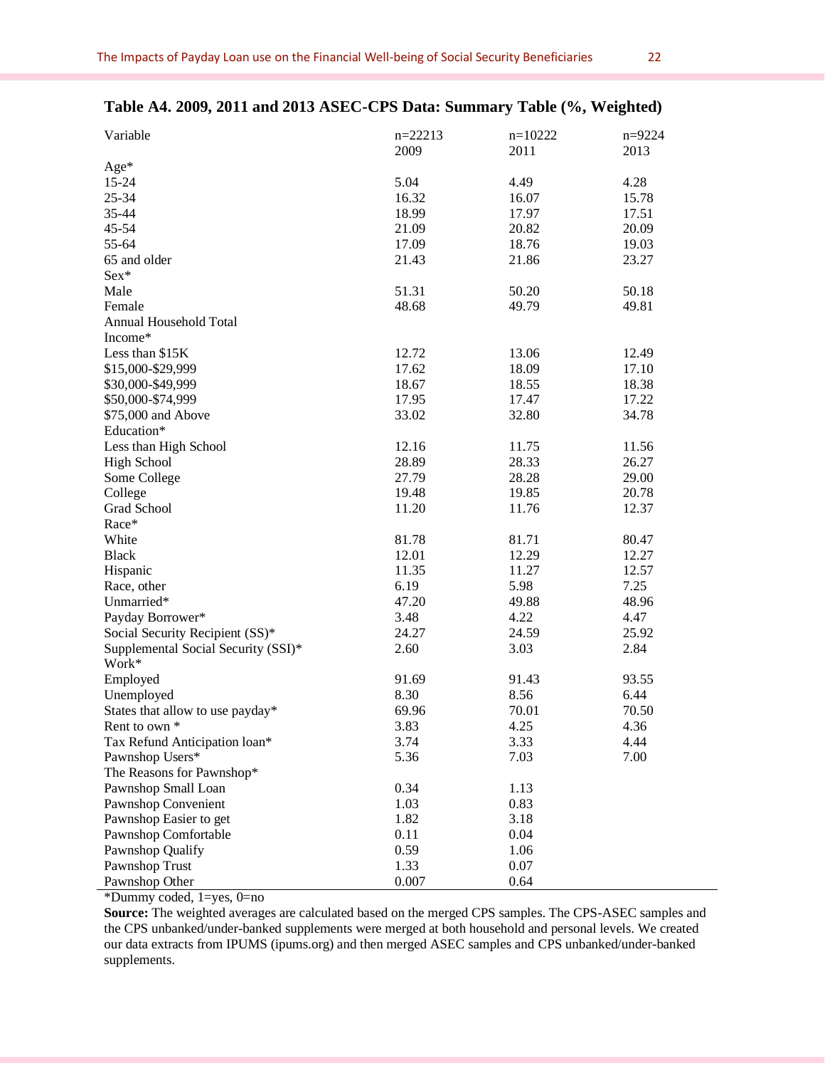**Table A4. 2009, 2011 and 2013 ASEC-CPS Data: Summary Table (%, Weighted)**

| Variable | n=22213<br>2009 | n=10222<br>2011 | n=9224<br>2013 |
|---|---|---|---|
| Age* | | | |
| 15-24 | 5.04 | 4.49 | 4.28 |
| 25-34 | 16.32 | 16.07 | 15.78 |
| 35-44 | 18.99 | 17.97 | 17.51 |
| 45-54 | 21.09 | 20.82 | 20.09 |
| 55-64 | 17.09 | 18.76 | 19.03 |
| 65 and older | 21.43 | 21.86 | 23.27 |
| Sex* | | | |
| Male | 51.31 | 50.20 | 50.18 |
| Female | 48.68 | 49.79 | 49.81 |
| Annual Household Total Income* | | | |
| Less than $15K | 12.72 | 13.06 | 12.49 |
| $15,000-$29,999 | 17.62 | 18.09 | 17.10 |
| $30,000-$49,999 | 18.67 | 18.55 | 18.38 |
| $50,000-$74,999 | 17.95 | 17.47 | 17.22 |
| $75,000 and Above | 33.02 | 32.80 | 34.78 |
| Education* | | | |
| Less than High School | 12.16 | 11.75 | 11.56 |
| High School | 28.89 | 28.33 | 26.27 |
| Some College | 27.79 | 28.28 | 29.00 |
| College | 19.48 | 19.85 | 20.78 |
| Grad School | 11.20 | 11.76 | 12.37 |
| Race* | | | |
| White | 81.78 | 81.71 | 80.47 |
| Black | 12.01 | 12.29 | 12.27 |
| Hispanic | 11.35 | 11.27 | 12.57 |
| Race, other | 6.19 | 5.98 | 7.25 |
| Unmarried* | 47.20 | 49.88 | 48.96 |
| Payday Borrower* | 3.48 | 4.22 | 4.47 |
| Social Security Recipient (SS)* | 24.27 | 24.59 | 25.92 |
| Supplemental Social Security (SSI)* | 2.60 | 3.03 | 2.84 |
| Work* | | | |
| Employed | 91.69 | 91.43 | 93.55 |
| Unemployed | 8.30 | 8.56 | 6.44 |
| States that allow to use payday* | 69.96 | 70.01 | 70.50 |
| Rent to own * | 3.83 | 4.25 | 4.36 |
| Tax Refund Anticipation loan* | 3.74 | 3.33 | 4.44 |
| Pawnshop Users* | 5.36 | 7.03 | 7.00 |
| The Reasons for Pawnshop* | | | |
| Pawnshop Small Loan | 0.34 | 1.13 | |
| Pawnshop Convenient | 1.03 | 0.83 | |
| Pawnshop Easier to get | 1.82 | 3.18 | |
| Pawnshop Comfortable | 0.11 | 0.04 | |
| Pawnshop Qualify | 0.59 | 1.06 | |
| Pawnshop Trust | 1.33 | 0.07 | |
| Pawnshop Other | 0.007 | 0.64 | |

*Dummy coded, 1=yes, 0=no

**Source:** The weighted averages are calculated based on the merged CPS samples. The CPS-ASEC samples and the CPS unbanked/under-banked supplements were merged at both household and personal levels. We created our data extracts from IPUMS (ipums.org) and then merged ASEC samples and CPS unbanked/under-banked supplements.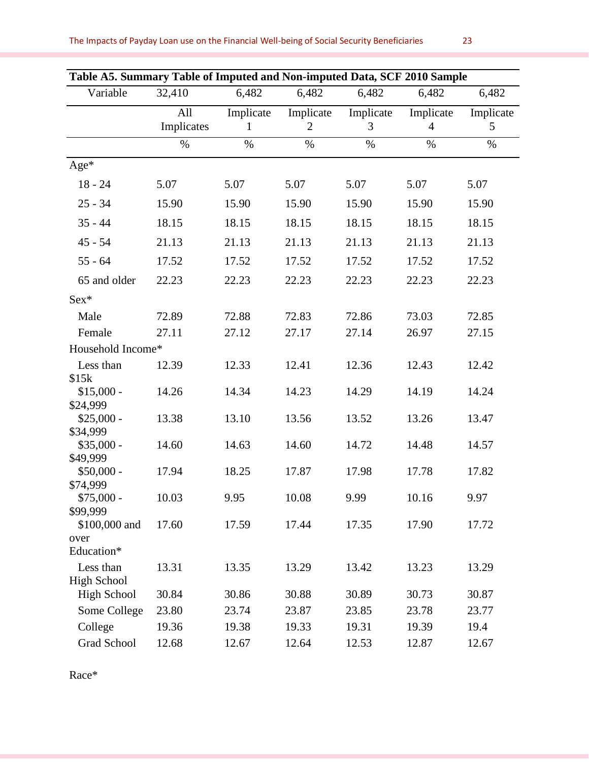**Table A5. Summary Table of Imputed and Non-imputed Data, SCF 2010 Sample**

| Variable | 32,410 | 6,482 | 6,482 | 6,482 | 6,482 | 6,482 |
|---|---|---|---|---|---|---|
| | All Implicates | Implicate 1 | Implicate 2 | Implicate 3 | Implicate 4 | Implicate 5 |
| | % | % | % | % | % | % |
| Age* | | | | | | |
| 18 - 24 | 5.07 | 5.07 | 5.07 | 5.07 | 5.07 | 5.07 |
| 25 - 34 | 15.90 | 15.90 | 15.90 | 15.90 | 15.90 | 15.90 |
| 35 - 44 | 18.15 | 18.15 | 18.15 | 18.15 | 18.15 | 18.15 |
| 45 - 54 | 21.13 | 21.13 | 21.13 | 21.13 | 21.13 | 21.13 |
| 55 - 64 | 17.52 | 17.52 | 17.52 | 17.52 | 17.52 | 17.52 |
| 65 and older | 22.23 | 22.23 | 22.23 | 22.23 | 22.23 | 22.23 |
| Sex* | | | | | | |
| Male | 72.89 | 72.88 | 72.83 | 72.86 | 73.03 | 72.85 |
| Female | 27.11 | 27.12 | 27.17 | 27.14 | 26.97 | 27.15 |
| Household Income* | | | | | | |
| Less than $15k | 12.39 | 12.33 | 12.41 | 12.36 | 12.43 | 12.42 |
| $15,000 - $24,999 | 14.26 | 14.34 | 14.23 | 14.29 | 14.19 | 14.24 |
| $25,000 - $34,999 | 13.38 | 13.10 | 13.56 | 13.52 | 13.26 | 13.47 |
| $35,000 - $49,999 | 14.60 | 14.63 | 14.60 | 14.72 | 14.48 | 14.57 |
| $50,000 - $74,999 | 17.94 | 18.25 | 17.87 | 17.98 | 17.78 | 17.82 |
| $75,000 - $99,999 | 10.03 | 9.95 | 10.08 | 9.99 | 10.16 | 9.97 |
| $100,000 and over | 17.60 | 17.59 | 17.44 | 17.35 | 17.90 | 17.72 |
| Education* | | | | | | |
| Less than High School | 13.31 | 13.35 | 13.29 | 13.42 | 13.23 | 13.29 |
| High School | 30.84 | 30.86 | 30.88 | 30.89 | 30.73 | 30.87 |
| Some College | 23.80 | 23.74 | 23.87 | 23.85 | 23.78 | 23.77 |
| College | 19.36 | 19.38 | 19.33 | 19.31 | 19.39 | 19.4 |
| Grad School | 12.68 | 12.67 | 12.64 | 12.53 | 12.87 | 12.67 |
| Race* | | | | | | |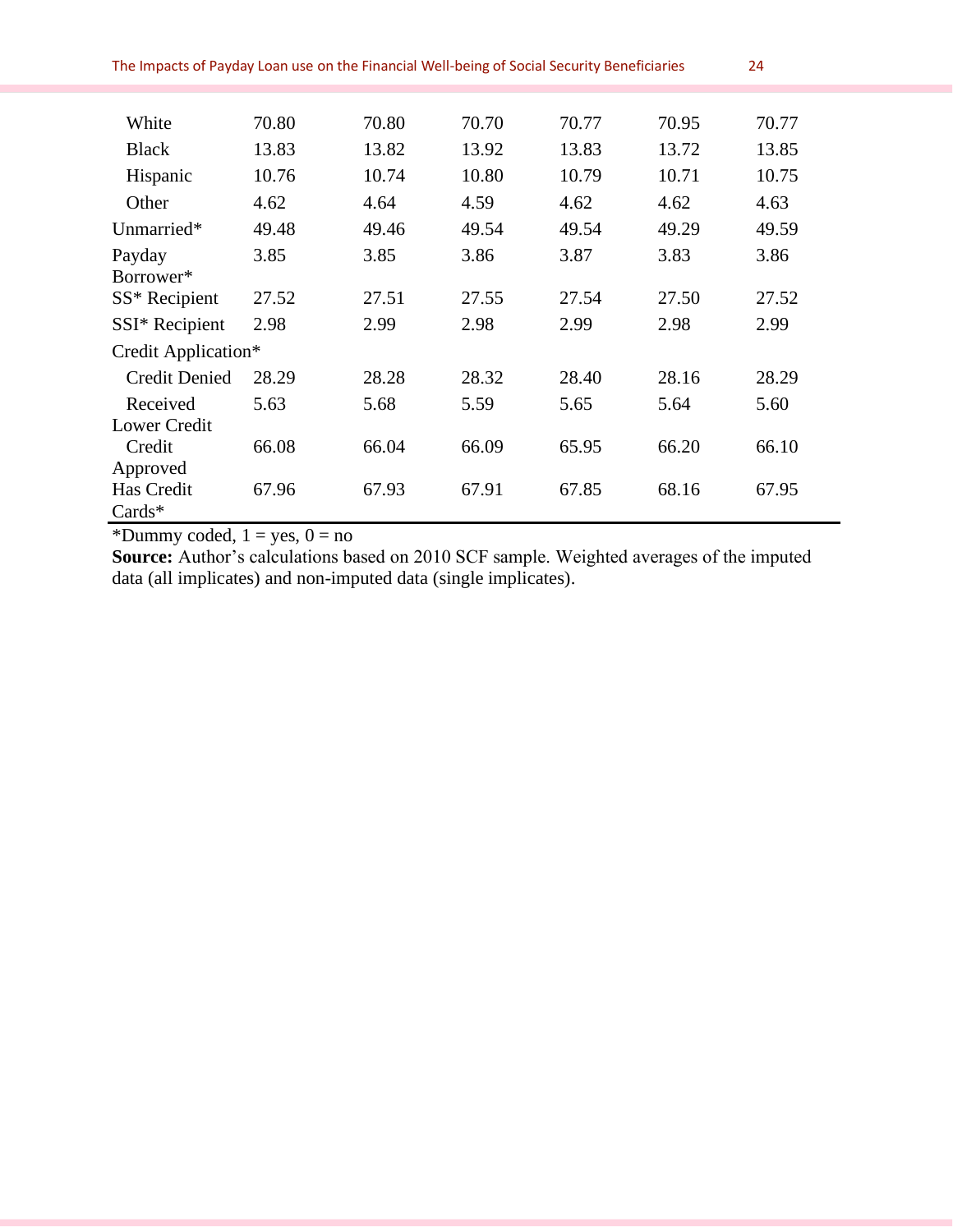| | | | | | | |
|---|---|---|---|---|---|---|
| White | 70.80 | 70.80 | 70.70 | 70.77 | 70.95 | 70.77 |
| Black | 13.83 | 13.82 | 13.92 | 13.83 | 13.72 | 13.85 |
| Hispanic | 10.76 | 10.74 | 10.80 | 10.79 | 10.71 | 10.75 |
| Other | 4.62 | 4.64 | 4.59 | 4.62 | 4.62 | 4.63 |
| Unmarried* | 49.48 | 49.46 | 49.54 | 49.54 | 49.29 | 49.59 |
| Payday Borrower* | 3.85 | 3.85 | 3.86 | 3.87 | 3.83 | 3.86 |
| SS* Recipient | 27.52 | 27.51 | 27.55 | 27.54 | 27.50 | 27.52 |
| SSI* Recipient | 2.98 | 2.99 | 2.98 | 2.99 | 2.98 | 2.99 |
| Credit Application* | | | | | | |
| Credit Denied | 28.29 | 28.28 | 28.32 | 28.40 | 28.16 | 28.29 |
| Received Lower Credit | 5.63 | 5.68 | 5.59 | 5.65 | 5.64 | 5.60 |
| Credit Approved | 66.08 | 66.04 | 66.09 | 65.95 | 66.20 | 66.10 |
| Has Credit Cards* | 67.96 | 67.93 | 67.91 | 67.85 | 68.16 | 67.95 |

*Dummy coded, 1 = yes, 0 = no

**Source:** Author's calculations based on 2010 SCF sample. Weighted averages of the imputed data (all implicates) and non-imputed data (single implicates).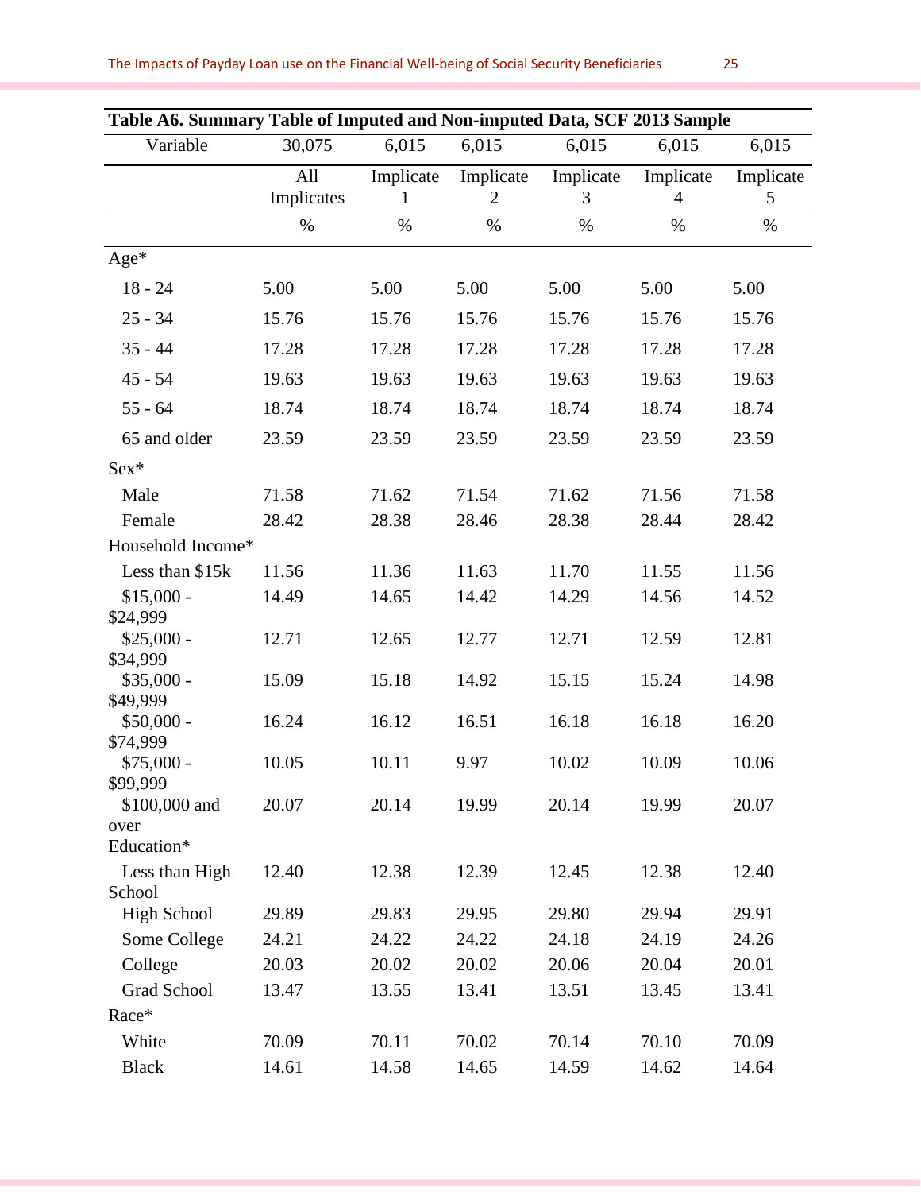**Table A6. Summary Table of Imputed and Non-imputed Data, SCF 2013 Sample**

| Variable | 30,075 | 6,015 | 6,015 | 6,015 | 6,015 | 6,015 |
|---|---|---|---|---|---|---|
| | All Implicates | Implicate 1 | Implicate 2 | Implicate 3 | Implicate 4 | Implicate 5 |
| | % | % | % | % | % | % |
| Age* | | | | | | |
| 18 - 24 | 5.00 | 5.00 | 5.00 | 5.00 | 5.00 | 5.00 |
| 25 - 34 | 15.76 | 15.76 | 15.76 | 15.76 | 15.76 | 15.76 |
| 35 - 44 | 17.28 | 17.28 | 17.28 | 17.28 | 17.28 | 17.28 |
| 45 - 54 | 19.63 | 19.63 | 19.63 | 19.63 | 19.63 | 19.63 |
| 55 - 64 | 18.74 | 18.74 | 18.74 | 18.74 | 18.74 | 18.74 |
| 65 and older | 23.59 | 23.59 | 23.59 | 23.59 | 23.59 | 23.59 |
| Sex* | | | | | | |
| Male | 71.58 | 71.62 | 71.54 | 71.62 | 71.56 | 71.58 |
| Female | 28.42 | 28.38 | 28.46 | 28.38 | 28.44 | 28.42 |
| Household Income* | | | | | | |
| Less than $15k | 11.56 | 11.36 | 11.63 | 11.70 | 11.55 | 11.56 |
| $15,000 - $24,999 | 14.49 | 14.65 | 14.42 | 14.29 | 14.56 | 14.52 |
| $25,000 - $34,999 | 12.71 | 12.65 | 12.77 | 12.71 | 12.59 | 12.81 |
| $35,000 - $49,999 | 15.09 | 15.18 | 14.92 | 15.15 | 15.24 | 14.98 |
| $50,000 - $74,999 | 16.24 | 16.12 | 16.51 | 16.18 | 16.18 | 16.20 |
| $75,000 - $99,999 | 10.05 | 10.11 | 9.97 | 10.02 | 10.09 | 10.06 |
| $100,000 and over | 20.07 | 20.14 | 19.99 | 20.14 | 19.99 | 20.07 |
| Education* | | | | | | |
| Less than High School | 12.40 | 12.38 | 12.39 | 12.45 | 12.38 | 12.40 |
| High School | 29.89 | 29.83 | 29.95 | 29.80 | 29.94 | 29.91 |
| Some College | 24.21 | 24.22 | 24.22 | 24.18 | 24.19 | 24.26 |
| College | 20.03 | 20.02 | 20.02 | 20.06 | 20.04 | 20.01 |
| Grad School | 13.47 | 13.55 | 13.41 | 13.51 | 13.45 | 13.41 |
| Race* | | | | | | |
| White | 70.09 | 70.11 | 70.02 | 70.14 | 70.10 | 70.09 |
| Black | 14.61 | 14.58 | 14.65 | 14.59 | 14.62 | 14.64 |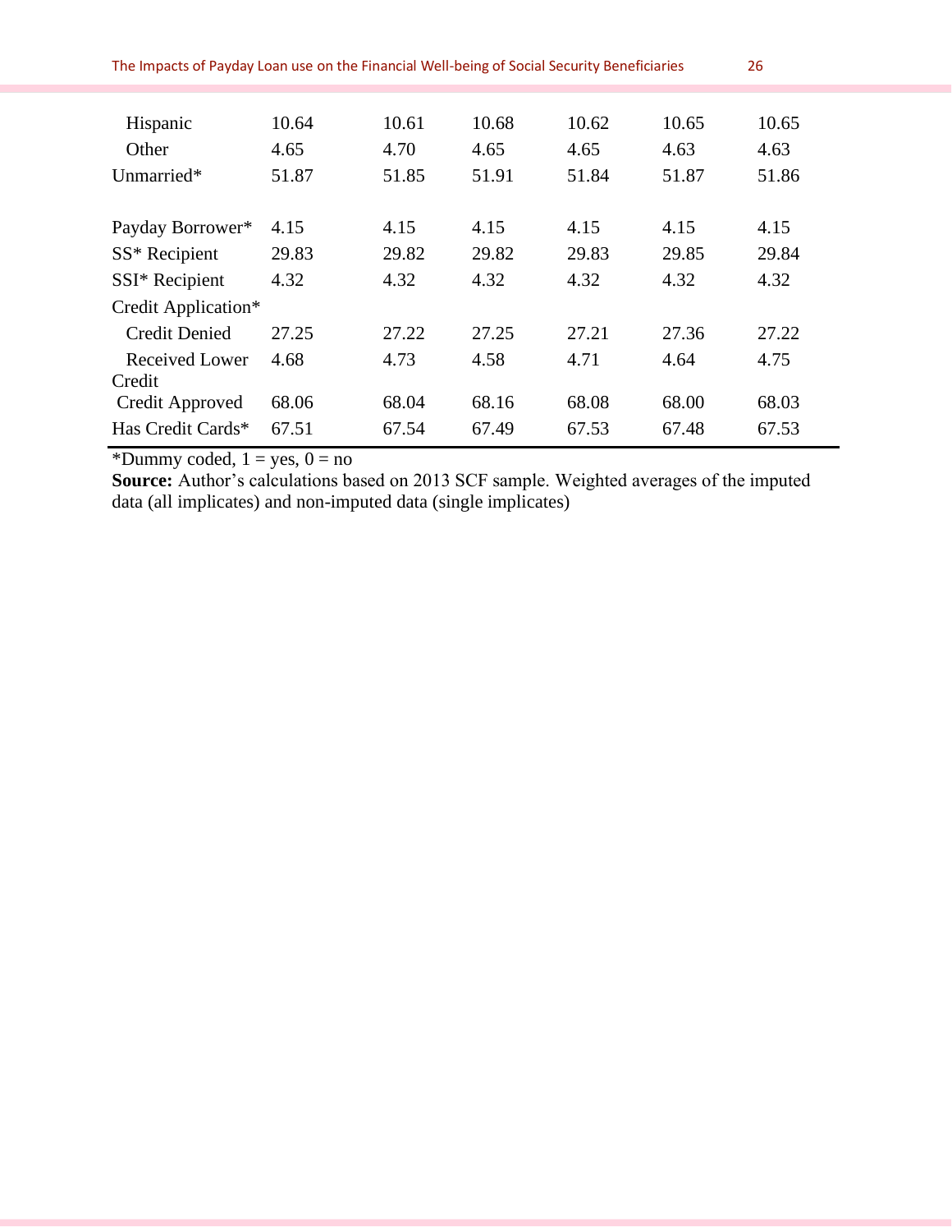| | | | | | | |
|---|---|---|---|---|---|---|
| Hispanic | 10.64 | 10.61 | 10.68 | 10.62 | 10.65 | 10.65 |
| Other | 4.65 | 4.70 | 4.65 | 4.65 | 4.63 | 4.63 |
| Unmarried* | 51.87 | 51.85 | 51.91 | 51.84 | 51.87 | 51.86 |
| | | | | | | |
| Payday Borrower* | 4.15 | 4.15 | 4.15 | 4.15 | 4.15 | 4.15 |
| SS* Recipient | 29.83 | 29.82 | 29.82 | 29.83 | 29.85 | 29.84 |
| SSI* Recipient | 4.32 | 4.32 | 4.32 | 4.32 | 4.32 | 4.32 |
| Credit Application* | | | | | | |
| Credit Denied | 27.25 | 27.22 | 27.25 | 27.21 | 27.36 | 27.22 |
| Received Lower Credit | 4.68 | 4.73 | 4.58 | 4.71 | 4.64 | 4.75 |
| Credit Approved | 68.06 | 68.04 | 68.16 | 68.08 | 68.00 | 68.03 |
| Has Credit Cards* | 67.51 | 67.54 | 67.49 | 67.53 | 67.48 | 67.53 |

*Dummy coded, 1 = yes, 0 = no

**Source:** Author's calculations based on 2013 SCF sample. Weighted averages of the imputed data (all implicates) and non-imputed data (single implicates)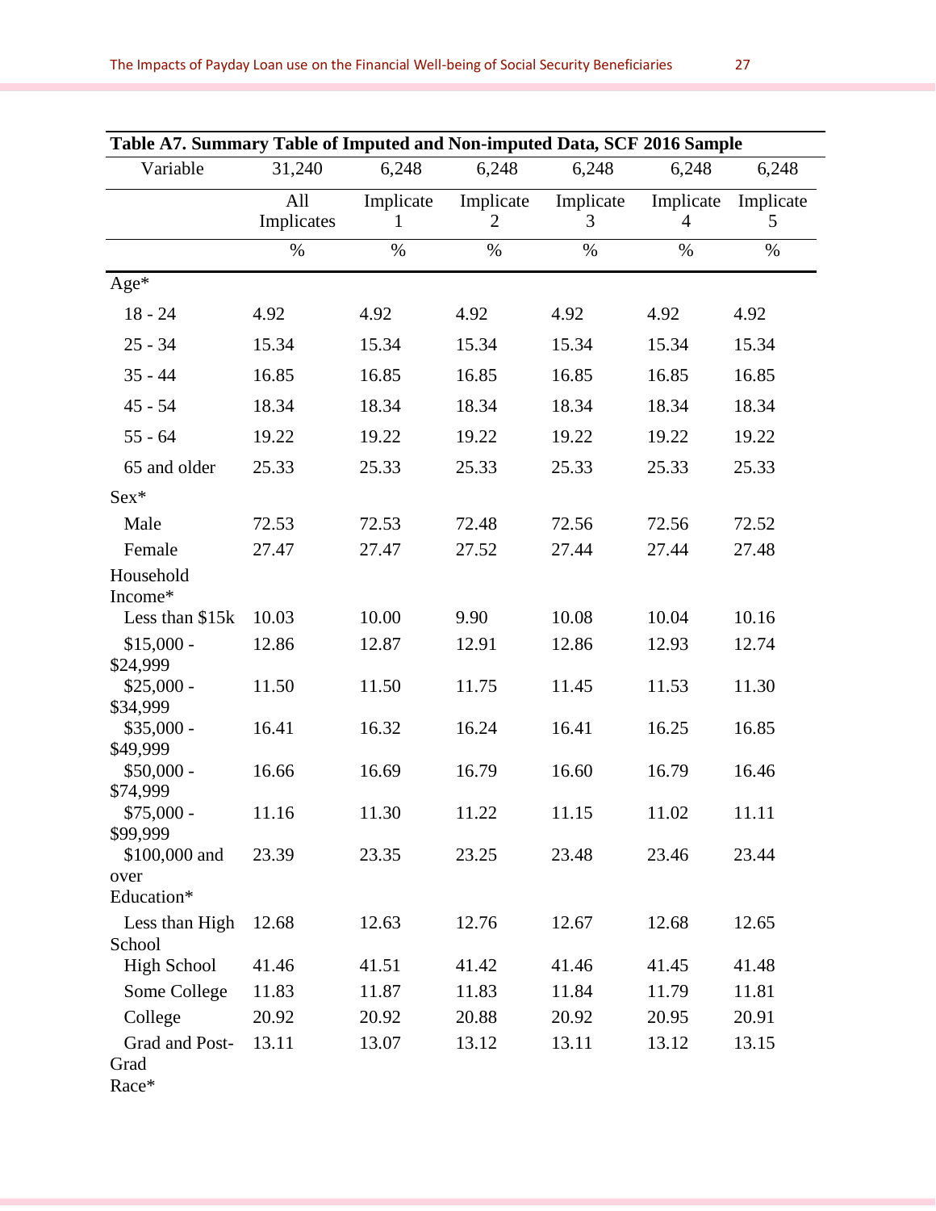**Table A7. Summary Table of Imputed and Non-imputed Data, SCF 2016 Sample**

| Variable | 31,240 | 6,248 | 6,248 | 6,248 | 6,248 | 6,248 |
|---|---|---|---|---|---|---|
| | All Implicates | Implicate 1 | Implicate 2 | Implicate 3 | Implicate 4 | Implicate 5 |
| | % | % | % | % | % | % |
| Age* | | | | | | |
| 18 - 24 | 4.92 | 4.92 | 4.92 | 4.92 | 4.92 | 4.92 |
| 25 - 34 | 15.34 | 15.34 | 15.34 | 15.34 | 15.34 | 15.34 |
| 35 - 44 | 16.85 | 16.85 | 16.85 | 16.85 | 16.85 | 16.85 |
| 45 - 54 | 18.34 | 18.34 | 18.34 | 18.34 | 18.34 | 18.34 |
| 55 - 64 | 19.22 | 19.22 | 19.22 | 19.22 | 19.22 | 19.22 |
| 65 and older | 25.33 | 25.33 | 25.33 | 25.33 | 25.33 | 25.33 |
| Sex* | | | | | | |
| Male | 72.53 | 72.53 | 72.48 | 72.56 | 72.56 | 72.52 |
| Female | 27.47 | 27.47 | 27.52 | 27.44 | 27.44 | 27.48 |
| Household Income* | | | | | | |
| Less than $15k | 10.03 | 10.00 | 9.90 | 10.08 | 10.04 | 10.16 |
| $15,000 - $24,999 | 12.86 | 12.87 | 12.91 | 12.86 | 12.93 | 12.74 |
| $25,000 - $34,999 | 11.50 | 11.50 | 11.75 | 11.45 | 11.53 | 11.30 |
| $35,000 - $49,999 | 16.41 | 16.32 | 16.24 | 16.41 | 16.25 | 16.85 |
| $50,000 - $74,999 | 16.66 | 16.69 | 16.79 | 16.60 | 16.79 | 16.46 |
| $75,000 - $99,999 | 11.16 | 11.30 | 11.22 | 11.15 | 11.02 | 11.11 |
| $100,000 and over | 23.39 | 23.35 | 23.25 | 23.48 | 23.46 | 23.44 |
| Education* | | | | | | |
| Less than High School | 12.68 | 12.63 | 12.76 | 12.67 | 12.68 | 12.65 |
| High School | 41.46 | 41.51 | 41.42 | 41.46 | 41.45 | 41.48 |
| Some College | 11.83 | 11.87 | 11.83 | 11.84 | 11.79 | 11.81 |
| College | 20.92 | 20.92 | 20.88 | 20.92 | 20.95 | 20.91 |
| Grad and Post-Grad | 13.11 | 13.07 | 13.12 | 13.11 | 13.12 | 13.15 |
| Race* | | | | | | |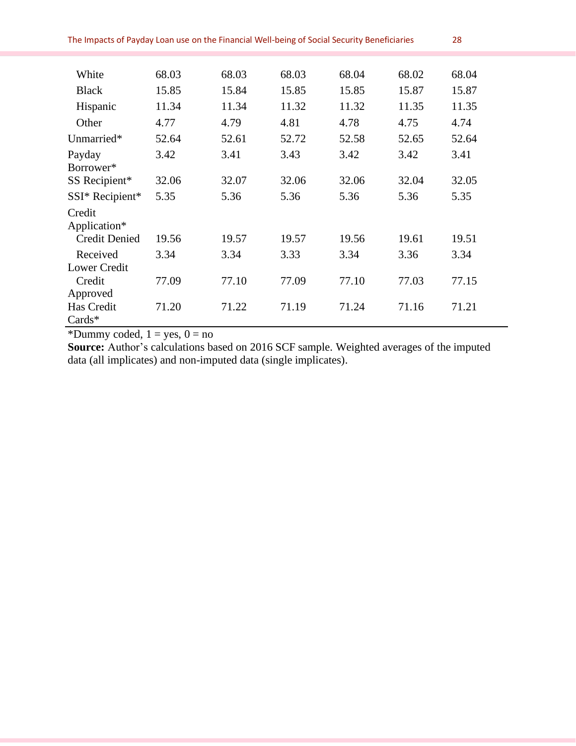| | | | | | | |
|---|---|---|---|---|---|---|
| White | 68.03 | 68.03 | 68.03 | 68.04 | 68.02 | 68.04 |
| Black | 15.85 | 15.84 | 15.85 | 15.85 | 15.87 | 15.87 |
| Hispanic | 11.34 | 11.34 | 11.32 | 11.32 | 11.35 | 11.35 |
| Other | 4.77 | 4.79 | 4.81 | 4.78 | 4.75 | 4.74 |
| Unmarried* | 52.64 | 52.61 | 52.72 | 52.58 | 52.65 | 52.64 |
| Payday Borrower* | 3.42 | 3.41 | 3.43 | 3.42 | 3.42 | 3.41 |
| SS Recipient* | 32.06 | 32.07 | 32.06 | 32.06 | 32.04 | 32.05 |
| SSI* Recipient* | 5.35 | 5.36 | 5.36 | 5.36 | 5.36 | 5.35 |
| Credit Application* | | | | | | |
| Credit Denied | 19.56 | 19.57 | 19.57 | 19.56 | 19.61 | 19.51 |
| Received Lower Credit | 3.34 | 3.34 | 3.33 | 3.34 | 3.36 | 3.34 |
| Credit Approved | 77.09 | 77.10 | 77.09 | 77.10 | 77.03 | 77.15 |
| Has Credit Cards* | 71.20 | 71.22 | 71.19 | 71.24 | 71.16 | 71.21 |

*Dummy coded, 1 = yes, 0 = no

**Source:** Author's calculations based on 2016 SCF sample. Weighted averages of the imputed data (all implicates) and non-imputed data (single implicates).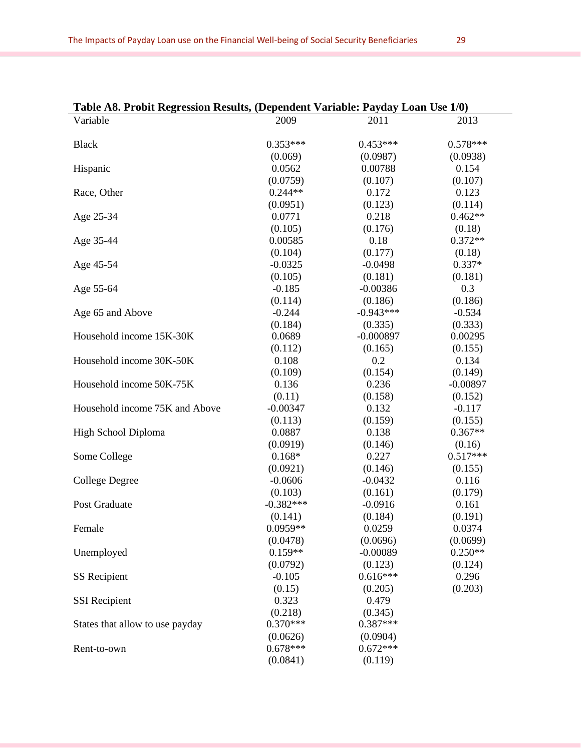**Table A8. Probit Regression Results, (Dependent Variable: Payday Loan Use 1/0)**

| Variable | 2009 | 2011 | 2013 |
|---|---|---|---|
| Black | 0.353*** | 0.453*** | 0.578*** |
| | (0.069) | (0.0987) | (0.0938) |
| Hispanic | 0.0562 | 0.00788 | 0.154 |
| | (0.0759) | (0.107) | (0.107) |
| Race, Other | 0.244** | 0.172 | 0.123 |
| | (0.0951) | (0.123) | (0.114) |
| Age 25-34 | 0.0771 | 0.218 | 0.462** |
| | (0.105) | (0.176) | (0.18) |
| Age 35-44 | 0.00585 | 0.18 | 0.372** |
| | (0.104) | (0.177) | (0.18) |
| Age 45-54 | -0.0325 | -0.0498 | 0.337* |
| | (0.105) | (0.181) | (0.181) |
| Age 55-64 | -0.185 | -0.00386 | 0.3 |
| | (0.114) | (0.186) | (0.186) |
| Age 65 and Above | -0.244 | -0.943*** | -0.534 |
| | (0.184) | (0.335) | (0.333) |
| Household income 15K-30K | 0.0689 | -0.000897 | 0.00295 |
| | (0.112) | (0.165) | (0.155) |
| Household income 30K-50K | 0.108 | 0.2 | 0.134 |
| | (0.109) | (0.154) | (0.149) |
| Household income 50K-75K | 0.136 | 0.236 | -0.00897 |
| | (0.11) | (0.158) | (0.152) |
| Household income 75K and Above | -0.00347 | 0.132 | -0.117 |
| | (0.113) | (0.159) | (0.155) |
| High School Diploma | 0.0887 | 0.138 | 0.367** |
| | (0.0919) | (0.146) | (0.16) |
| Some College | 0.168* | 0.227 | 0.517*** |
| | (0.0921) | (0.146) | (0.155) |
| College Degree | -0.0606 | -0.0432 | 0.116 |
| | (0.103) | (0.161) | (0.179) |
| Post Graduate | -0.382*** | -0.0916 | 0.161 |
| | (0.141) | (0.184) | (0.191) |
| Female | 0.0959** | 0.0259 | 0.0374 |
| | (0.0478) | (0.0696) | (0.0699) |
| Unemployed | 0.159** | -0.00089 | 0.250** |
| | (0.0792) | (0.123) | (0.124) |
| SS Recipient | -0.105 | 0.616*** | 0.296 |
| | (0.15) | (0.205) | (0.203) |
| SSI Recipient | 0.323 | 0.479 | |
| | (0.218) | (0.345) | |
| States that allow to use payday | 0.370*** | 0.387*** | |
| | (0.0626) | (0.0904) | |
| Rent-to-own | 0.678*** | 0.672*** | |
| | (0.0841) | (0.119) | |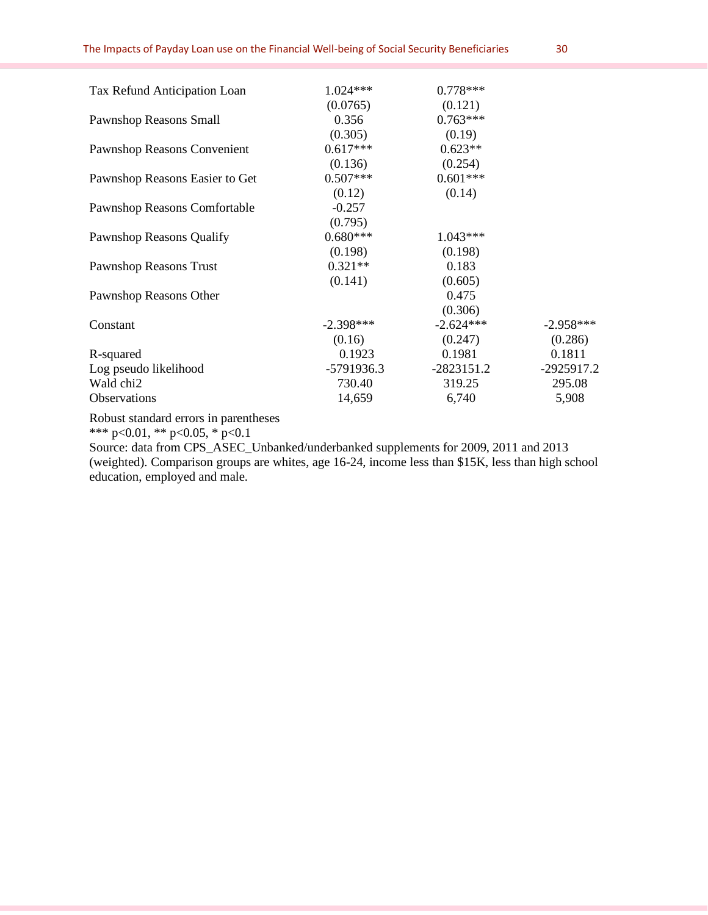| | | | |
|---|---|---|---|
| Tax Refund Anticipation Loan | 1.024*** | 0.778*** | |
| | (0.0765) | (0.121) | |
| Pawnshop Reasons Small | 0.356 | 0.763*** | |
| | (0.305) | (0.19) | |
| Pawnshop Reasons Convenient | 0.617*** | 0.623** | |
| | (0.136) | (0.254) | |
| Pawnshop Reasons Easier to Get | 0.507*** | 0.601*** | |
| | (0.12) | (0.14) | |
| Pawnshop Reasons Comfortable | -0.257 | | |
| | (0.795) | | |
| Pawnshop Reasons Qualify | 0.680*** | 1.043*** | |
| | (0.198) | (0.198) | |
| Pawnshop Reasons Trust | 0.321** | 0.183 | |
| | (0.141) | (0.605) | |
| Pawnshop Reasons Other | | 0.475 | |
| | | (0.306) | |
| Constant | -2.398*** | -2.624*** | -2.958*** |
| | (0.16) | (0.247) | (0.286) |
| R-squared | 0.1923 | 0.1981 | 0.1811 |
| Log pseudo likelihood | -5791936.3 | -2823151.2 | -2925917.2 |
| Wald chi2 | 730.40 | 319.25 | 295.08 |
| Observations | 14,659 | 6,740 | 5,908 |

Robust standard errors in parentheses

*** p<0.01, ** p<0.05, * p<0.1

Source: data from CPS_ASEC_Unbanked/underbanked supplements for 2009, 2011 and 2013 (weighted). Comparison groups are whites, age 16-24, income less than $15K, less than high school education, employed and male.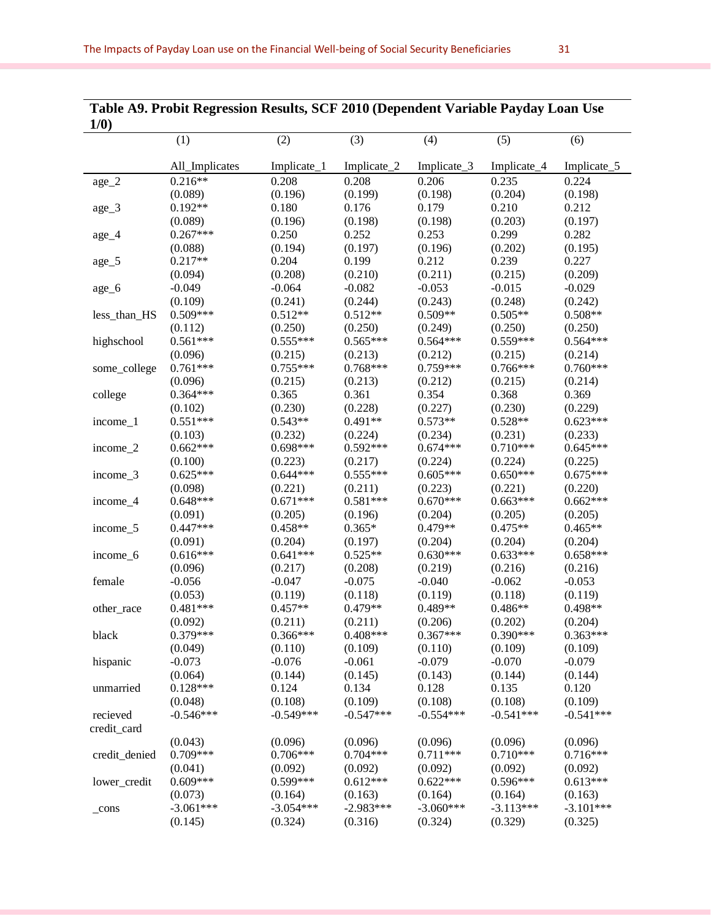**Table A9. Probit Regression Results, SCF 2010 (Dependent Variable Payday Loan Use 1/0)**

| | (1) | (2) | (3) | (4) | (5) | (6) |
|---|---|---|---|---|---|---|
| | All_Implicates | Implicate_1 | Implicate_2 | Implicate_3 | Implicate_4 | Implicate_5 |
| age_2 | 0.216** | 0.208 | 0.208 | 0.206 | 0.235 | 0.224 |
| | (0.089) | (0.196) | (0.199) | (0.198) | (0.204) | (0.198) |
| age_3 | 0.192** | 0.180 | 0.176 | 0.179 | 0.210 | 0.212 |
| | (0.089) | (0.196) | (0.198) | (0.198) | (0.203) | (0.197) |
| age_4 | 0.267*** | 0.250 | 0.252 | 0.253 | 0.299 | 0.282 |
| | (0.088) | (0.194) | (0.197) | (0.196) | (0.202) | (0.195) |
| age_5 | 0.217** | 0.204 | 0.199 | 0.212 | 0.239 | 0.227 |
| | (0.094) | (0.208) | (0.210) | (0.211) | (0.215) | (0.209) |
| age_6 | -0.049 | -0.064 | -0.082 | -0.053 | -0.015 | -0.029 |
| | (0.109) | (0.241) | (0.244) | (0.243) | (0.248) | (0.242) |
| less_than_HS | 0.509*** | 0.512** | 0.512** | 0.509** | 0.505** | 0.508** |
| | (0.112) | (0.250) | (0.250) | (0.249) | (0.250) | (0.250) |
| highschool | 0.561*** | 0.555*** | 0.565*** | 0.564*** | 0.559*** | 0.564*** |
| | (0.096) | (0.215) | (0.213) | (0.212) | (0.215) | (0.214) |
| some_college | 0.761*** | 0.755*** | 0.768*** | 0.759*** | 0.766*** | 0.760*** |
| | (0.096) | (0.215) | (0.213) | (0.212) | (0.215) | (0.214) |
| college | 0.364*** | 0.365 | 0.361 | 0.354 | 0.368 | 0.369 |
| | (0.102) | (0.230) | (0.228) | (0.227) | (0.230) | (0.229) |
| income_1 | 0.551*** | 0.543** | 0.491** | 0.573** | 0.528** | 0.623*** |
| | (0.103) | (0.232) | (0.224) | (0.234) | (0.231) | (0.233) |
| income_2 | 0.662*** | 0.698*** | 0.592*** | 0.674*** | 0.710*** | 0.645*** |
| | (0.100) | (0.223) | (0.217) | (0.224) | (0.224) | (0.225) |
| income_3 | 0.625*** | 0.644*** | 0.555*** | 0.605*** | 0.650*** | 0.675*** |
| | (0.098) | (0.221) | (0.211) | (0.223) | (0.221) | (0.220) |
| income_4 | 0.648*** | 0.671*** | 0.581*** | 0.670*** | 0.663*** | 0.662*** |
| | (0.091) | (0.205) | (0.196) | (0.204) | (0.205) | (0.205) |
| income_5 | 0.447*** | 0.458** | 0.365* | 0.479** | 0.475** | 0.465** |
| | (0.091) | (0.204) | (0.197) | (0.204) | (0.204) | (0.204) |
| income_6 | 0.616*** | 0.641*** | 0.525** | 0.630*** | 0.633*** | 0.658*** |
| | (0.096) | (0.217) | (0.208) | (0.219) | (0.216) | (0.216) |
| female | -0.056 | -0.047 | -0.075 | -0.040 | -0.062 | -0.053 |
| | (0.053) | (0.119) | (0.118) | (0.119) | (0.118) | (0.119) |
| other_race | 0.481*** | 0.457** | 0.479** | 0.489** | 0.486** | 0.498** |
| | (0.092) | (0.211) | (0.211) | (0.206) | (0.202) | (0.204) |
| black | 0.379*** | 0.366*** | 0.408*** | 0.367*** | 0.390*** | 0.363*** |
| | (0.049) | (0.110) | (0.109) | (0.110) | (0.109) | (0.109) |
| hispanic | -0.073 | -0.076 | -0.061 | -0.079 | -0.070 | -0.079 |
| | (0.064) | (0.144) | (0.145) | (0.143) | (0.144) | (0.144) |
| unmarried | 0.128*** | 0.124 | 0.134 | 0.128 | 0.135 | 0.120 |
| | (0.048) | (0.108) | (0.109) | (0.108) | (0.108) | (0.109) |
| recieved credit_card | -0.546*** | -0.549*** | -0.547*** | -0.554*** | -0.541*** | -0.541*** |
| | (0.043) | (0.096) | (0.096) | (0.096) | (0.096) | (0.096) |
| credit_denied | 0.709*** | 0.706*** | 0.704*** | 0.711*** | 0.710*** | 0.716*** |
| | (0.041) | (0.092) | (0.092) | (0.092) | (0.092) | (0.092) |
| lower_credit | 0.609*** | 0.599*** | 0.612*** | 0.622*** | 0.596*** | 0.613*** |
| | (0.073) | (0.164) | (0.163) | (0.164) | (0.164) | (0.163) |
| _cons | -3.061*** | -3.054*** | -2.983*** | -3.060*** | -3.113*** | -3.101*** |
| | (0.145) | (0.324) | (0.316) | (0.324) | (0.329) | (0.325) |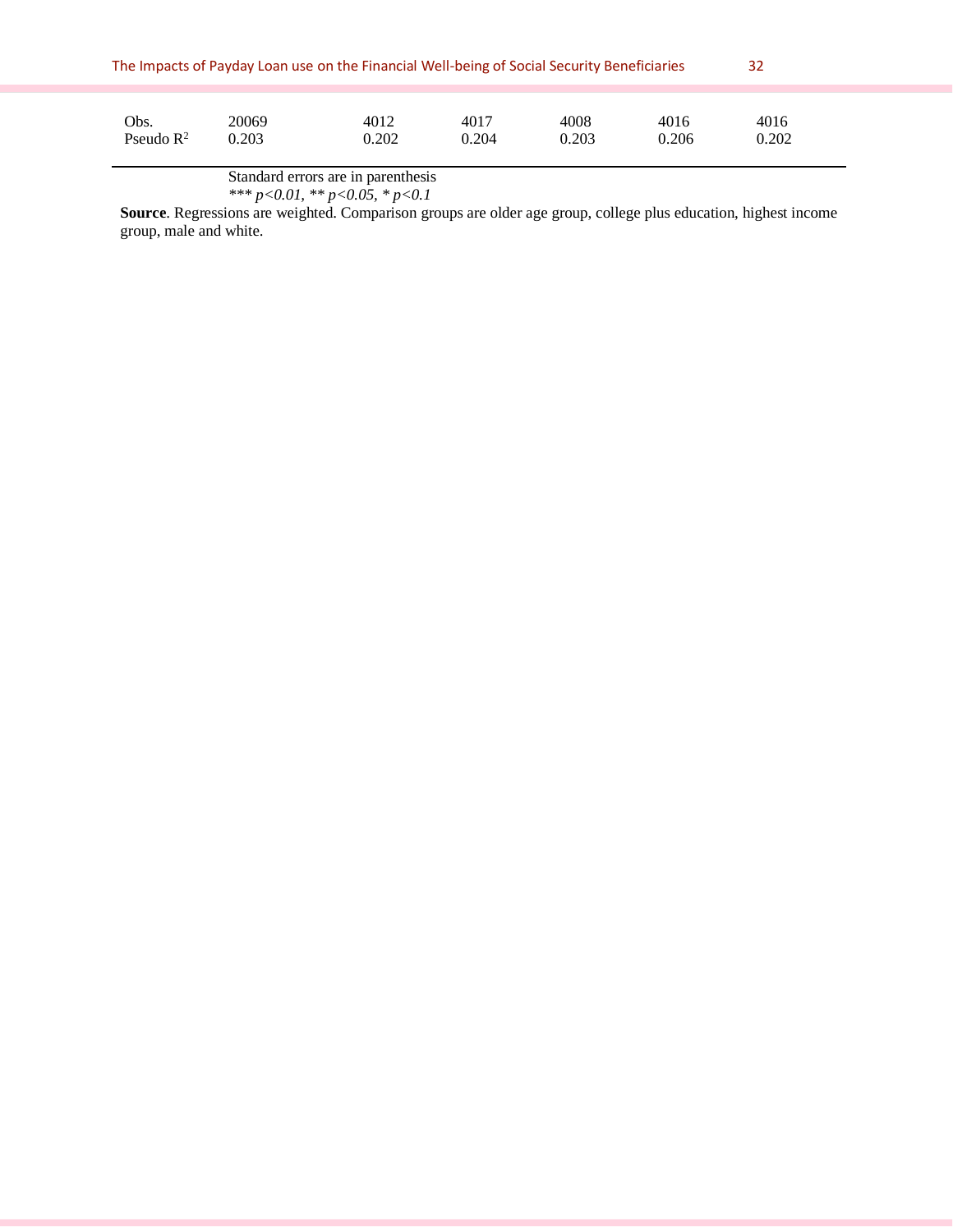| | | | | | | |
|---|---|---|---|---|---|---|
| Obs. | 20069 | 4012 | 4017 | 4008 | 4016 | 4016 |
| Pseudo $R^2$ | 0.203 | 0.202 | 0.204 | 0.203 | 0.206 | 0.202 |

Standard errors are in parenthesis

*** $p<0.01$, ** $p<0.05$, * $p<0.1$

**Source**. Regressions are weighted. Comparison groups are older age group, college plus education, highest income group, male and white.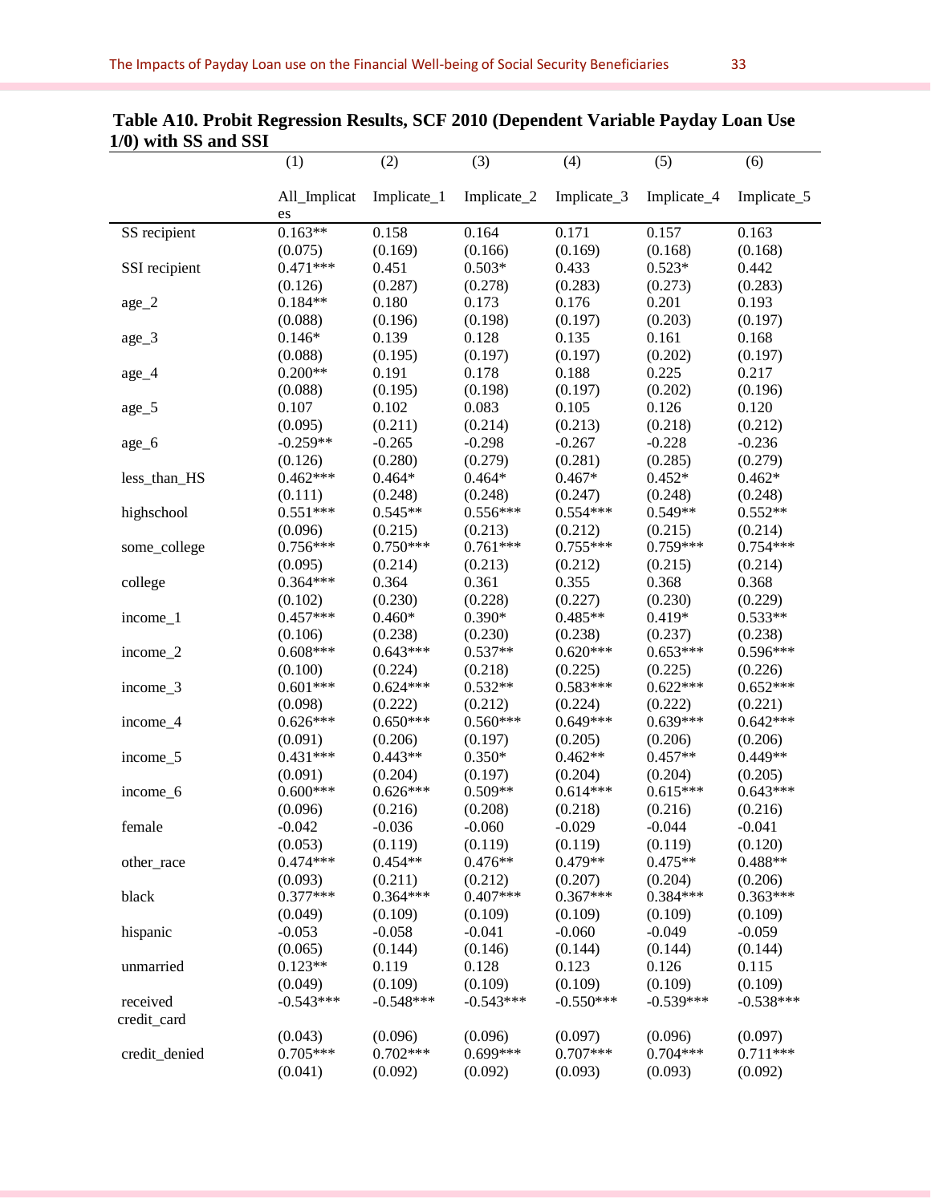**Table A10. Probit Regression Results, SCF 2010 (Dependent Variable Payday Loan Use 1/0) with SS and SSI**

| | (1) | (2) | (3) | (4) | (5) | (6) |
|---|---|---|---|---|---|---|
| | All_Implicates | Implicate_1 | Implicate_2 | Implicate_3 | Implicate_4 | Implicate_5 |
| SS recipient | 0.163** | 0.158 | 0.164 | 0.171 | 0.157 | 0.163 |
| | (0.075) | (0.169) | (0.166) | (0.169) | (0.168) | (0.168) |
| SSI recipient | 0.471*** | 0.451 | 0.503* | 0.433 | 0.523* | 0.442 |
| | (0.126) | (0.287) | (0.278) | (0.283) | (0.273) | (0.283) |
| age_2 | 0.184** | 0.180 | 0.173 | 0.176 | 0.201 | 0.193 |
| | (0.088) | (0.196) | (0.198) | (0.197) | (0.203) | (0.197) |
| age_3 | 0.146* | 0.139 | 0.128 | 0.135 | 0.161 | 0.168 |
| | (0.088) | (0.195) | (0.197) | (0.197) | (0.202) | (0.197) |
| age_4 | 0.200** | 0.191 | 0.178 | 0.188 | 0.225 | 0.217 |
| | (0.088) | (0.195) | (0.198) | (0.197) | (0.202) | (0.196) |
| age_5 | 0.107 | 0.102 | 0.083 | 0.105 | 0.126 | 0.120 |
| | (0.095) | (0.211) | (0.214) | (0.213) | (0.218) | (0.212) |
| age_6 | -0.259** | -0.265 | -0.298 | -0.267 | -0.228 | -0.236 |
| | (0.126) | (0.280) | (0.279) | (0.281) | (0.285) | (0.279) |
| less_than_HS | 0.462*** | 0.464* | 0.464* | 0.467* | 0.452* | 0.462* |
| | (0.111) | (0.248) | (0.248) | (0.247) | (0.248) | (0.248) |
| highschool | 0.551*** | 0.545** | 0.556*** | 0.554*** | 0.549** | 0.552** |
| | (0.096) | (0.215) | (0.213) | (0.212) | (0.215) | (0.214) |
| some_college | 0.756*** | 0.750*** | 0.761*** | 0.755*** | 0.759*** | 0.754*** |
| | (0.095) | (0.214) | (0.213) | (0.212) | (0.215) | (0.214) |
| college | 0.364*** | 0.364 | 0.361 | 0.355 | 0.368 | 0.368 |
| | (0.102) | (0.230) | (0.228) | (0.227) | (0.230) | (0.229) |
| income_1 | 0.457*** | 0.460* | 0.390* | 0.485** | 0.419* | 0.533** |
| | (0.106) | (0.238) | (0.230) | (0.238) | (0.237) | (0.238) |
| income_2 | 0.608*** | 0.643*** | 0.537** | 0.620*** | 0.653*** | 0.596*** |
| | (0.100) | (0.224) | (0.218) | (0.225) | (0.225) | (0.226) |
| income_3 | 0.601*** | 0.624*** | 0.532** | 0.583*** | 0.622*** | 0.652*** |
| | (0.098) | (0.222) | (0.212) | (0.224) | (0.222) | (0.221) |
| income_4 | 0.626*** | 0.650*** | 0.560*** | 0.649*** | 0.639*** | 0.642*** |
| | (0.091) | (0.206) | (0.197) | (0.205) | (0.206) | (0.206) |
| income_5 | 0.431*** | 0.443** | 0.350* | 0.462** | 0.457** | 0.449** |
| | (0.091) | (0.204) | (0.197) | (0.204) | (0.204) | (0.205) |
| income_6 | 0.600*** | 0.626*** | 0.509** | 0.614*** | 0.615*** | 0.643*** |
| | (0.096) | (0.216) | (0.208) | (0.218) | (0.216) | (0.216) |
| female | -0.042 | -0.036 | -0.060 | -0.029 | -0.044 | -0.041 |
| | (0.053) | (0.119) | (0.119) | (0.119) | (0.119) | (0.120) |
| other_race | 0.474*** | 0.454** | 0.476** | 0.479** | 0.475** | 0.488** |
| | (0.093) | (0.211) | (0.212) | (0.207) | (0.204) | (0.206) |
| black | 0.377*** | 0.364*** | 0.407*** | 0.367*** | 0.384*** | 0.363*** |
| | (0.049) | (0.109) | (0.109) | (0.109) | (0.109) | (0.109) |
| hispanic | -0.053 | -0.058 | -0.041 | -0.060 | -0.049 | -0.059 |
| | (0.065) | (0.144) | (0.146) | (0.144) | (0.144) | (0.144) |
| unmarried | 0.123** | 0.119 | 0.128 | 0.123 | 0.126 | 0.115 |
| | (0.049) | (0.109) | (0.109) | (0.109) | (0.109) | (0.109) |
| received credit_card | -0.543*** | -0.548*** | -0.543*** | -0.550*** | -0.539*** | -0.538*** |
| | (0.043) | (0.096) | (0.096) | (0.097) | (0.096) | (0.097) |
| credit_denied | 0.705*** | 0.702*** | 0.699*** | 0.707*** | 0.704*** | 0.711*** |
| | (0.041) | (0.092) | (0.092) | (0.093) | (0.093) | (0.092) |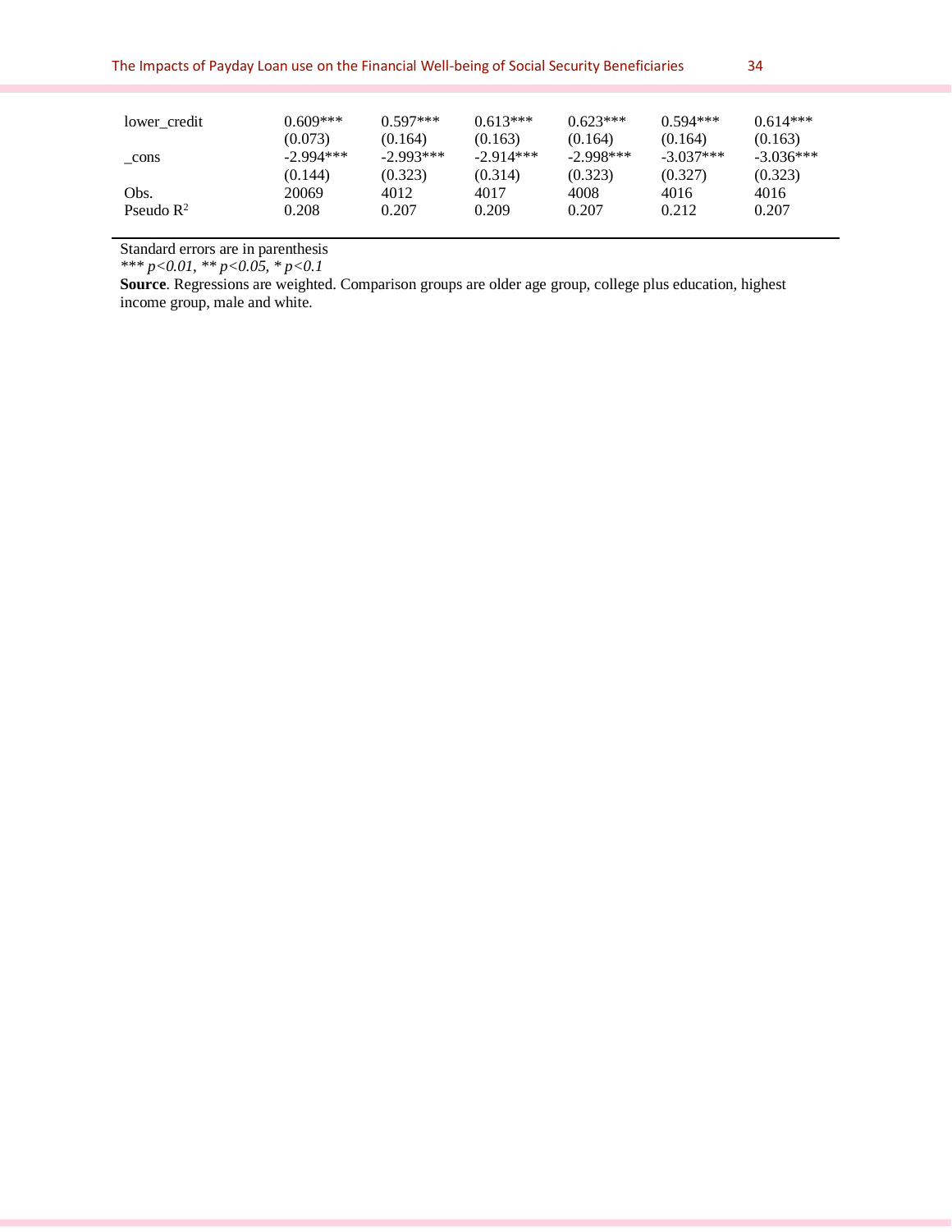| | | | | | | |
|---|---|---|---|---|---|---|
| lower_credit | 0.609*** | 0.597*** | 0.613*** | 0.623*** | 0.594*** | 0.614*** |
| | (0.073) | (0.164) | (0.163) | (0.164) | (0.164) | (0.163) |
| _cons | -2.994*** | -2.993*** | -2.914*** | -2.998*** | -3.037*** | -3.036*** |
| | (0.144) | (0.323) | (0.314) | (0.323) | (0.327) | (0.323) |
| Obs. | 20069 | 4012 | 4017 | 4008 | 4016 | 4016 |
| Pseudo $R^2$ | 0.208 | 0.207 | 0.209 | 0.207 | 0.212 | 0.207 |

Standard errors are in parenthesis

*\*\*\* p<0.01, \*\* p<0.05, \* p<0.1*

**Source**. Regressions are weighted. Comparison groups are older age group, college plus education, highest income group, male and white.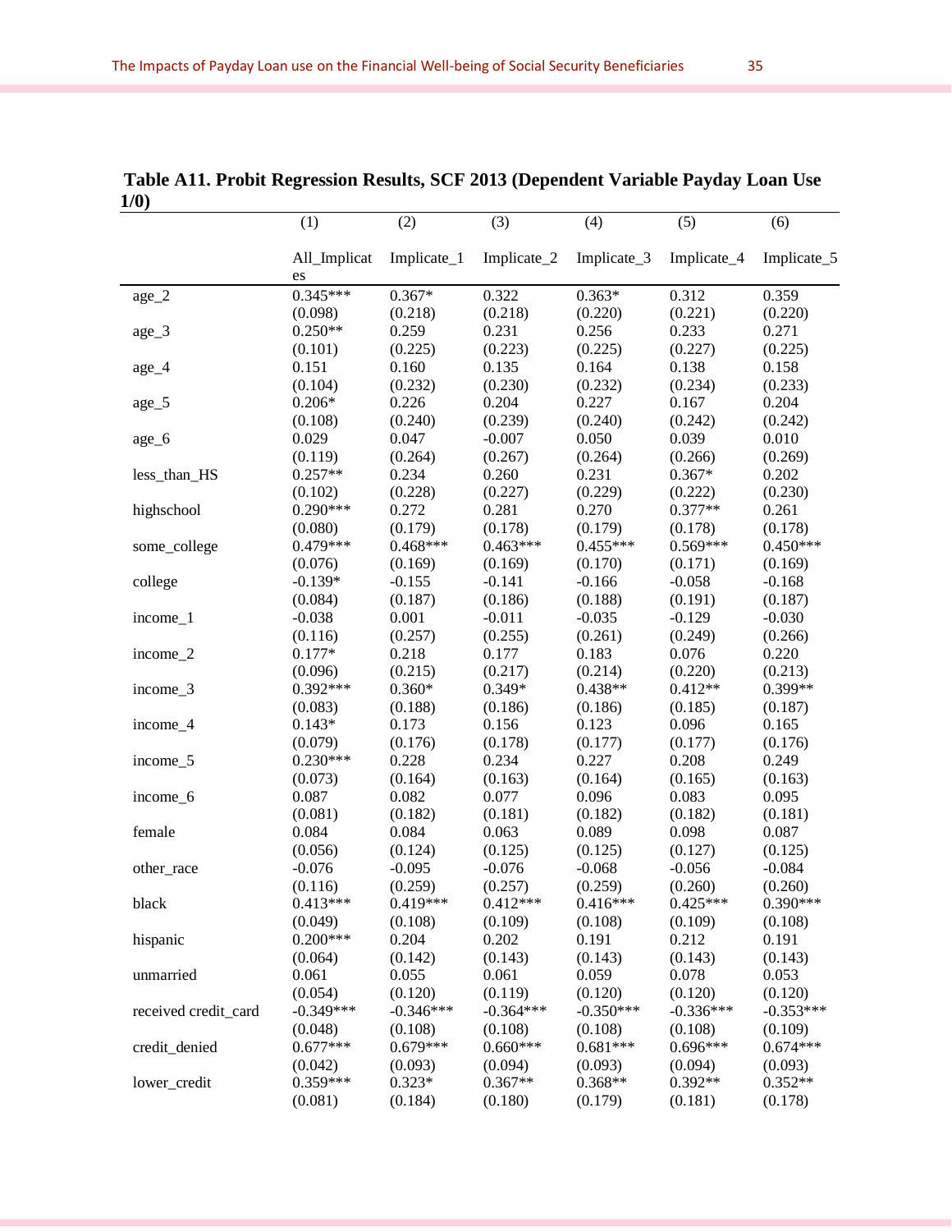**Table A11. Probit Regression Results, SCF 2013 (Dependent Variable Payday Loan Use 1/0)**

| | (1) | (2) | (3) | (4) | (5) | (6) |
|---|---|---|---|---|---|---|
| | All_Implicates | Implicate_1 | Implicate_2 | Implicate_3 | Implicate_4 | Implicate_5 |
| age_2 | 0.345*** | 0.367* | 0.322 | 0.363* | 0.312 | 0.359 |
| | (0.098) | (0.218) | (0.218) | (0.220) | (0.221) | (0.220) |
| age_3 | 0.250** | 0.259 | 0.231 | 0.256 | 0.233 | 0.271 |
| | (0.101) | (0.225) | (0.223) | (0.225) | (0.227) | (0.225) |
| age_4 | 0.151 | 0.160 | 0.135 | 0.164 | 0.138 | 0.158 |
| | (0.104) | (0.232) | (0.230) | (0.232) | (0.234) | (0.233) |
| age_5 | 0.206* | 0.226 | 0.204 | 0.227 | 0.167 | 0.204 |
| | (0.108) | (0.240) | (0.239) | (0.240) | (0.242) | (0.242) |
| age_6 | 0.029 | 0.047 | -0.007 | 0.050 | 0.039 | 0.010 |
| | (0.119) | (0.264) | (0.267) | (0.264) | (0.266) | (0.269) |
| less_than_HS | 0.257** | 0.234 | 0.260 | 0.231 | 0.367* | 0.202 |
| | (0.102) | (0.228) | (0.227) | (0.229) | (0.222) | (0.230) |
| highschool | 0.290*** | 0.272 | 0.281 | 0.270 | 0.377** | 0.261 |
| | (0.080) | (0.179) | (0.178) | (0.179) | (0.178) | (0.178) |
| some_college | 0.479*** | 0.468*** | 0.463*** | 0.455*** | 0.569*** | 0.450*** |
| | (0.076) | (0.169) | (0.169) | (0.170) | (0.171) | (0.169) |
| college | -0.139* | -0.155 | -0.141 | -0.166 | -0.058 | -0.168 |
| | (0.084) | (0.187) | (0.186) | (0.188) | (0.191) | (0.187) |
| income_1 | -0.038 | 0.001 | -0.011 | -0.035 | -0.129 | -0.030 |
| | (0.116) | (0.257) | (0.255) | (0.261) | (0.249) | (0.266) |
| income_2 | 0.177* | 0.218 | 0.177 | 0.183 | 0.076 | 0.220 |
| | (0.096) | (0.215) | (0.217) | (0.214) | (0.220) | (0.213) |
| income_3 | 0.392*** | 0.360* | 0.349* | 0.438** | 0.412** | 0.399** |
| | (0.083) | (0.188) | (0.186) | (0.186) | (0.185) | (0.187) |
| income_4 | 0.143* | 0.173 | 0.156 | 0.123 | 0.096 | 0.165 |
| | (0.079) | (0.176) | (0.178) | (0.177) | (0.177) | (0.176) |
| income_5 | 0.230*** | 0.228 | 0.234 | 0.227 | 0.208 | 0.249 |
| | (0.073) | (0.164) | (0.163) | (0.164) | (0.165) | (0.163) |
| income_6 | 0.087 | 0.082 | 0.077 | 0.096 | 0.083 | 0.095 |
| | (0.081) | (0.182) | (0.181) | (0.182) | (0.182) | (0.181) |
| female | 0.084 | 0.084 | 0.063 | 0.089 | 0.098 | 0.087 |
| | (0.056) | (0.124) | (0.125) | (0.125) | (0.127) | (0.125) |
| other_race | -0.076 | -0.095 | -0.076 | -0.068 | -0.056 | -0.084 |
| | (0.116) | (0.259) | (0.257) | (0.259) | (0.260) | (0.260) |
| black | 0.413*** | 0.419*** | 0.412*** | 0.416*** | 0.425*** | 0.390*** |
| | (0.049) | (0.108) | (0.109) | (0.108) | (0.109) | (0.108) |
| hispanic | 0.200*** | 0.204 | 0.202 | 0.191 | 0.212 | 0.191 |
| | (0.064) | (0.142) | (0.143) | (0.143) | (0.143) | (0.143) |
| unmarried | 0.061 | 0.055 | 0.061 | 0.059 | 0.078 | 0.053 |
| | (0.054) | (0.120) | (0.119) | (0.120) | (0.120) | (0.120) |
| received credit_card | -0.349*** | -0.346*** | -0.364*** | -0.350*** | -0.336*** | -0.353*** |
| | (0.048) | (0.108) | (0.108) | (0.108) | (0.108) | (0.109) |
| credit_denied | 0.677*** | 0.679*** | 0.660*** | 0.681*** | 0.696*** | 0.674*** |
| | (0.042) | (0.093) | (0.094) | (0.093) | (0.094) | (0.093) |
| lower_credit | 0.359*** | 0.323* | 0.367** | 0.368** | 0.392** | 0.352** |
| | (0.081) | (0.184) | (0.180) | (0.179) | (0.181) | (0.178) |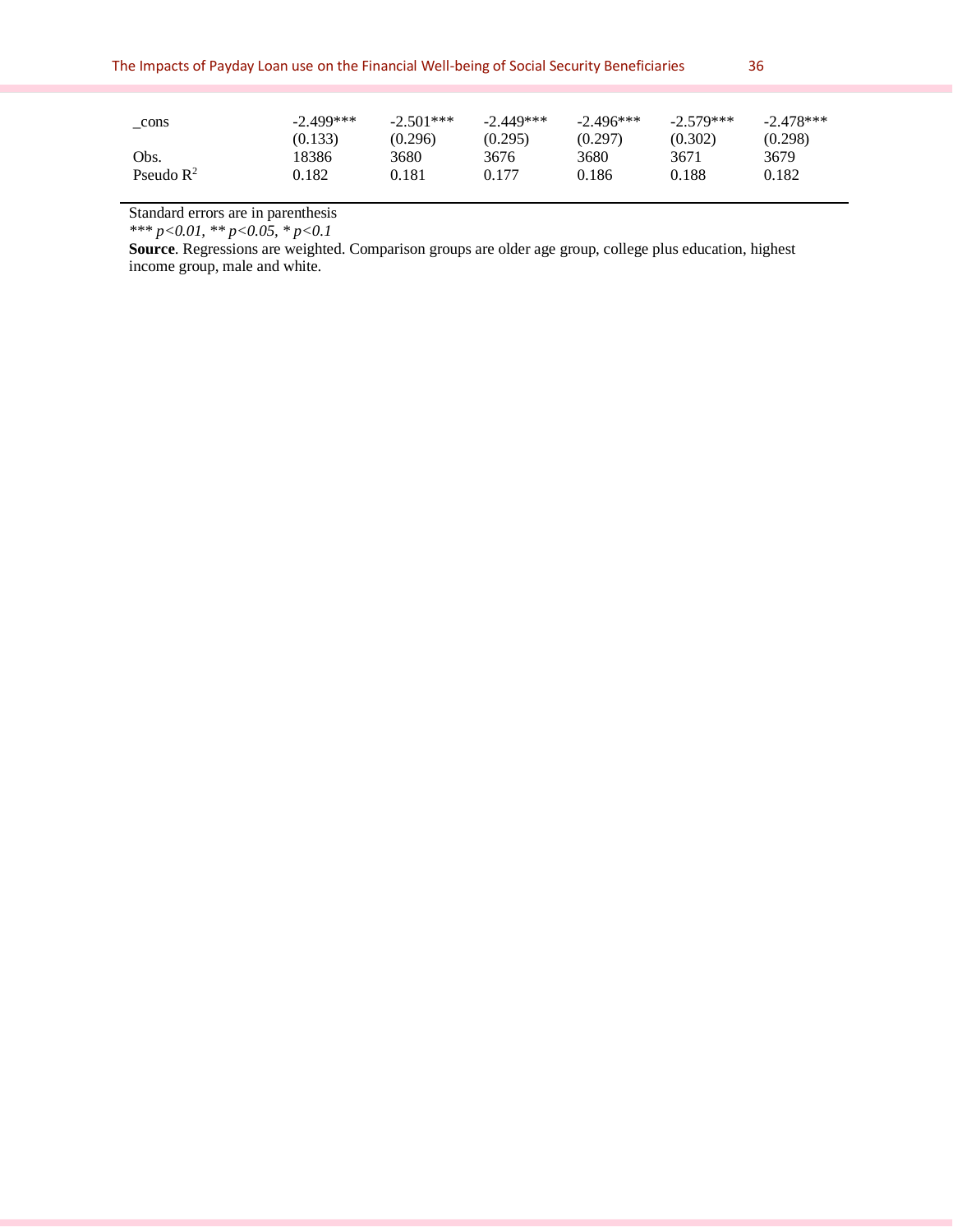| | | | | | | |
|---|---|---|---|---|---|---|
| _cons | -2.499*** | -2.501*** | -2.449*** | -2.496*** | -2.579*** | -2.478*** |
| | (0.133) | (0.296) | (0.295) | (0.297) | (0.302) | (0.298) |
| Obs. | 18386 | 3680 | 3676 | 3680 | 3671 | 3679 |
| Pseudo $R^2$ | 0.182 | 0.181 | 0.177 | 0.186 | 0.188 | 0.182 |

Standard errors are in parenthesis

*** *p<0.01*, ** *p<0.05*, * *p<0.1*

**Source**. Regressions are weighted. Comparison groups are older age group, college plus education, highest income group, male and white.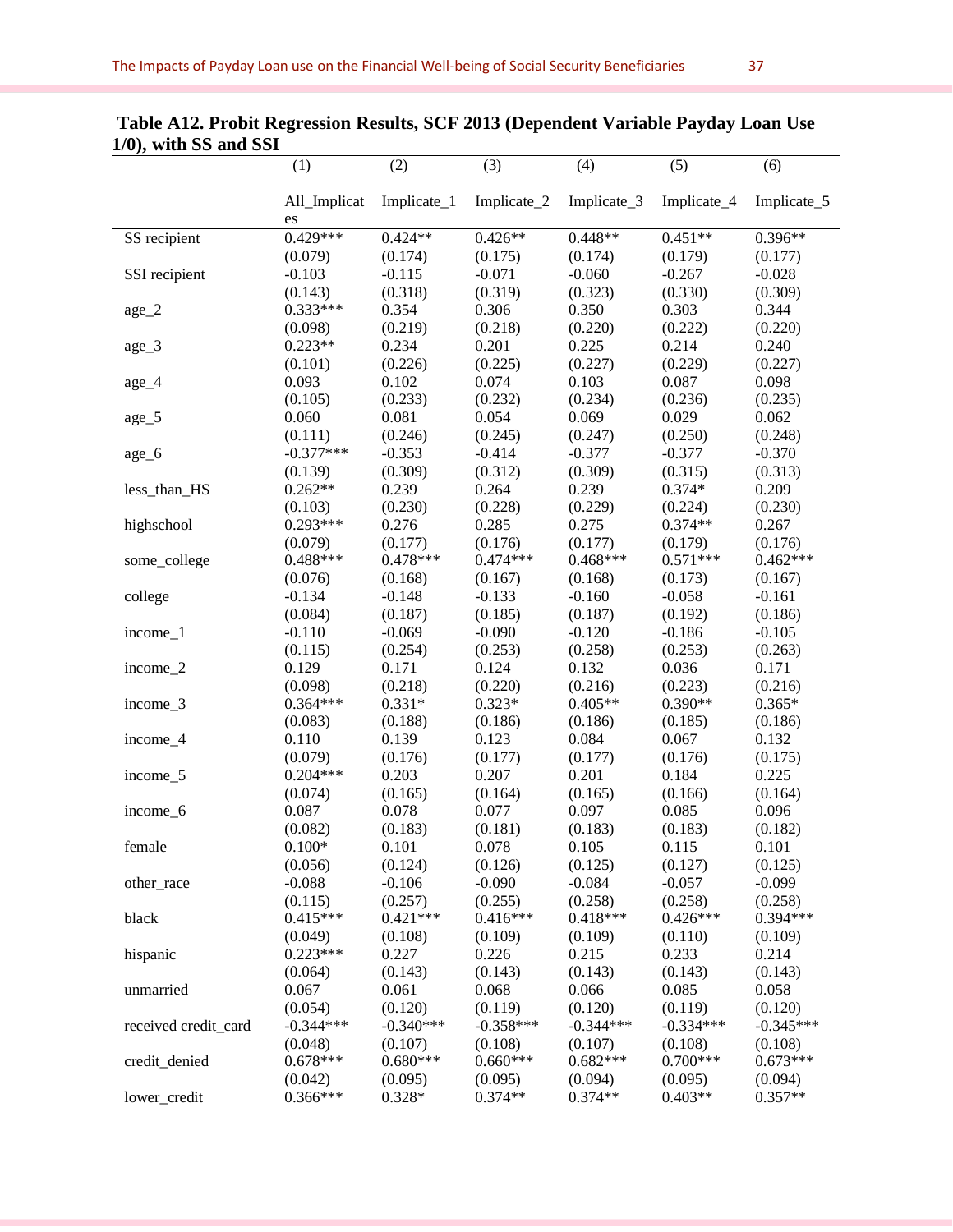**Table A12. Probit Regression Results, SCF 2013 (Dependent Variable Payday Loan Use 1/0), with SS and SSI**

| | (1) | (2) | (3) | (4) | (5) | (6) |
|---|---|---|---|---|---|---|
| | All_Implicates | Implicate_1 | Implicate_2 | Implicate_3 | Implicate_4 | Implicate_5 |
| SS recipient | 0.429*** | 0.424** | 0.426** | 0.448** | 0.451** | 0.396** |
| | (0.079) | (0.174) | (0.175) | (0.174) | (0.179) | (0.177) |
| SSI recipient | -0.103 | -0.115 | -0.071 | -0.060 | -0.267 | -0.028 |
| | (0.143) | (0.318) | (0.319) | (0.323) | (0.330) | (0.309) |
| age_2 | 0.333*** | 0.354 | 0.306 | 0.350 | 0.303 | 0.344 |
| | (0.098) | (0.219) | (0.218) | (0.220) | (0.222) | (0.220) |
| age_3 | 0.223** | 0.234 | 0.201 | 0.225 | 0.214 | 0.240 |
| | (0.101) | (0.226) | (0.225) | (0.227) | (0.229) | (0.227) |
| age_4 | 0.093 | 0.102 | 0.074 | 0.103 | 0.087 | 0.098 |
| | (0.105) | (0.233) | (0.232) | (0.234) | (0.236) | (0.235) |
| age_5 | 0.060 | 0.081 | 0.054 | 0.069 | 0.029 | 0.062 |
| | (0.111) | (0.246) | (0.245) | (0.247) | (0.250) | (0.248) |
| age_6 | -0.377*** | -0.353 | -0.414 | -0.377 | -0.377 | -0.370 |
| | (0.139) | (0.309) | (0.312) | (0.309) | (0.315) | (0.313) |
| less_than_HS | 0.262** | 0.239 | 0.264 | 0.239 | 0.374* | 0.209 |
| | (0.103) | (0.230) | (0.228) | (0.229) | (0.224) | (0.230) |
| highschool | 0.293*** | 0.276 | 0.285 | 0.275 | 0.374** | 0.267 |
| | (0.079) | (0.177) | (0.176) | (0.177) | (0.179) | (0.176) |
| some_college | 0.488*** | 0.478*** | 0.474*** | 0.468*** | 0.571*** | 0.462*** |
| | (0.076) | (0.168) | (0.167) | (0.168) | (0.173) | (0.167) |
| college | -0.134 | -0.148 | -0.133 | -0.160 | -0.058 | -0.161 |
| | (0.084) | (0.187) | (0.185) | (0.187) | (0.192) | (0.186) |
| income_1 | -0.110 | -0.069 | -0.090 | -0.120 | -0.186 | -0.105 |
| | (0.115) | (0.254) | (0.253) | (0.258) | (0.253) | (0.263) |
| income_2 | 0.129 | 0.171 | 0.124 | 0.132 | 0.036 | 0.171 |
| | (0.098) | (0.218) | (0.220) | (0.216) | (0.223) | (0.216) |
| income_3 | 0.364*** | 0.331* | 0.323* | 0.405** | 0.390** | 0.365* |
| | (0.083) | (0.188) | (0.186) | (0.186) | (0.185) | (0.186) |
| income_4 | 0.110 | 0.139 | 0.123 | 0.084 | 0.067 | 0.132 |
| | (0.079) | (0.176) | (0.177) | (0.177) | (0.176) | (0.175) |
| income_5 | 0.204*** | 0.203 | 0.207 | 0.201 | 0.184 | 0.225 |
| | (0.074) | (0.165) | (0.164) | (0.165) | (0.166) | (0.164) |
| income_6 | 0.087 | 0.078 | 0.077 | 0.097 | 0.085 | 0.096 |
| | (0.082) | (0.183) | (0.181) | (0.183) | (0.183) | (0.182) |
| female | 0.100* | 0.101 | 0.078 | 0.105 | 0.115 | 0.101 |
| | (0.056) | (0.124) | (0.126) | (0.125) | (0.127) | (0.125) |
| other_race | -0.088 | -0.106 | -0.090 | -0.084 | -0.057 | -0.099 |
| | (0.115) | (0.257) | (0.255) | (0.258) | (0.258) | (0.258) |
| black | 0.415*** | 0.421*** | 0.416*** | 0.418*** | 0.426*** | 0.394*** |
| | (0.049) | (0.108) | (0.109) | (0.109) | (0.110) | (0.109) |
| hispanic | 0.223*** | 0.227 | 0.226 | 0.215 | 0.233 | 0.214 |
| | (0.064) | (0.143) | (0.143) | (0.143) | (0.143) | (0.143) |
| unmarried | 0.067 | 0.061 | 0.068 | 0.066 | 0.085 | 0.058 |
| | (0.054) | (0.120) | (0.119) | (0.120) | (0.119) | (0.120) |
| received credit_card | -0.344*** | -0.340*** | -0.358*** | -0.344*** | -0.334*** | -0.345*** |
| | (0.048) | (0.107) | (0.108) | (0.107) | (0.108) | (0.108) |
| credit_denied | 0.678*** | 0.680*** | 0.660*** | 0.682*** | 0.700*** | 0.673*** |
| | (0.042) | (0.095) | (0.095) | (0.094) | (0.095) | (0.094) |
| lower_credit | 0.366*** | 0.328* | 0.374** | 0.374** | 0.403** | 0.357** |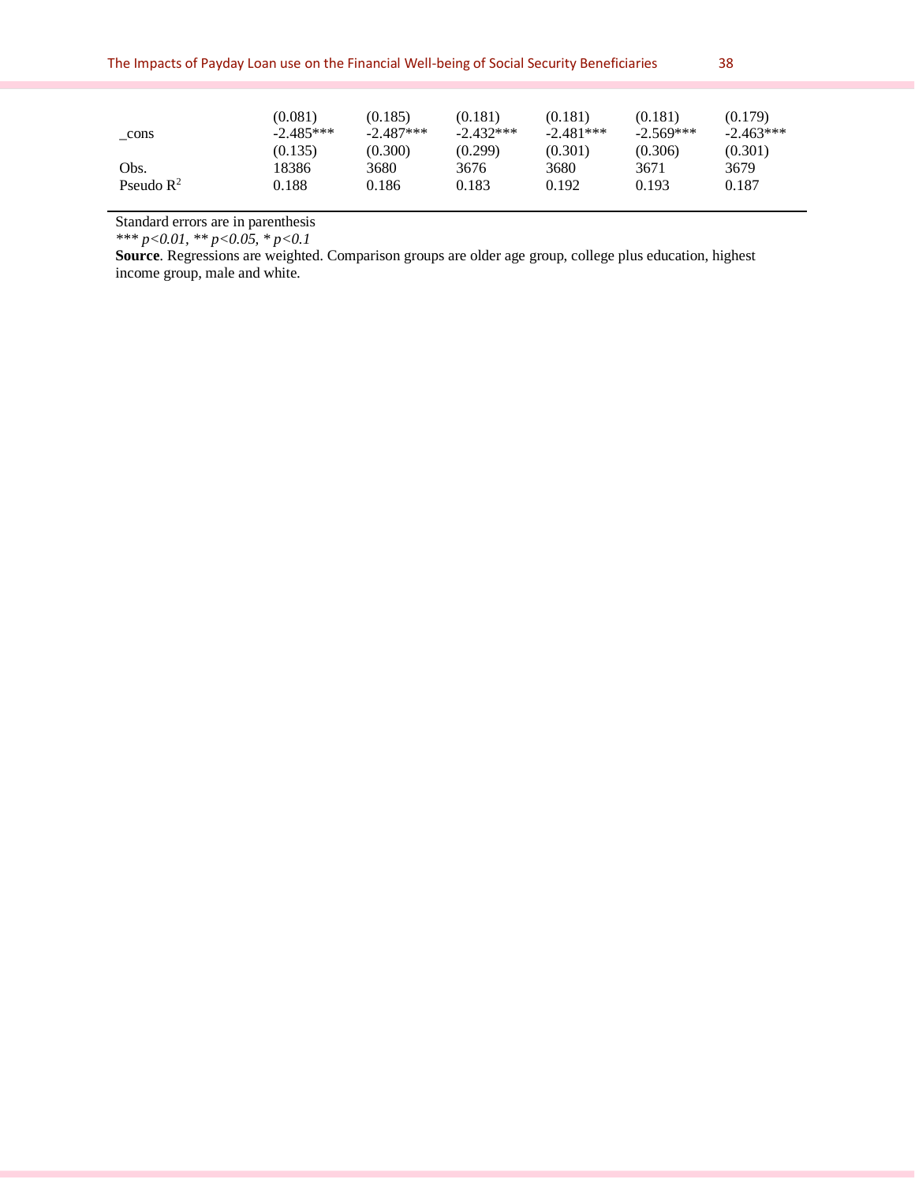| | | | | | | |
|---|---|---|---|---|---|---|
| | (0.081) | (0.185) | (0.181) | (0.181) | (0.181) | (0.179) |
| _cons | -2.485*** | -2.487*** | -2.432*** | -2.481*** | -2.569*** | -2.463*** |
| | (0.135) | (0.300) | (0.299) | (0.301) | (0.306) | (0.301) |
| Obs. | 18386 | 3680 | 3676 | 3680 | 3671 | 3679 |
| Pseudo $R^2$ | 0.188 | 0.186 | 0.183 | 0.192 | 0.193 | 0.187 |

Standard errors are in parenthesis

*\*\*\* p<0.01, \*\* p<0.05, \* p<0.1*

**Source**. Regressions are weighted. Comparison groups are older age group, college plus education, highest income group, male and white.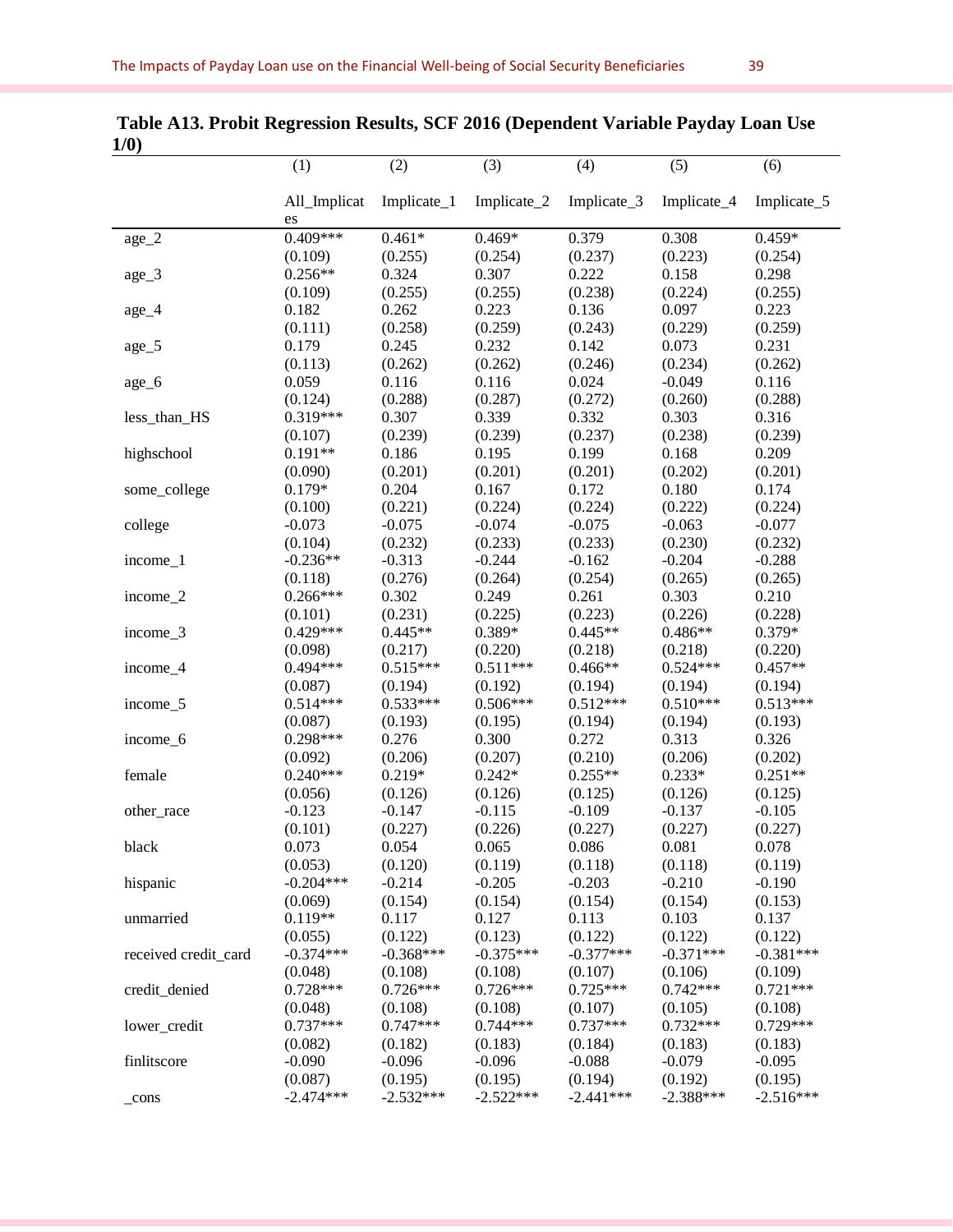**Table A13. Probit Regression Results, SCF 2016 (Dependent Variable Payday Loan Use 1/0)**

| | (1) | (2) | (3) | (4) | (5) | (6) |
|---|---|---|---|---|---|---|
| | All_Implicates | Implicate_1 | Implicate_2 | Implicate_3 | Implicate_4 | Implicate_5 |
| age_2 | 0.409*** | 0.461* | 0.469* | 0.379 | 0.308 | 0.459* |
| | (0.109) | (0.255) | (0.254) | (0.237) | (0.223) | (0.254) |
| age_3 | 0.256** | 0.324 | 0.307 | 0.222 | 0.158 | 0.298 |
| | (0.109) | (0.255) | (0.255) | (0.238) | (0.224) | (0.255) |
| age_4 | 0.182 | 0.262 | 0.223 | 0.136 | 0.097 | 0.223 |
| | (0.111) | (0.258) | (0.259) | (0.243) | (0.229) | (0.259) |
| age_5 | 0.179 | 0.245 | 0.232 | 0.142 | 0.073 | 0.231 |
| | (0.113) | (0.262) | (0.262) | (0.246) | (0.234) | (0.262) |
| age_6 | 0.059 | 0.116 | 0.116 | 0.024 | -0.049 | 0.116 |
| | (0.124) | (0.288) | (0.287) | (0.272) | (0.260) | (0.288) |
| less_than_HS | 0.319*** | 0.307 | 0.339 | 0.332 | 0.303 | 0.316 |
| | (0.107) | (0.239) | (0.239) | (0.237) | (0.238) | (0.239) |
| highschool | 0.191** | 0.186 | 0.195 | 0.199 | 0.168 | 0.209 |
| | (0.090) | (0.201) | (0.201) | (0.201) | (0.202) | (0.201) |
| some_college | 0.179* | 0.204 | 0.167 | 0.172 | 0.180 | 0.174 |
| | (0.100) | (0.221) | (0.224) | (0.224) | (0.222) | (0.224) |
| college | -0.073 | -0.075 | -0.074 | -0.075 | -0.063 | -0.077 |
| | (0.104) | (0.232) | (0.233) | (0.233) | (0.230) | (0.232) |
| income_1 | -0.236** | -0.313 | -0.244 | -0.162 | -0.204 | -0.288 |
| | (0.118) | (0.276) | (0.264) | (0.254) | (0.265) | (0.265) |
| income_2 | 0.266*** | 0.302 | 0.249 | 0.261 | 0.303 | 0.210 |
| | (0.101) | (0.231) | (0.225) | (0.223) | (0.226) | (0.228) |
| income_3 | 0.429*** | 0.445** | 0.389* | 0.445** | 0.486** | 0.379* |
| | (0.098) | (0.217) | (0.220) | (0.218) | (0.218) | (0.220) |
| income_4 | 0.494*** | 0.515*** | 0.511*** | 0.466** | 0.524*** | 0.457** |
| | (0.087) | (0.194) | (0.192) | (0.194) | (0.194) | (0.194) |
| income_5 | 0.514*** | 0.533*** | 0.506*** | 0.512*** | 0.510*** | 0.513*** |
| | (0.087) | (0.193) | (0.195) | (0.194) | (0.194) | (0.193) |
| income_6 | 0.298*** | 0.276 | 0.300 | 0.272 | 0.313 | 0.326 |
| | (0.092) | (0.206) | (0.207) | (0.210) | (0.206) | (0.202) |
| female | 0.240*** | 0.219* | 0.242* | 0.255** | 0.233* | 0.251** |
| | (0.056) | (0.126) | (0.126) | (0.125) | (0.126) | (0.125) |
| other_race | -0.123 | -0.147 | -0.115 | -0.109 | -0.137 | -0.105 |
| | (0.101) | (0.227) | (0.226) | (0.227) | (0.227) | (0.227) |
| black | 0.073 | 0.054 | 0.065 | 0.086 | 0.081 | 0.078 |
| | (0.053) | (0.120) | (0.119) | (0.118) | (0.118) | (0.119) |
| hispanic | -0.204*** | -0.214 | -0.205 | -0.203 | -0.210 | -0.190 |
| | (0.069) | (0.154) | (0.154) | (0.154) | (0.154) | (0.153) |
| unmarried | 0.119** | 0.117 | 0.127 | 0.113 | 0.103 | 0.137 |
| | (0.055) | (0.122) | (0.123) | (0.122) | (0.122) | (0.122) |
| received credit_card | -0.374*** | -0.368*** | -0.375*** | -0.377*** | -0.371*** | -0.381*** |
| | (0.048) | (0.108) | (0.108) | (0.107) | (0.106) | (0.109) |
| credit_denied | 0.728*** | 0.726*** | 0.726*** | 0.725*** | 0.742*** | 0.721*** |
| | (0.048) | (0.108) | (0.108) | (0.107) | (0.105) | (0.108) |
| lower_credit | 0.737*** | 0.747*** | 0.744*** | 0.737*** | 0.732*** | 0.729*** |
| | (0.082) | (0.182) | (0.183) | (0.184) | (0.183) | (0.183) |
| finlitscore | -0.090 | -0.096 | -0.096 | -0.088 | -0.079 | -0.095 |
| | (0.087) | (0.195) | (0.195) | (0.194) | (0.192) | (0.195) |
| _cons | -2.474*** | -2.532*** | -2.522*** | -2.441*** | -2.388*** | -2.516*** |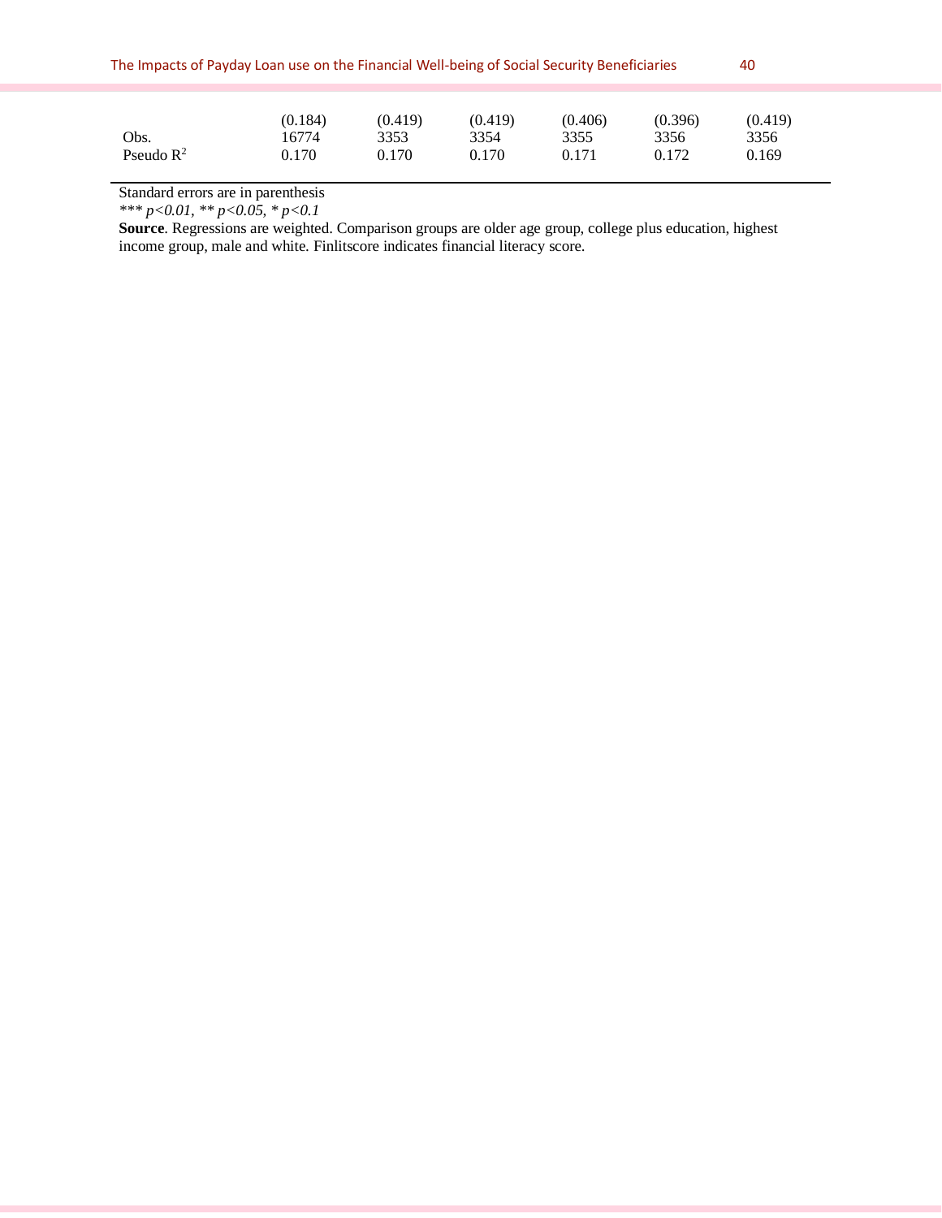| | | | | | | |
|---|---|---|---|---|---|---|
| | (0.184) | (0.419) | (0.419) | (0.406) | (0.396) | (0.419) |
| Obs. | 16774 | 3353 | 3354 | 3355 | 3356 | 3356 |
| Pseudo $R^2$ | 0.170 | 0.170 | 0.170 | 0.171 | 0.172 | 0.169 |

Standard errors are in parenthesis

*\*\*\* p<0.01, \*\* p<0.05, \* p<0.1*

**Source**. Regressions are weighted. Comparison groups are older age group, college plus education, highest income group, male and white. Finlitscore indicates financial literacy score.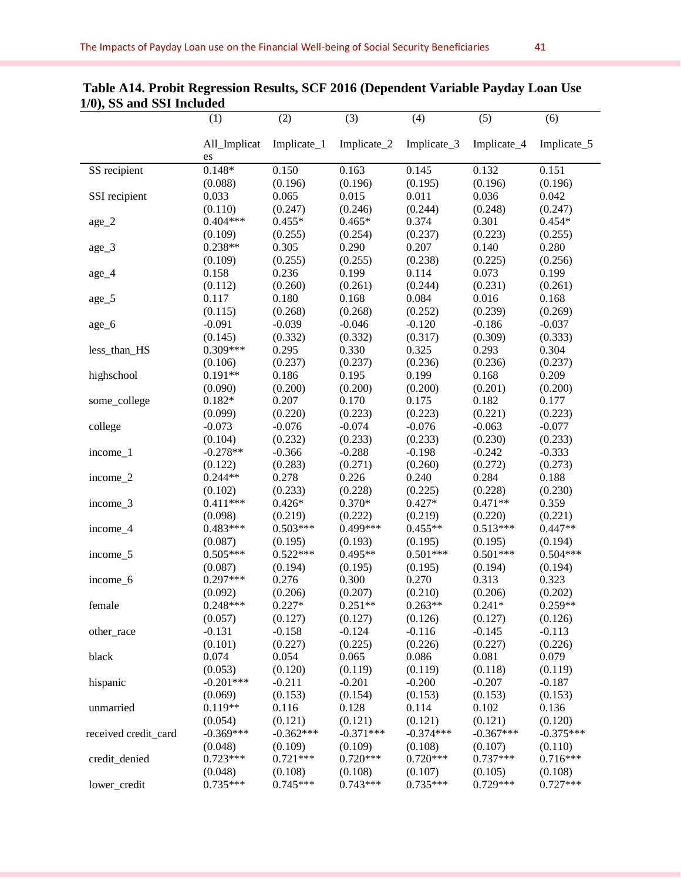**Table A14. Probit Regression Results, SCF 2016 (Dependent Variable Payday Loan Use 1/0), SS and SSI Included**

| | (1) | (2) | (3) | (4) | (5) | (6) |
|---|---|---|---|---|---|---|
| | All_Implicates | Implicate_1 | Implicate_2 | Implicate_3 | Implicate_4 | Implicate_5 |
| SS recipient | 0.148* | 0.150 | 0.163 | 0.145 | 0.132 | 0.151 |
| | (0.088) | (0.196) | (0.196) | (0.195) | (0.196) | (0.196) |
| SSI recipient | 0.033 | 0.065 | 0.015 | 0.011 | 0.036 | 0.042 |
| | (0.110) | (0.247) | (0.246) | (0.244) | (0.248) | (0.247) |
| age_2 | 0.404*** | 0.455* | 0.465* | 0.374 | 0.301 | 0.454* |
| | (0.109) | (0.255) | (0.254) | (0.237) | (0.223) | (0.255) |
| age_3 | 0.238** | 0.305 | 0.290 | 0.207 | 0.140 | 0.280 |
| | (0.109) | (0.255) | (0.255) | (0.238) | (0.225) | (0.256) |
| age_4 | 0.158 | 0.236 | 0.199 | 0.114 | 0.073 | 0.199 |
| | (0.112) | (0.260) | (0.261) | (0.244) | (0.231) | (0.261) |
| age_5 | 0.117 | 0.180 | 0.168 | 0.084 | 0.016 | 0.168 |
| | (0.115) | (0.268) | (0.268) | (0.252) | (0.239) | (0.269) |
| age_6 | -0.091 | -0.039 | -0.046 | -0.120 | -0.186 | -0.037 |
| | (0.145) | (0.332) | (0.332) | (0.317) | (0.309) | (0.333) |
| less_than_HS | 0.309*** | 0.295 | 0.330 | 0.325 | 0.293 | 0.304 |
| | (0.106) | (0.237) | (0.237) | (0.236) | (0.236) | (0.237) |
| highschool | 0.191** | 0.186 | 0.195 | 0.199 | 0.168 | 0.209 |
| | (0.090) | (0.200) | (0.200) | (0.200) | (0.201) | (0.200) |
| some_college | 0.182* | 0.207 | 0.170 | 0.175 | 0.182 | 0.177 |
| | (0.099) | (0.220) | (0.223) | (0.223) | (0.221) | (0.223) |
| college | -0.073 | -0.076 | -0.074 | -0.076 | -0.063 | -0.077 |
| | (0.104) | (0.232) | (0.233) | (0.233) | (0.230) | (0.233) |
| income_1 | -0.278** | -0.366 | -0.288 | -0.198 | -0.242 | -0.333 |
| | (0.122) | (0.283) | (0.271) | (0.260) | (0.272) | (0.273) |
| income_2 | 0.244** | 0.278 | 0.226 | 0.240 | 0.284 | 0.188 |
| | (0.102) | (0.233) | (0.228) | (0.225) | (0.228) | (0.230) |
| income_3 | 0.411*** | 0.426* | 0.370* | 0.427* | 0.471** | 0.359 |
| | (0.098) | (0.219) | (0.222) | (0.219) | (0.220) | (0.221) |
| income_4 | 0.483*** | 0.503*** | 0.499*** | 0.455** | 0.513*** | 0.447** |
| | (0.087) | (0.195) | (0.193) | (0.195) | (0.195) | (0.194) |
| income_5 | 0.505*** | 0.522*** | 0.495** | 0.501*** | 0.501*** | 0.504*** |
| | (0.087) | (0.194) | (0.195) | (0.195) | (0.194) | (0.194) |
| income_6 | 0.297*** | 0.276 | 0.300 | 0.270 | 0.313 | 0.323 |
| | (0.092) | (0.206) | (0.207) | (0.210) | (0.206) | (0.202) |
| female | 0.248*** | 0.227* | 0.251** | 0.263** | 0.241* | 0.259** |
| | (0.057) | (0.127) | (0.127) | (0.126) | (0.127) | (0.126) |
| other_race | -0.131 | -0.158 | -0.124 | -0.116 | -0.145 | -0.113 |
| | (0.101) | (0.227) | (0.225) | (0.226) | (0.227) | (0.226) |
| black | 0.074 | 0.054 | 0.065 | 0.086 | 0.081 | 0.079 |
| | (0.053) | (0.120) | (0.119) | (0.119) | (0.118) | (0.119) |
| hispanic | -0.201*** | -0.211 | -0.201 | -0.200 | -0.207 | -0.187 |
| | (0.069) | (0.153) | (0.154) | (0.153) | (0.153) | (0.153) |
| unmarried | 0.119** | 0.116 | 0.128 | 0.114 | 0.102 | 0.136 |
| | (0.054) | (0.121) | (0.121) | (0.121) | (0.121) | (0.120) |
| received credit_card | -0.369*** | -0.362*** | -0.371*** | -0.374*** | -0.367*** | -0.375*** |
| | (0.048) | (0.109) | (0.109) | (0.108) | (0.107) | (0.110) |
| credit_denied | 0.723*** | 0.721*** | 0.720*** | 0.720*** | 0.737*** | 0.716*** |
| | (0.048) | (0.108) | (0.108) | (0.107) | (0.105) | (0.108) |
| lower_credit | 0.735*** | 0.745*** | 0.743*** | 0.735*** | 0.729*** | 0.727*** |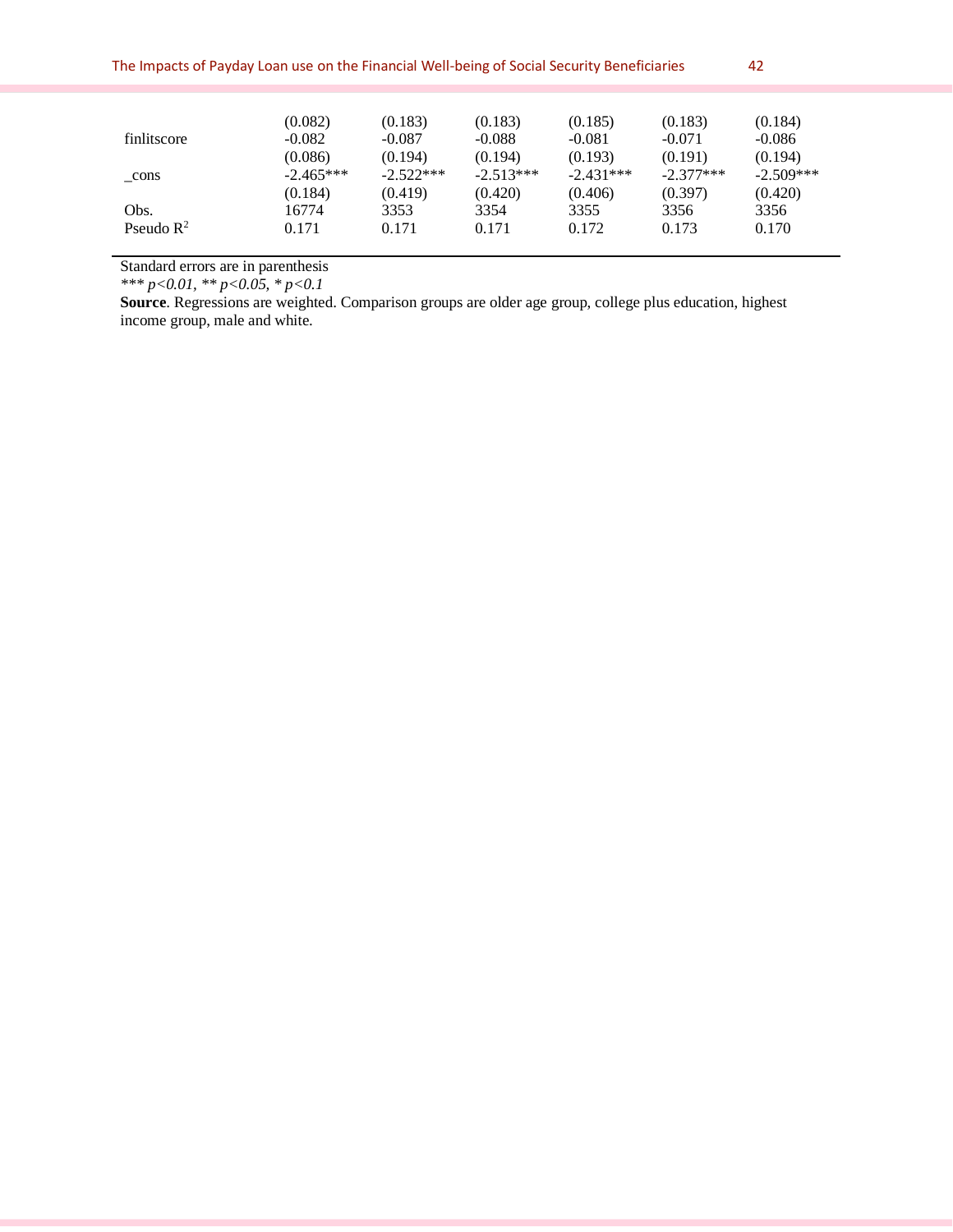| | | | | | | |
|---|---|---|---|---|---|---|
| | (0.082) | (0.183) | (0.183) | (0.185) | (0.183) | (0.184) |
| finlitscore | -0.082 | -0.087 | -0.088 | -0.081 | -0.071 | -0.086 |
| | (0.086) | (0.194) | (0.194) | (0.193) | (0.191) | (0.194) |
| _cons | -2.465*** | -2.522*** | -2.513*** | -2.431*** | -2.377*** | -2.509*** |
| | (0.184) | (0.419) | (0.420) | (0.406) | (0.397) | (0.420) |
| Obs. | 16774 | 3353 | 3354 | 3355 | 3356 | 3356 |
| Pseudo $R^2$ | 0.171 | 0.171 | 0.171 | 0.172 | 0.173 | 0.170 |

Standard errors are in parenthesis

*\*\*\* p<0.01, \*\* p<0.05, \* p<0.1*

**Source**. Regressions are weighted. Comparison groups are older age group, college plus education, highest income group, male and white.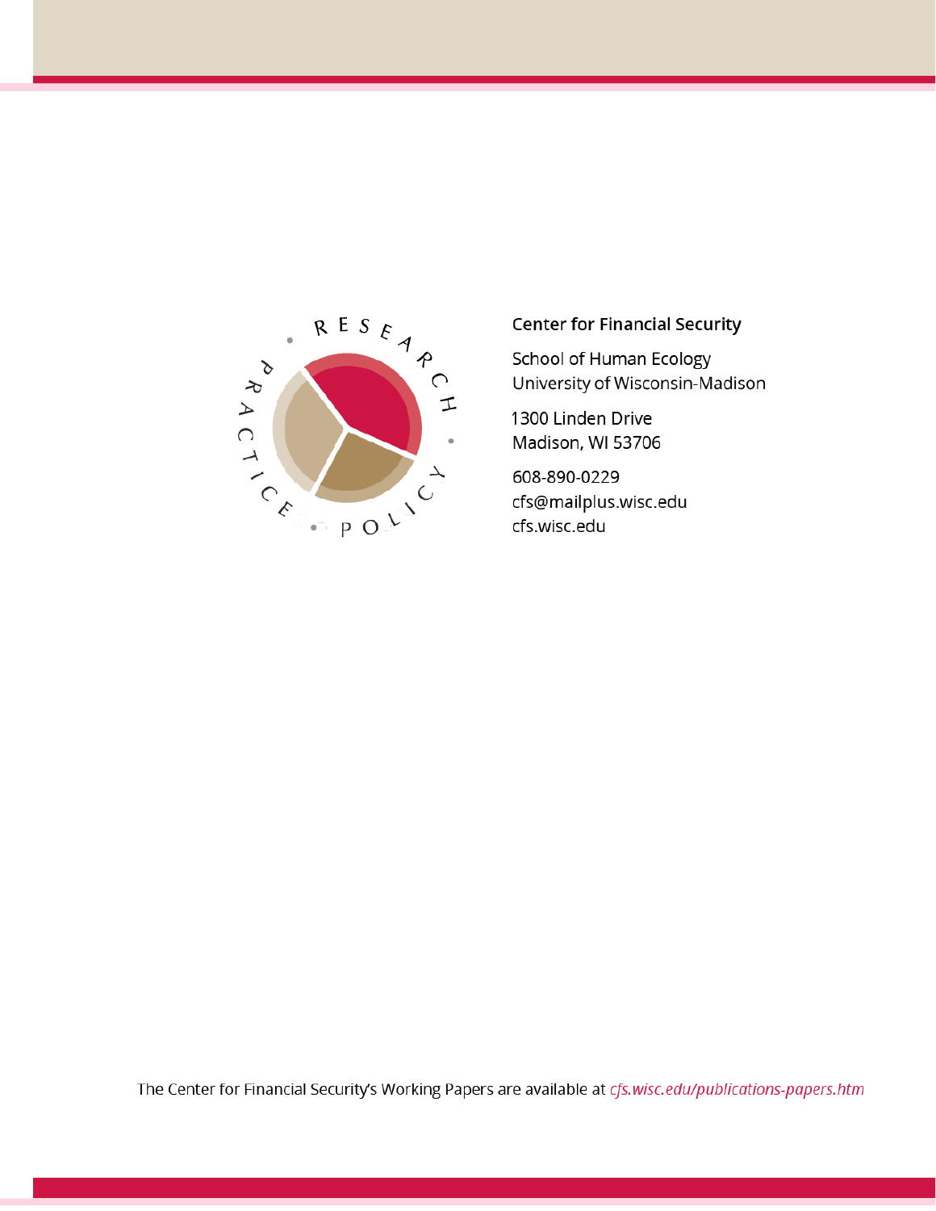**Center for Financial Security**

School of Human Ecology
University of Wisconsin-Madison

1300 Linden Drive
Madison, WI 53706

608-890-0229
cfs@mailplus.wisc.edu
cfs.wisc.edu

The Center for Financial Security's Working Papers are available at *cfs.wisc.edu/publications-papers.htm*